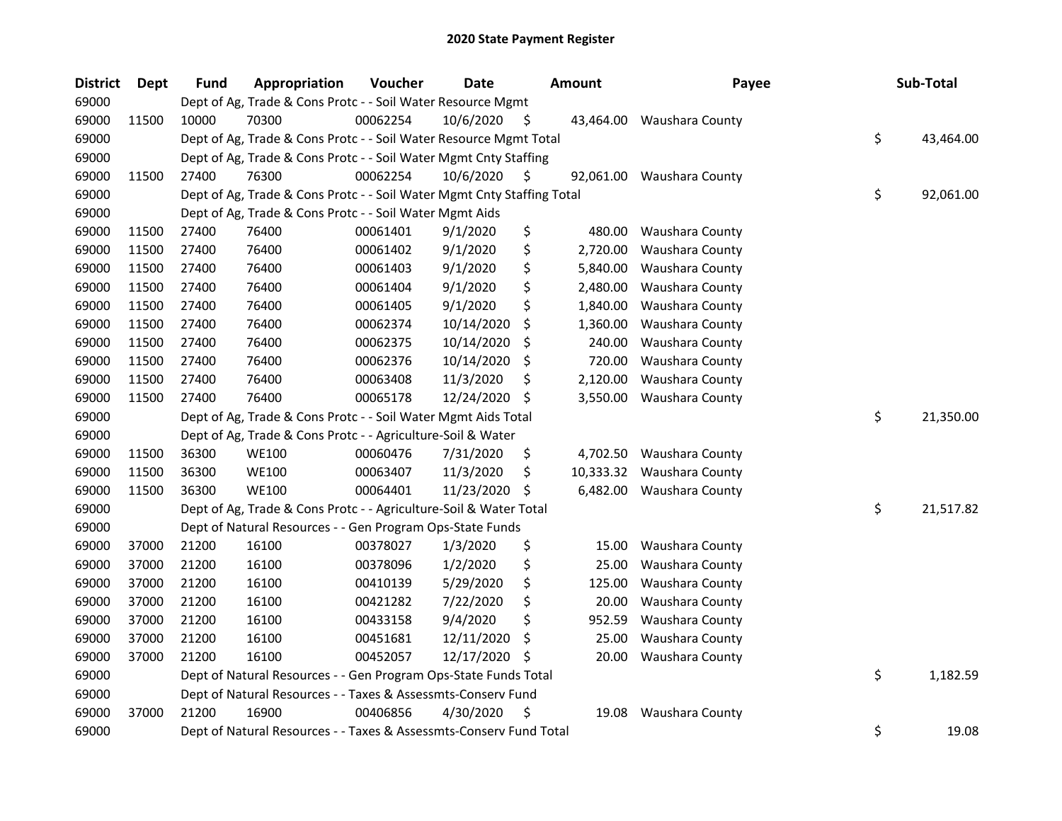# 2020 State Payment Register

| District | Dept | Fund | Appropriation | Voucher | Date | Amount | Payee | Sub-Total |
|---|---|---|---|---|---|---|---|---|
| 69000 | | Dept of Ag, Trade & Cons Protc - - Soil Water Resource Mgmt | | | | | | |
| 69000 | 11500 | 10000 | 70300 | 00062254 | 10/6/2020 | $ 43,464.00 | Waushara County | |
| 69000 | | Dept of Ag, Trade & Cons Protc - - Soil Water Resource Mgmt Total | | | | | | $ 43,464.00 |
| 69000 | | Dept of Ag, Trade & Cons Protc - - Soil Water Mgmt Cnty Staffing | | | | | | |
| 69000 | 11500 | 27400 | 76300 | 00062254 | 10/6/2020 | $ 92,061.00 | Waushara County | |
| 69000 | | Dept of Ag, Trade & Cons Protc - - Soil Water Mgmt Cnty Staffing Total | | | | | | $ 92,061.00 |
| 69000 | | Dept of Ag, Trade & Cons Protc - - Soil Water Mgmt Aids | | | | | | |
| 69000 | 11500 | 27400 | 76400 | 00061401 | 9/1/2020 | $ 480.00 | Waushara County | |
| 69000 | 11500 | 27400 | 76400 | 00061402 | 9/1/2020 | $ 2,720.00 | Waushara County | |
| 69000 | 11500 | 27400 | 76400 | 00061403 | 9/1/2020 | $ 5,840.00 | Waushara County | |
| 69000 | 11500 | 27400 | 76400 | 00061404 | 9/1/2020 | $ 2,480.00 | Waushara County | |
| 69000 | 11500 | 27400 | 76400 | 00061405 | 9/1/2020 | $ 1,840.00 | Waushara County | |
| 69000 | 11500 | 27400 | 76400 | 00062374 | 10/14/2020 | $ 1,360.00 | Waushara County | |
| 69000 | 11500 | 27400 | 76400 | 00062375 | 10/14/2020 | $ 240.00 | Waushara County | |
| 69000 | 11500 | 27400 | 76400 | 00062376 | 10/14/2020 | $ 720.00 | Waushara County | |
| 69000 | 11500 | 27400 | 76400 | 00063408 | 11/3/2020 | $ 2,120.00 | Waushara County | |
| 69000 | 11500 | 27400 | 76400 | 00065178 | 12/24/2020 | $ 3,550.00 | Waushara County | |
| 69000 | | Dept of Ag, Trade & Cons Protc - - Soil Water Mgmt Aids Total | | | | | | $ 21,350.00 |
| 69000 | | Dept of Ag, Trade & Cons Protc - - Agriculture-Soil & Water | | | | | | |
| 69000 | 11500 | 36300 | WE100 | 00060476 | 7/31/2020 | $ 4,702.50 | Waushara County | |
| 69000 | 11500 | 36300 | WE100 | 00063407 | 11/3/2020 | $ 10,333.32 | Waushara County | |
| 69000 | 11500 | 36300 | WE100 | 00064401 | 11/23/2020 | $ 6,482.00 | Waushara County | |
| 69000 | | Dept of Ag, Trade & Cons Protc - - Agriculture-Soil & Water Total | | | | | | $ 21,517.82 |
| 69000 | | Dept of Natural Resources - - Gen Program Ops-State Funds | | | | | | |
| 69000 | 37000 | 21200 | 16100 | 00378027 | 1/3/2020 | $ 15.00 | Waushara County | |
| 69000 | 37000 | 21200 | 16100 | 00378096 | 1/2/2020 | $ 25.00 | Waushara County | |
| 69000 | 37000 | 21200 | 16100 | 00410139 | 5/29/2020 | $ 125.00 | Waushara County | |
| 69000 | 37000 | 21200 | 16100 | 00421282 | 7/22/2020 | $ 20.00 | Waushara County | |
| 69000 | 37000 | 21200 | 16100 | 00433158 | 9/4/2020 | $ 952.59 | Waushara County | |
| 69000 | 37000 | 21200 | 16100 | 00451681 | 12/11/2020 | $ 25.00 | Waushara County | |
| 69000 | 37000 | 21200 | 16100 | 00452057 | 12/17/2020 | $ 20.00 | Waushara County | |
| 69000 | | Dept of Natural Resources - - Gen Program Ops-State Funds Total | | | | | | $ 1,182.59 |
| 69000 | | Dept of Natural Resources - - Taxes & Assessmts-Conserv Fund | | | | | | |
| 69000 | 37000 | 21200 | 16900 | 00406856 | 4/30/2020 | $ 19.08 | Waushara County | |
| 69000 | | Dept of Natural Resources - - Taxes & Assessmts-Conserv Fund Total | | | | | | $ 19.08 |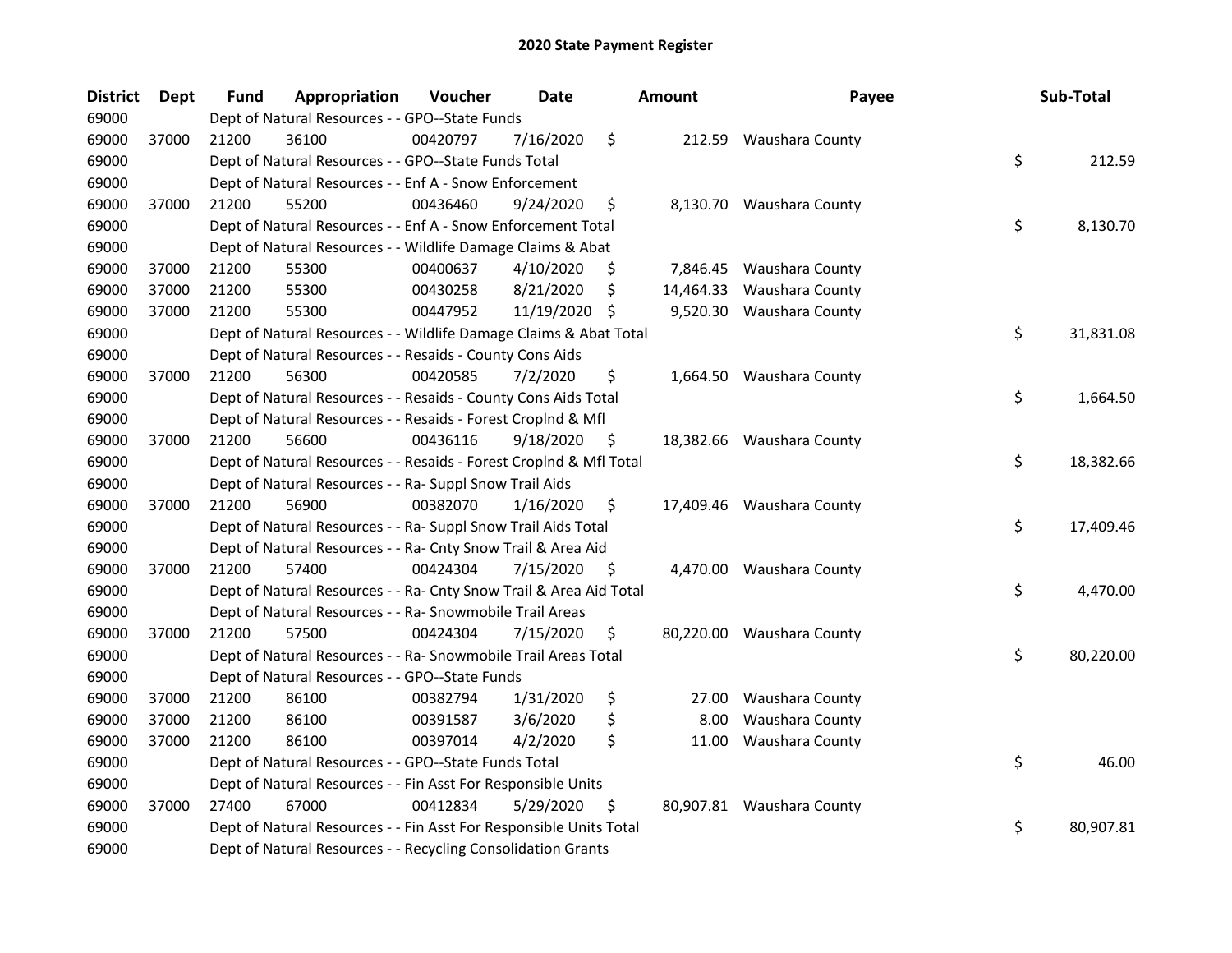## 2020 State Payment Register

| District | Dept | Fund | Appropriation | Voucher | Date | Amount | Payee | Sub-Total |
|---|---|---|---|---|---|---|---|---|
| 69000 | | Dept of Natural Resources - - GPO--State Funds | | | | | | |
| 69000 | 37000 | 21200 | 36100 | 00420797 | 7/16/2020 | $ 212.59 | Waushara County | |
| 69000 | | Dept of Natural Resources - - GPO--State Funds Total | | | | | | $ 212.59 |
| 69000 | | Dept of Natural Resources - - Enf A - Snow Enforcement | | | | | | |
| 69000 | 37000 | 21200 | 55200 | 00436460 | 9/24/2020 | $ 8,130.70 | Waushara County | |
| 69000 | | Dept of Natural Resources - - Enf A - Snow Enforcement Total | | | | | | $ 8,130.70 |
| 69000 | | Dept of Natural Resources - - Wildlife Damage Claims & Abat | | | | | | |
| 69000 | 37000 | 21200 | 55300 | 00400637 | 4/10/2020 | $ 7,846.45 | Waushara County | |
| 69000 | 37000 | 21200 | 55300 | 00430258 | 8/21/2020 | $ 14,464.33 | Waushara County | |
| 69000 | 37000 | 21200 | 55300 | 00447952 | 11/19/2020 | $ 9,520.30 | Waushara County | |
| 69000 | | Dept of Natural Resources - - Wildlife Damage Claims & Abat Total | | | | | | $ 31,831.08 |
| 69000 | | Dept of Natural Resources - - Resaids - County Cons Aids | | | | | | |
| 69000 | 37000 | 21200 | 56300 | 00420585 | 7/2/2020 | $ 1,664.50 | Waushara County | |
| 69000 | | Dept of Natural Resources - - Resaids - County Cons Aids Total | | | | | | $ 1,664.50 |
| 69000 | | Dept of Natural Resources - - Resaids - Forest Croplnd & Mfl | | | | | | |
| 69000 | 37000 | 21200 | 56600 | 00436116 | 9/18/2020 | $ 18,382.66 | Waushara County | |
| 69000 | | Dept of Natural Resources - - Resaids - Forest Croplnd & Mfl Total | | | | | | $ 18,382.66 |
| 69000 | | Dept of Natural Resources - - Ra- Suppl Snow Trail Aids | | | | | | |
| 69000 | 37000 | 21200 | 56900 | 00382070 | 1/16/2020 | $ 17,409.46 | Waushara County | |
| 69000 | | Dept of Natural Resources - - Ra- Suppl Snow Trail Aids Total | | | | | | $ 17,409.46 |
| 69000 | | Dept of Natural Resources - - Ra- Cnty Snow Trail & Area Aid | | | | | | |
| 69000 | 37000 | 21200 | 57400 | 00424304 | 7/15/2020 | $ 4,470.00 | Waushara County | |
| 69000 | | Dept of Natural Resources - - Ra- Cnty Snow Trail & Area Aid Total | | | | | | $ 4,470.00 |
| 69000 | | Dept of Natural Resources - - Ra- Snowmobile Trail Areas | | | | | | |
| 69000 | 37000 | 21200 | 57500 | 00424304 | 7/15/2020 | $ 80,220.00 | Waushara County | |
| 69000 | | Dept of Natural Resources - - Ra- Snowmobile Trail Areas Total | | | | | | $ 80,220.00 |
| 69000 | | Dept of Natural Resources - - GPO--State Funds | | | | | | |
| 69000 | 37000 | 21200 | 86100 | 00382794 | 1/31/2020 | $ 27.00 | Waushara County | |
| 69000 | 37000 | 21200 | 86100 | 00391587 | 3/6/2020 | $ 8.00 | Waushara County | |
| 69000 | 37000 | 21200 | 86100 | 00397014 | 4/2/2020 | $ 11.00 | Waushara County | |
| 69000 | | Dept of Natural Resources - - GPO--State Funds Total | | | | | | $ 46.00 |
| 69000 | | Dept of Natural Resources - - Fin Asst For Responsible Units | | | | | | |
| 69000 | 37000 | 27400 | 67000 | 00412834 | 5/29/2020 | $ 80,907.81 | Waushara County | |
| 69000 | | Dept of Natural Resources - - Fin Asst For Responsible Units Total | | | | | | $ 80,907.81 |
| 69000 | | Dept of Natural Resources - - Recycling Consolidation Grants | | | | | | |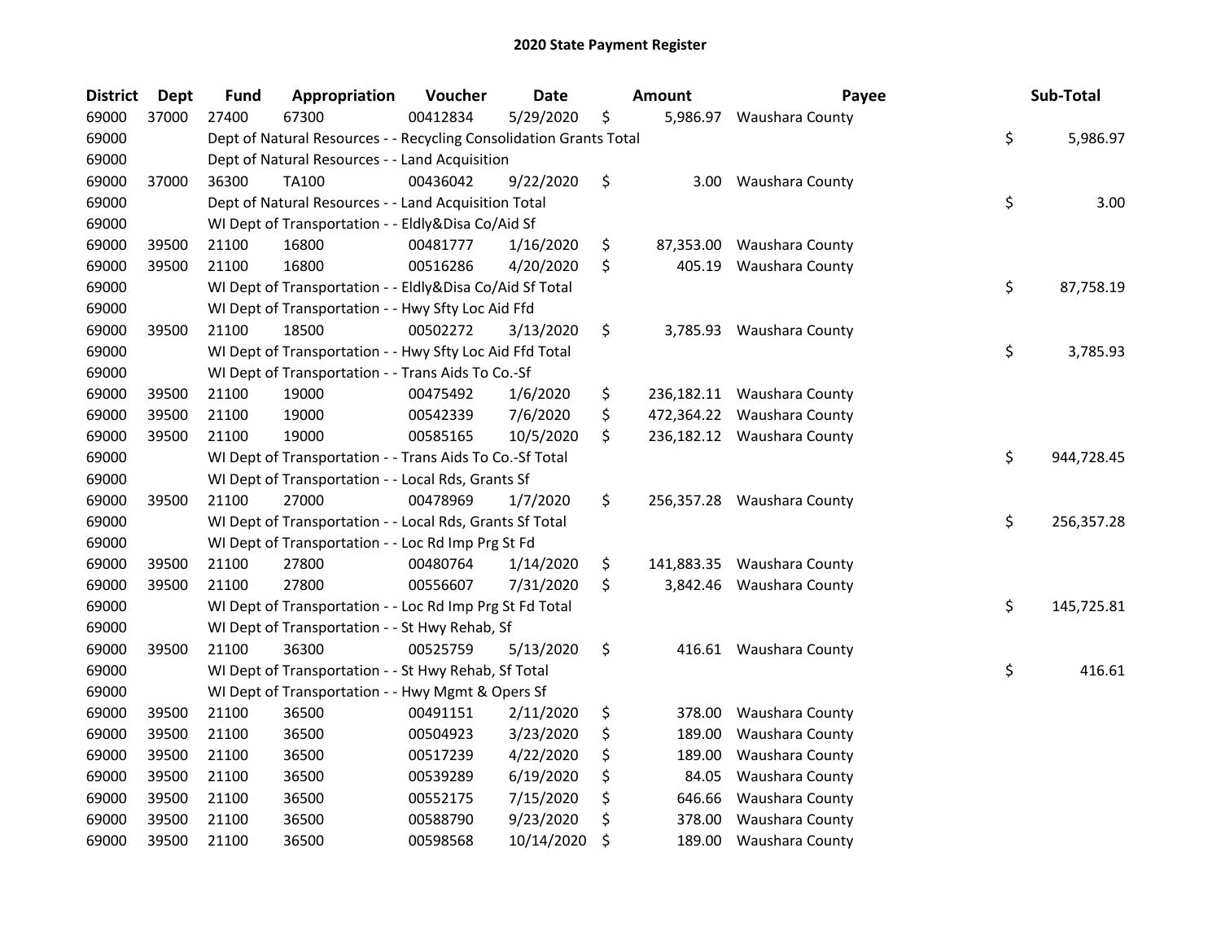## 2020 State Payment Register

| District | Dept | Fund | Appropriation | Voucher | Date | Amount | Payee | Sub-Total |
|---|---|---|---|---|---|---|---|---|
| 69000 | 37000 | 27400 | 67300 | 00412834 | 5/29/2020 | $ 5,986.97 | Waushara County | |
| 69000 | | Dept of Natural Resources - - Recycling Consolidation Grants Total | | | | | | $ 5,986.97 |
| 69000 | | Dept of Natural Resources - - Land Acquisition | | | | | | |
| 69000 | 37000 | 36300 | TA100 | 00436042 | 9/22/2020 | $ 3.00 | Waushara County | |
| 69000 | | Dept of Natural Resources - - Land Acquisition Total | | | | | | $ 3.00 |
| 69000 | | WI Dept of Transportation - - Eldly&Disa Co/Aid Sf | | | | | | |
| 69000 | 39500 | 21100 | 16800 | 00481777 | 1/16/2020 | $ 87,353.00 | Waushara County | |
| 69000 | 39500 | 21100 | 16800 | 00516286 | 4/20/2020 | $ 405.19 | Waushara County | |
| 69000 | | WI Dept of Transportation - - Eldly&Disa Co/Aid Sf Total | | | | | | $ 87,758.19 |
| 69000 | | WI Dept of Transportation - - Hwy Sfty Loc Aid Ffd | | | | | | |
| 69000 | 39500 | 21100 | 18500 | 00502272 | 3/13/2020 | $ 3,785.93 | Waushara County | |
| 69000 | | WI Dept of Transportation - - Hwy Sfty Loc Aid Ffd Total | | | | | | $ 3,785.93 |
| 69000 | | WI Dept of Transportation - - Trans Aids To Co.-Sf | | | | | | |
| 69000 | 39500 | 21100 | 19000 | 00475492 | 1/6/2020 | $ 236,182.11 | Waushara County | |
| 69000 | 39500 | 21100 | 19000 | 00542339 | 7/6/2020 | $ 472,364.22 | Waushara County | |
| 69000 | 39500 | 21100 | 19000 | 00585165 | 10/5/2020 | $ 236,182.12 | Waushara County | |
| 69000 | | WI Dept of Transportation - - Trans Aids To Co.-Sf Total | | | | | | $ 944,728.45 |
| 69000 | | WI Dept of Transportation - - Local Rds, Grants Sf | | | | | | |
| 69000 | 39500 | 21100 | 27000 | 00478969 | 1/7/2020 | $ 256,357.28 | Waushara County | |
| 69000 | | WI Dept of Transportation - - Local Rds, Grants Sf Total | | | | | | $ 256,357.28 |
| 69000 | | WI Dept of Transportation - - Loc Rd Imp Prg St Fd | | | | | | |
| 69000 | 39500 | 21100 | 27800 | 00480764 | 1/14/2020 | $ 141,883.35 | Waushara County | |
| 69000 | 39500 | 21100 | 27800 | 00556607 | 7/31/2020 | $ 3,842.46 | Waushara County | |
| 69000 | | WI Dept of Transportation - - Loc Rd Imp Prg St Fd Total | | | | | | $ 145,725.81 |
| 69000 | | WI Dept of Transportation - - St Hwy Rehab, Sf | | | | | | |
| 69000 | 39500 | 21100 | 36300 | 00525759 | 5/13/2020 | $ 416.61 | Waushara County | |
| 69000 | | WI Dept of Transportation - - St Hwy Rehab, Sf Total | | | | | | $ 416.61 |
| 69000 | | WI Dept of Transportation - - Hwy Mgmt & Opers Sf | | | | | | |
| 69000 | 39500 | 21100 | 36500 | 00491151 | 2/11/2020 | $ 378.00 | Waushara County | |
| 69000 | 39500 | 21100 | 36500 | 00504923 | 3/23/2020 | $ 189.00 | Waushara County | |
| 69000 | 39500 | 21100 | 36500 | 00517239 | 4/22/2020 | $ 189.00 | Waushara County | |
| 69000 | 39500 | 21100 | 36500 | 00539289 | 6/19/2020 | $ 84.05 | Waushara County | |
| 69000 | 39500 | 21100 | 36500 | 00552175 | 7/15/2020 | $ 646.66 | Waushara County | |
| 69000 | 39500 | 21100 | 36500 | 00588790 | 9/23/2020 | $ 378.00 | Waushara County | |
| 69000 | 39500 | 21100 | 36500 | 00598568 | 10/14/2020 | $ 189.00 | Waushara County | |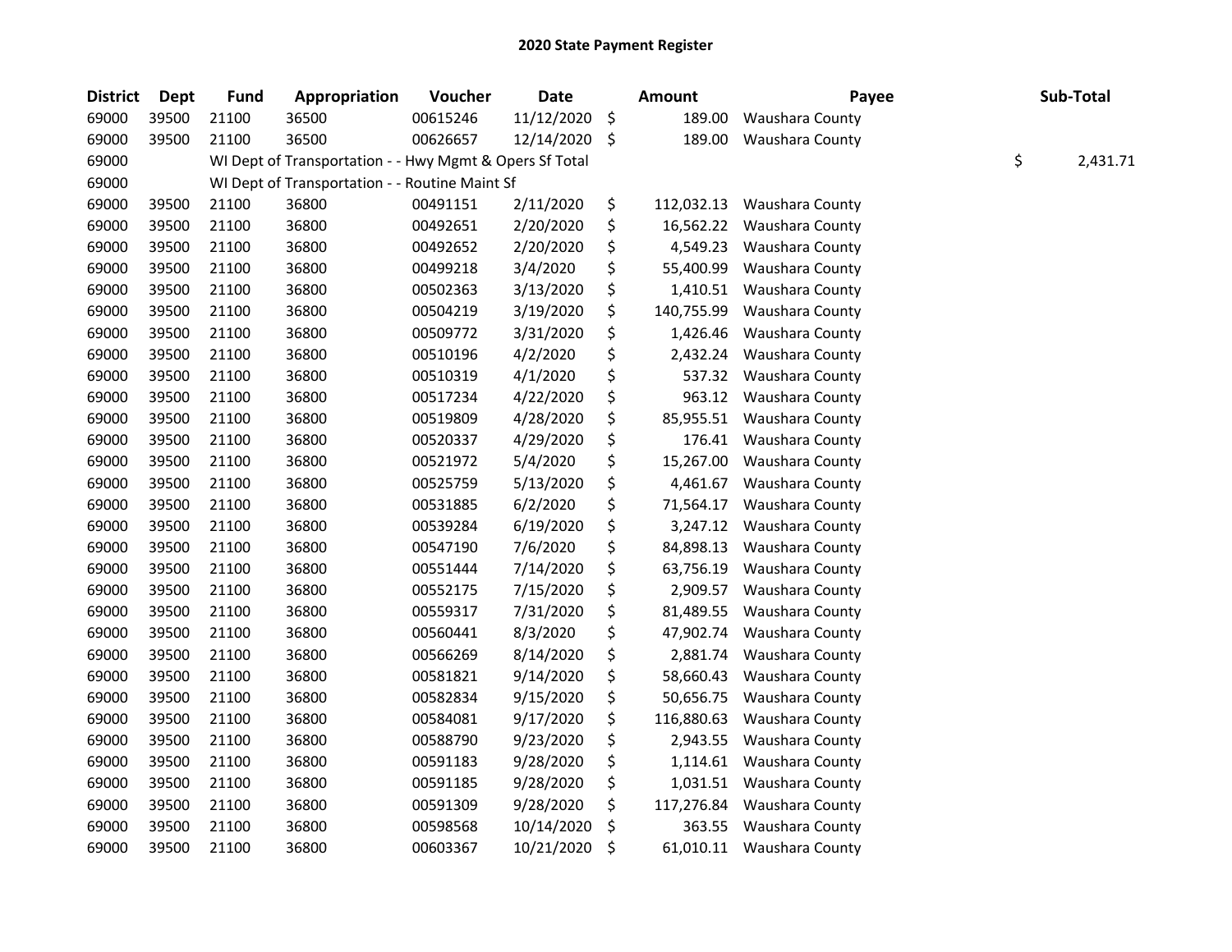# 2020 State Payment Register

| District | Dept | Fund | Appropriation | Voucher | Date | Amount | Payee | Sub-Total |
|---|---|---|---|---|---|---|---|---|
| 69000 | 39500 | 21100 | 36500 | 00615246 | 11/12/2020 | $ 189.00 | Waushara County | |
| 69000 | 39500 | 21100 | 36500 | 00626657 | 12/14/2020 | $ 189.00 | Waushara County | |
| 69000 | | WI Dept of Transportation - - Hwy Mgmt & Opers Sf Total | | | | | | $ 2,431.71 |
| 69000 | | WI Dept of Transportation - - Routine Maint Sf | | | | | | |
| 69000 | 39500 | 21100 | 36800 | 00491151 | 2/11/2020 | $ 112,032.13 | Waushara County | |
| 69000 | 39500 | 21100 | 36800 | 00492651 | 2/20/2020 | $ 16,562.22 | Waushara County | |
| 69000 | 39500 | 21100 | 36800 | 00492652 | 2/20/2020 | $ 4,549.23 | Waushara County | |
| 69000 | 39500 | 21100 | 36800 | 00499218 | 3/4/2020 | $ 55,400.99 | Waushara County | |
| 69000 | 39500 | 21100 | 36800 | 00502363 | 3/13/2020 | $ 1,410.51 | Waushara County | |
| 69000 | 39500 | 21100 | 36800 | 00504219 | 3/19/2020 | $ 140,755.99 | Waushara County | |
| 69000 | 39500 | 21100 | 36800 | 00509772 | 3/31/2020 | $ 1,426.46 | Waushara County | |
| 69000 | 39500 | 21100 | 36800 | 00510196 | 4/2/2020 | $ 2,432.24 | Waushara County | |
| 69000 | 39500 | 21100 | 36800 | 00510319 | 4/1/2020 | $ 537.32 | Waushara County | |
| 69000 | 39500 | 21100 | 36800 | 00517234 | 4/22/2020 | $ 963.12 | Waushara County | |
| 69000 | 39500 | 21100 | 36800 | 00519809 | 4/28/2020 | $ 85,955.51 | Waushara County | |
| 69000 | 39500 | 21100 | 36800 | 00520337 | 4/29/2020 | $ 176.41 | Waushara County | |
| 69000 | 39500 | 21100 | 36800 | 00521972 | 5/4/2020 | $ 15,267.00 | Waushara County | |
| 69000 | 39500 | 21100 | 36800 | 00525759 | 5/13/2020 | $ 4,461.67 | Waushara County | |
| 69000 | 39500 | 21100 | 36800 | 00531885 | 6/2/2020 | $ 71,564.17 | Waushara County | |
| 69000 | 39500 | 21100 | 36800 | 00539284 | 6/19/2020 | $ 3,247.12 | Waushara County | |
| 69000 | 39500 | 21100 | 36800 | 00547190 | 7/6/2020 | $ 84,898.13 | Waushara County | |
| 69000 | 39500 | 21100 | 36800 | 00551444 | 7/14/2020 | $ 63,756.19 | Waushara County | |
| 69000 | 39500 | 21100 | 36800 | 00552175 | 7/15/2020 | $ 2,909.57 | Waushara County | |
| 69000 | 39500 | 21100 | 36800 | 00559317 | 7/31/2020 | $ 81,489.55 | Waushara County | |
| 69000 | 39500 | 21100 | 36800 | 00560441 | 8/3/2020 | $ 47,902.74 | Waushara County | |
| 69000 | 39500 | 21100 | 36800 | 00566269 | 8/14/2020 | $ 2,881.74 | Waushara County | |
| 69000 | 39500 | 21100 | 36800 | 00581821 | 9/14/2020 | $ 58,660.43 | Waushara County | |
| 69000 | 39500 | 21100 | 36800 | 00582834 | 9/15/2020 | $ 50,656.75 | Waushara County | |
| 69000 | 39500 | 21100 | 36800 | 00584081 | 9/17/2020 | $ 116,880.63 | Waushara County | |
| 69000 | 39500 | 21100 | 36800 | 00588790 | 9/23/2020 | $ 2,943.55 | Waushara County | |
| 69000 | 39500 | 21100 | 36800 | 00591183 | 9/28/2020 | $ 1,114.61 | Waushara County | |
| 69000 | 39500 | 21100 | 36800 | 00591185 | 9/28/2020 | $ 1,031.51 | Waushara County | |
| 69000 | 39500 | 21100 | 36800 | 00591309 | 9/28/2020 | $ 117,276.84 | Waushara County | |
| 69000 | 39500 | 21100 | 36800 | 00598568 | 10/14/2020 | $ 363.55 | Waushara County | |
| 69000 | 39500 | 21100 | 36800 | 00603367 | 10/21/2020 | $ 61,010.11 | Waushara County | |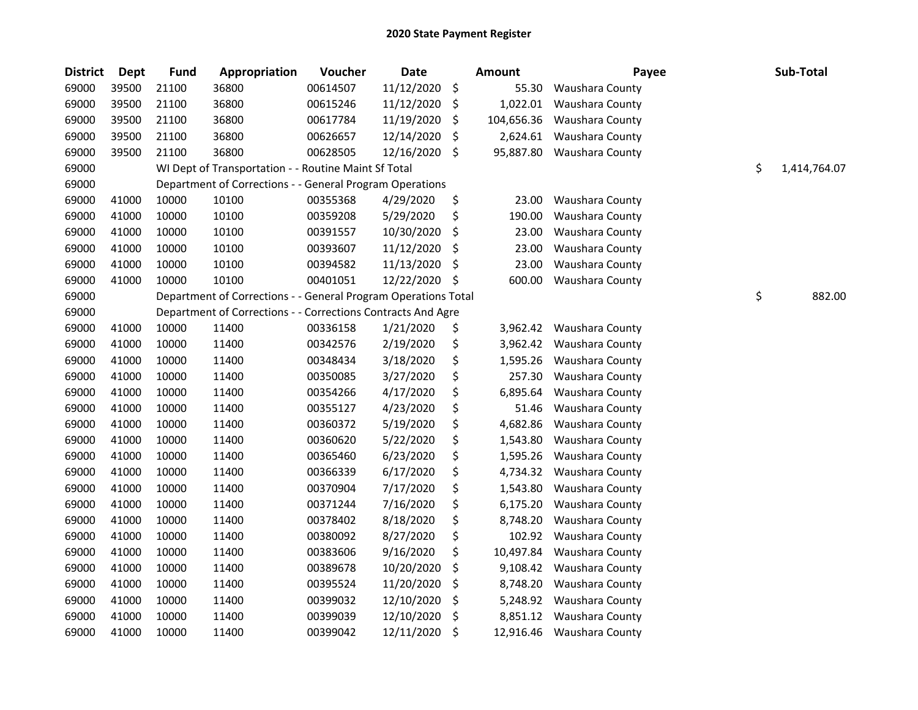# 2020 State Payment Register

| District | Dept | Fund | Appropriation | Voucher | Date | Amount | Payee | Sub-Total |
|---|---|---|---|---|---|---|---|---|
| 69000 | 39500 | 21100 | 36800 | 00614507 | 11/12/2020 | $ 55.30 | Waushara County | |
| 69000 | 39500 | 21100 | 36800 | 00615246 | 11/12/2020 | $ 1,022.01 | Waushara County | |
| 69000 | 39500 | 21100 | 36800 | 00617784 | 11/19/2020 | $ 104,656.36 | Waushara County | |
| 69000 | 39500 | 21100 | 36800 | 00626657 | 12/14/2020 | $ 2,624.61 | Waushara County | |
| 69000 | 39500 | 21100 | 36800 | 00628505 | 12/16/2020 | $ 95,887.80 | Waushara County | |
| 69000 | | WI Dept of Transportation - - Routine Maint Sf Total | | | | | | $ 1,414,764.07 |
| 69000 | | Department of Corrections - - General Program Operations | | | | | | |
| 69000 | 41000 | 10000 | 10100 | 00355368 | 4/29/2020 | $ 23.00 | Waushara County | |
| 69000 | 41000 | 10000 | 10100 | 00359208 | 5/29/2020 | $ 190.00 | Waushara County | |
| 69000 | 41000 | 10000 | 10100 | 00391557 | 10/30/2020 | $ 23.00 | Waushara County | |
| 69000 | 41000 | 10000 | 10100 | 00393607 | 11/12/2020 | $ 23.00 | Waushara County | |
| 69000 | 41000 | 10000 | 10100 | 00394582 | 11/13/2020 | $ 23.00 | Waushara County | |
| 69000 | 41000 | 10000 | 10100 | 00401051 | 12/22/2020 | $ 600.00 | Waushara County | |
| 69000 | | Department of Corrections - - General Program Operations Total | | | | | | $ 882.00 |
| 69000 | | Department of Corrections - - Corrections Contracts And Agre | | | | | | |
| 69000 | 41000 | 10000 | 11400 | 00336158 | 1/21/2020 | $ 3,962.42 | Waushara County | |
| 69000 | 41000 | 10000 | 11400 | 00342576 | 2/19/2020 | $ 3,962.42 | Waushara County | |
| 69000 | 41000 | 10000 | 11400 | 00348434 | 3/18/2020 | $ 1,595.26 | Waushara County | |
| 69000 | 41000 | 10000 | 11400 | 00350085 | 3/27/2020 | $ 257.30 | Waushara County | |
| 69000 | 41000 | 10000 | 11400 | 00354266 | 4/17/2020 | $ 6,895.64 | Waushara County | |
| 69000 | 41000 | 10000 | 11400 | 00355127 | 4/23/2020 | $ 51.46 | Waushara County | |
| 69000 | 41000 | 10000 | 11400 | 00360372 | 5/19/2020 | $ 4,682.86 | Waushara County | |
| 69000 | 41000 | 10000 | 11400 | 00360620 | 5/22/2020 | $ 1,543.80 | Waushara County | |
| 69000 | 41000 | 10000 | 11400 | 00365460 | 6/23/2020 | $ 1,595.26 | Waushara County | |
| 69000 | 41000 | 10000 | 11400 | 00366339 | 6/17/2020 | $ 4,734.32 | Waushara County | |
| 69000 | 41000 | 10000 | 11400 | 00370904 | 7/17/2020 | $ 1,543.80 | Waushara County | |
| 69000 | 41000 | 10000 | 11400 | 00371244 | 7/16/2020 | $ 6,175.20 | Waushara County | |
| 69000 | 41000 | 10000 | 11400 | 00378402 | 8/18/2020 | $ 8,748.20 | Waushara County | |
| 69000 | 41000 | 10000 | 11400 | 00380092 | 8/27/2020 | $ 102.92 | Waushara County | |
| 69000 | 41000 | 10000 | 11400 | 00383606 | 9/16/2020 | $ 10,497.84 | Waushara County | |
| 69000 | 41000 | 10000 | 11400 | 00389678 | 10/20/2020 | $ 9,108.42 | Waushara County | |
| 69000 | 41000 | 10000 | 11400 | 00395524 | 11/20/2020 | $ 8,748.20 | Waushara County | |
| 69000 | 41000 | 10000 | 11400 | 00399032 | 12/10/2020 | $ 5,248.92 | Waushara County | |
| 69000 | 41000 | 10000 | 11400 | 00399039 | 12/10/2020 | $ 8,851.12 | Waushara County | |
| 69000 | 41000 | 10000 | 11400 | 00399042 | 12/11/2020 | $ 12,916.46 | Waushara County | |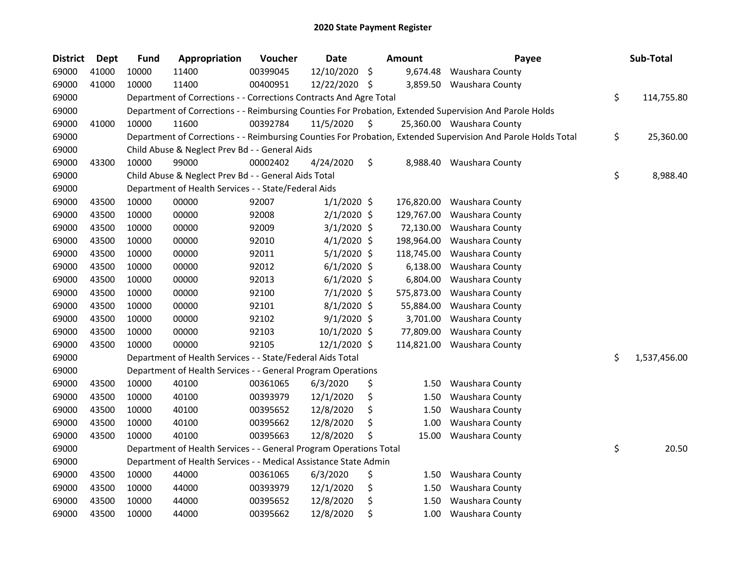# 2020 State Payment Register

| District | Dept | Fund | Appropriation | Voucher | Date | Amount | Payee | Sub-Total |
|---|---|---|---|---|---|---|---|---|
| 69000 | 41000 | 10000 | 11400 | 00399045 | 12/10/2020 | $ 9,674.48 | Waushara County | |
| 69000 | 41000 | 10000 | 11400 | 00400951 | 12/22/2020 | $ 3,859.50 | Waushara County | |
| 69000 | | Department of Corrections - - Corrections Contracts And Agre Total | | | | | | $ 114,755.80 |
| 69000 | | Department of Corrections - - Reimbursing Counties For Probation, Extended Supervision And Parole Holds | | | | | | |
| 69000 | 41000 | 10000 | 11600 | 00392784 | 11/5/2020 | $ 25,360.00 | Waushara County | |
| 69000 | | Department of Corrections - - Reimbursing Counties For Probation, Extended Supervision And Parole Holds Total | | | | | | $ 25,360.00 |
| 69000 | | Child Abuse & Neglect Prev Bd - - General Aids | | | | | | |
| 69000 | 43300 | 10000 | 99000 | 00002402 | 4/24/2020 | $ 8,988.40 | Waushara County | |
| 69000 | | Child Abuse & Neglect Prev Bd - - General Aids Total | | | | | | $ 8,988.40 |
| 69000 | | Department of Health Services - - State/Federal Aids | | | | | | |
| 69000 | 43500 | 10000 | 00000 | 92007 | 1/1/2020 | $ 176,820.00 | Waushara County | |
| 69000 | 43500 | 10000 | 00000 | 92008 | 2/1/2020 | $ 129,767.00 | Waushara County | |
| 69000 | 43500 | 10000 | 00000 | 92009 | 3/1/2020 | $ 72,130.00 | Waushara County | |
| 69000 | 43500 | 10000 | 00000 | 92010 | 4/1/2020 | $ 198,964.00 | Waushara County | |
| 69000 | 43500 | 10000 | 00000 | 92011 | 5/1/2020 | $ 118,745.00 | Waushara County | |
| 69000 | 43500 | 10000 | 00000 | 92012 | 6/1/2020 | $ 6,138.00 | Waushara County | |
| 69000 | 43500 | 10000 | 00000 | 92013 | 6/1/2020 | $ 6,804.00 | Waushara County | |
| 69000 | 43500 | 10000 | 00000 | 92100 | 7/1/2020 | $ 575,873.00 | Waushara County | |
| 69000 | 43500 | 10000 | 00000 | 92101 | 8/1/2020 | $ 55,884.00 | Waushara County | |
| 69000 | 43500 | 10000 | 00000 | 92102 | 9/1/2020 | $ 3,701.00 | Waushara County | |
| 69000 | 43500 | 10000 | 00000 | 92103 | 10/1/2020 | $ 77,809.00 | Waushara County | |
| 69000 | 43500 | 10000 | 00000 | 92105 | 12/1/2020 | $ 114,821.00 | Waushara County | |
| 69000 | | Department of Health Services - - State/Federal Aids Total | | | | | | $ 1,537,456.00 |
| 69000 | | Department of Health Services - - General Program Operations | | | | | | |
| 69000 | 43500 | 10000 | 40100 | 00361065 | 6/3/2020 | $ 1.50 | Waushara County | |
| 69000 | 43500 | 10000 | 40100 | 00393979 | 12/1/2020 | $ 1.50 | Waushara County | |
| 69000 | 43500 | 10000 | 40100 | 00395652 | 12/8/2020 | $ 1.50 | Waushara County | |
| 69000 | 43500 | 10000 | 40100 | 00395662 | 12/8/2020 | $ 1.00 | Waushara County | |
| 69000 | 43500 | 10000 | 40100 | 00395663 | 12/8/2020 | $ 15.00 | Waushara County | |
| 69000 | | Department of Health Services - - General Program Operations Total | | | | | | $ 20.50 |
| 69000 | | Department of Health Services - - Medical Assistance State Admin | | | | | | |
| 69000 | 43500 | 10000 | 44000 | 00361065 | 6/3/2020 | $ 1.50 | Waushara County | |
| 69000 | 43500 | 10000 | 44000 | 00393979 | 12/1/2020 | $ 1.50 | Waushara County | |
| 69000 | 43500 | 10000 | 44000 | 00395652 | 12/8/2020 | $ 1.50 | Waushara County | |
| 69000 | 43500 | 10000 | 44000 | 00395662 | 12/8/2020 | $ 1.00 | Waushara County | |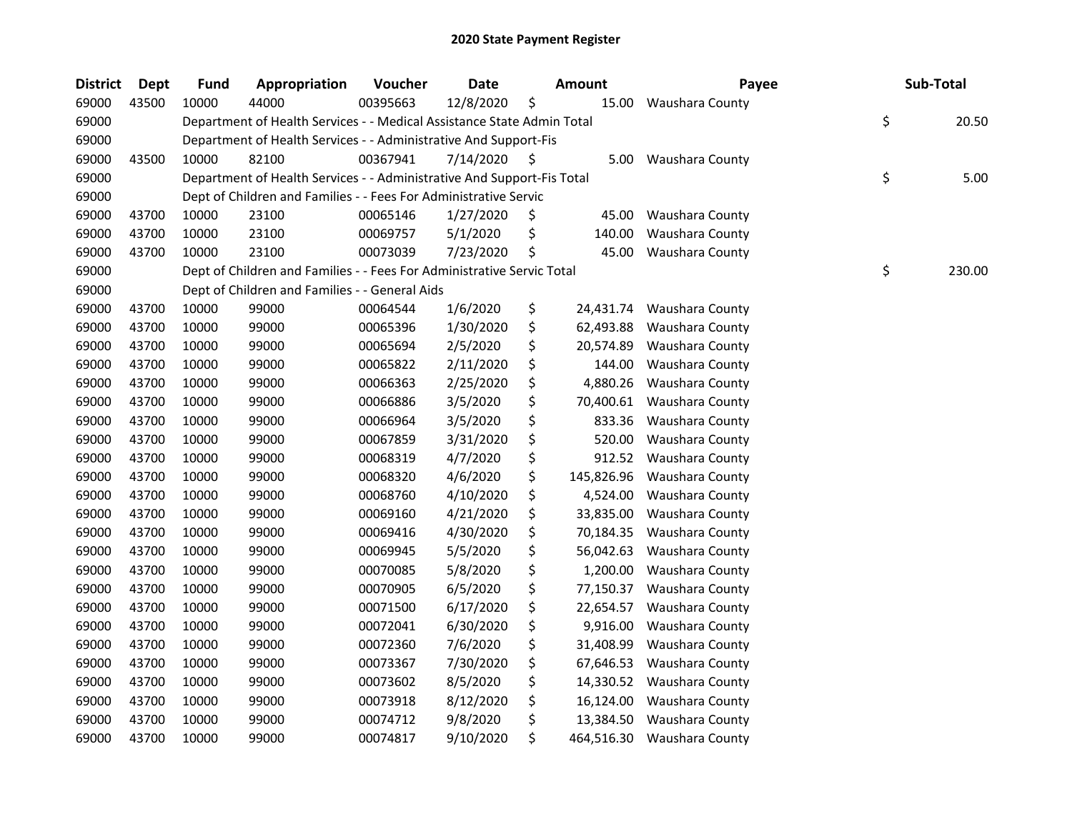# 2020 State Payment Register

| District | Dept | Fund | Appropriation | Voucher | Date | Amount | Payee | Sub-Total |
|---|---|---|---|---|---|---|---|---|
| 69000 | 43500 | 10000 | 44000 | 00395663 | 12/8/2020 | $ 15.00 | Waushara County | |
| 69000 | | Department of Health Services - - Medical Assistance State Admin Total | | | | | | $ 20.50 |
| 69000 | | Department of Health Services - - Administrative And Support-Fis | | | | | | |
| 69000 | 43500 | 10000 | 82100 | 00367941 | 7/14/2020 | $ 5.00 | Waushara County | |
| 69000 | | Department of Health Services - - Administrative And Support-Fis Total | | | | | | $ 5.00 |
| 69000 | | Dept of Children and Families - - Fees For Administrative Servic | | | | | | |
| 69000 | 43700 | 10000 | 23100 | 00065146 | 1/27/2020 | $ 45.00 | Waushara County | |
| 69000 | 43700 | 10000 | 23100 | 00069757 | 5/1/2020 | $ 140.00 | Waushara County | |
| 69000 | 43700 | 10000 | 23100 | 00073039 | 7/23/2020 | $ 45.00 | Waushara County | |
| 69000 | | Dept of Children and Families - - Fees For Administrative Servic Total | | | | | | $ 230.00 |
| 69000 | | Dept of Children and Families - - General Aids | | | | | | |
| 69000 | 43700 | 10000 | 99000 | 00064544 | 1/6/2020 | $ 24,431.74 | Waushara County | |
| 69000 | 43700 | 10000 | 99000 | 00065396 | 1/30/2020 | $ 62,493.88 | Waushara County | |
| 69000 | 43700 | 10000 | 99000 | 00065694 | 2/5/2020 | $ 20,574.89 | Waushara County | |
| 69000 | 43700 | 10000 | 99000 | 00065822 | 2/11/2020 | $ 144.00 | Waushara County | |
| 69000 | 43700 | 10000 | 99000 | 00066363 | 2/25/2020 | $ 4,880.26 | Waushara County | |
| 69000 | 43700 | 10000 | 99000 | 00066886 | 3/5/2020 | $ 70,400.61 | Waushara County | |
| 69000 | 43700 | 10000 | 99000 | 00066964 | 3/5/2020 | $ 833.36 | Waushara County | |
| 69000 | 43700 | 10000 | 99000 | 00067859 | 3/31/2020 | $ 520.00 | Waushara County | |
| 69000 | 43700 | 10000 | 99000 | 00068319 | 4/7/2020 | $ 912.52 | Waushara County | |
| 69000 | 43700 | 10000 | 99000 | 00068320 | 4/6/2020 | $ 145,826.96 | Waushara County | |
| 69000 | 43700 | 10000 | 99000 | 00068760 | 4/10/2020 | $ 4,524.00 | Waushara County | |
| 69000 | 43700 | 10000 | 99000 | 00069160 | 4/21/2020 | $ 33,835.00 | Waushara County | |
| 69000 | 43700 | 10000 | 99000 | 00069416 | 4/30/2020 | $ 70,184.35 | Waushara County | |
| 69000 | 43700 | 10000 | 99000 | 00069945 | 5/5/2020 | $ 56,042.63 | Waushara County | |
| 69000 | 43700 | 10000 | 99000 | 00070085 | 5/8/2020 | $ 1,200.00 | Waushara County | |
| 69000 | 43700 | 10000 | 99000 | 00070905 | 6/5/2020 | $ 77,150.37 | Waushara County | |
| 69000 | 43700 | 10000 | 99000 | 00071500 | 6/17/2020 | $ 22,654.57 | Waushara County | |
| 69000 | 43700 | 10000 | 99000 | 00072041 | 6/30/2020 | $ 9,916.00 | Waushara County | |
| 69000 | 43700 | 10000 | 99000 | 00072360 | 7/6/2020 | $ 31,408.99 | Waushara County | |
| 69000 | 43700 | 10000 | 99000 | 00073367 | 7/30/2020 | $ 67,646.53 | Waushara County | |
| 69000 | 43700 | 10000 | 99000 | 00073602 | 8/5/2020 | $ 14,330.52 | Waushara County | |
| 69000 | 43700 | 10000 | 99000 | 00073918 | 8/12/2020 | $ 16,124.00 | Waushara County | |
| 69000 | 43700 | 10000 | 99000 | 00074712 | 9/8/2020 | $ 13,384.50 | Waushara County | |
| 69000 | 43700 | 10000 | 99000 | 00074817 | 9/10/2020 | $ 464,516.30 | Waushara County | |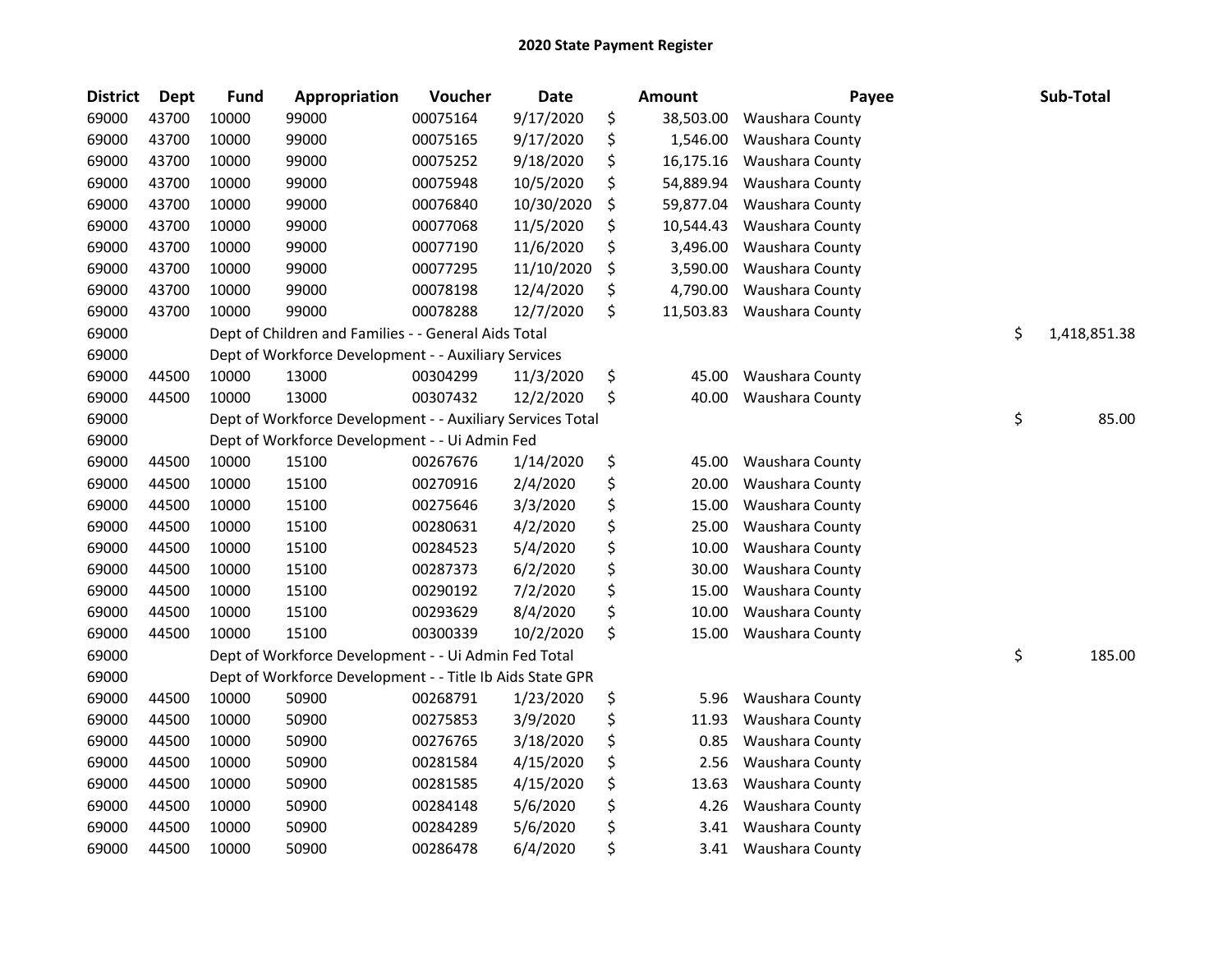## 2020 State Payment Register

| District | Dept | Fund | Appropriation | Voucher | Date | Amount | Payee | Sub-Total |
|---|---|---|---|---|---|---|---|---|
| 69000 | 43700 | 10000 | 99000 | 00075164 | 9/17/2020 | $ 38,503.00 | Waushara County | |
| 69000 | 43700 | 10000 | 99000 | 00075165 | 9/17/2020 | $ 1,546.00 | Waushara County | |
| 69000 | 43700 | 10000 | 99000 | 00075252 | 9/18/2020 | $ 16,175.16 | Waushara County | |
| 69000 | 43700 | 10000 | 99000 | 00075948 | 10/5/2020 | $ 54,889.94 | Waushara County | |
| 69000 | 43700 | 10000 | 99000 | 00076840 | 10/30/2020 | $ 59,877.04 | Waushara County | |
| 69000 | 43700 | 10000 | 99000 | 00077068 | 11/5/2020 | $ 10,544.43 | Waushara County | |
| 69000 | 43700 | 10000 | 99000 | 00077190 | 11/6/2020 | $ 3,496.00 | Waushara County | |
| 69000 | 43700 | 10000 | 99000 | 00077295 | 11/10/2020 | $ 3,590.00 | Waushara County | |
| 69000 | 43700 | 10000 | 99000 | 00078198 | 12/4/2020 | $ 4,790.00 | Waushara County | |
| 69000 | 43700 | 10000 | 99000 | 00078288 | 12/7/2020 | $ 11,503.83 | Waushara County | |
| 69000 | | Dept of Children and Families - - General Aids Total | | | | | | $ 1,418,851.38 |
| 69000 | | Dept of Workforce Development - - Auxiliary Services | | | | | | |
| 69000 | 44500 | 10000 | 13000 | 00304299 | 11/3/2020 | $ 45.00 | Waushara County | |
| 69000 | 44500 | 10000 | 13000 | 00307432 | 12/2/2020 | $ 40.00 | Waushara County | |
| 69000 | | Dept of Workforce Development - - Auxiliary Services Total | | | | | | $ 85.00 |
| 69000 | | Dept of Workforce Development - - Ui Admin Fed | | | | | | |
| 69000 | 44500 | 10000 | 15100 | 00267676 | 1/14/2020 | $ 45.00 | Waushara County | |
| 69000 | 44500 | 10000 | 15100 | 00270916 | 2/4/2020 | $ 20.00 | Waushara County | |
| 69000 | 44500 | 10000 | 15100 | 00275646 | 3/3/2020 | $ 15.00 | Waushara County | |
| 69000 | 44500 | 10000 | 15100 | 00280631 | 4/2/2020 | $ 25.00 | Waushara County | |
| 69000 | 44500 | 10000 | 15100 | 00284523 | 5/4/2020 | $ 10.00 | Waushara County | |
| 69000 | 44500 | 10000 | 15100 | 00287373 | 6/2/2020 | $ 30.00 | Waushara County | |
| 69000 | 44500 | 10000 | 15100 | 00290192 | 7/2/2020 | $ 15.00 | Waushara County | |
| 69000 | 44500 | 10000 | 15100 | 00293629 | 8/4/2020 | $ 10.00 | Waushara County | |
| 69000 | 44500 | 10000 | 15100 | 00300339 | 10/2/2020 | $ 15.00 | Waushara County | |
| 69000 | | Dept of Workforce Development - - Ui Admin Fed Total | | | | | | $ 185.00 |
| 69000 | | Dept of Workforce Development - - Title Ib Aids State GPR | | | | | | |
| 69000 | 44500 | 10000 | 50900 | 00268791 | 1/23/2020 | $ 5.96 | Waushara County | |
| 69000 | 44500 | 10000 | 50900 | 00275853 | 3/9/2020 | $ 11.93 | Waushara County | |
| 69000 | 44500 | 10000 | 50900 | 00276765 | 3/18/2020 | $ 0.85 | Waushara County | |
| 69000 | 44500 | 10000 | 50900 | 00281584 | 4/15/2020 | $ 2.56 | Waushara County | |
| 69000 | 44500 | 10000 | 50900 | 00281585 | 4/15/2020 | $ 13.63 | Waushara County | |
| 69000 | 44500 | 10000 | 50900 | 00284148 | 5/6/2020 | $ 4.26 | Waushara County | |
| 69000 | 44500 | 10000 | 50900 | 00284289 | 5/6/2020 | $ 3.41 | Waushara County | |
| 69000 | 44500 | 10000 | 50900 | 00286478 | 6/4/2020 | $ 3.41 | Waushara County | |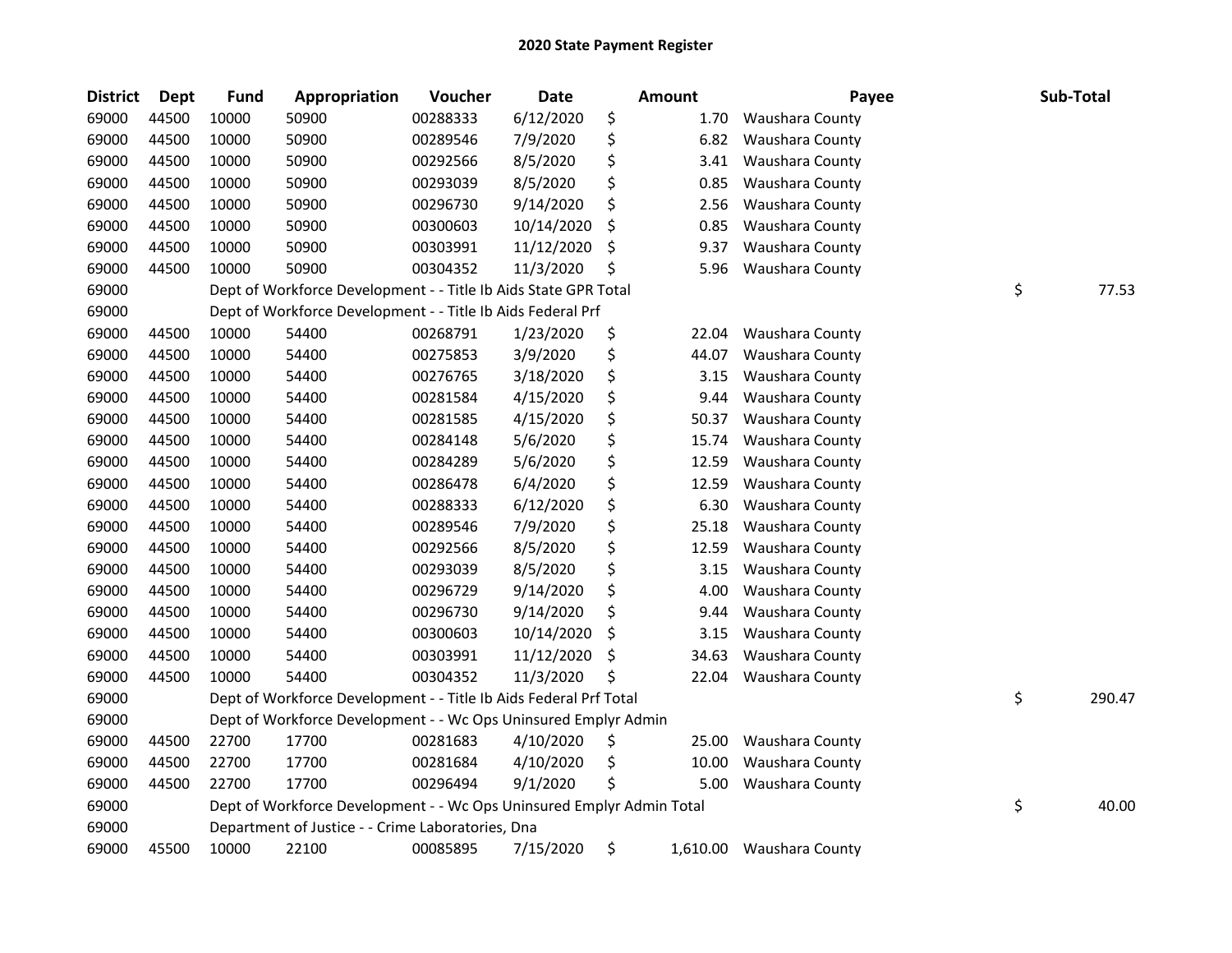# 2020 State Payment Register

| District | Dept | Fund | Appropriation | Voucher | Date | Amount | Payee | Sub-Total |
|---|---|---|---|---|---|---|---|---|
| 69000 | 44500 | 10000 | 50900 | 00288333 | 6/12/2020 | $ 1.70 | Waushara County | |
| 69000 | 44500 | 10000 | 50900 | 00289546 | 7/9/2020 | $ 6.82 | Waushara County | |
| 69000 | 44500 | 10000 | 50900 | 00292566 | 8/5/2020 | $ 3.41 | Waushara County | |
| 69000 | 44500 | 10000 | 50900 | 00293039 | 8/5/2020 | $ 0.85 | Waushara County | |
| 69000 | 44500 | 10000 | 50900 | 00296730 | 9/14/2020 | $ 2.56 | Waushara County | |
| 69000 | 44500 | 10000 | 50900 | 00300603 | 10/14/2020 | $ 0.85 | Waushara County | |
| 69000 | 44500 | 10000 | 50900 | 00303991 | 11/12/2020 | $ 9.37 | Waushara County | |
| 69000 | 44500 | 10000 | 50900 | 00304352 | 11/3/2020 | $ 5.96 | Waushara County | |
| 69000 | | Dept of Workforce Development - - Title Ib Aids State GPR Total | | | | | | $ 77.53 |
| 69000 | | Dept of Workforce Development - - Title Ib Aids Federal Prf | | | | | | |
| 69000 | 44500 | 10000 | 54400 | 00268791 | 1/23/2020 | $ 22.04 | Waushara County | |
| 69000 | 44500 | 10000 | 54400 | 00275853 | 3/9/2020 | $ 44.07 | Waushara County | |
| 69000 | 44500 | 10000 | 54400 | 00276765 | 3/18/2020 | $ 3.15 | Waushara County | |
| 69000 | 44500 | 10000 | 54400 | 00281584 | 4/15/2020 | $ 9.44 | Waushara County | |
| 69000 | 44500 | 10000 | 54400 | 00281585 | 4/15/2020 | $ 50.37 | Waushara County | |
| 69000 | 44500 | 10000 | 54400 | 00284148 | 5/6/2020 | $ 15.74 | Waushara County | |
| 69000 | 44500 | 10000 | 54400 | 00284289 | 5/6/2020 | $ 12.59 | Waushara County | |
| 69000 | 44500 | 10000 | 54400 | 00286478 | 6/4/2020 | $ 12.59 | Waushara County | |
| 69000 | 44500 | 10000 | 54400 | 00288333 | 6/12/2020 | $ 6.30 | Waushara County | |
| 69000 | 44500 | 10000 | 54400 | 00289546 | 7/9/2020 | $ 25.18 | Waushara County | |
| 69000 | 44500 | 10000 | 54400 | 00292566 | 8/5/2020 | $ 12.59 | Waushara County | |
| 69000 | 44500 | 10000 | 54400 | 00293039 | 8/5/2020 | $ 3.15 | Waushara County | |
| 69000 | 44500 | 10000 | 54400 | 00296729 | 9/14/2020 | $ 4.00 | Waushara County | |
| 69000 | 44500 | 10000 | 54400 | 00296730 | 9/14/2020 | $ 9.44 | Waushara County | |
| 69000 | 44500 | 10000 | 54400 | 00300603 | 10/14/2020 | $ 3.15 | Waushara County | |
| 69000 | 44500 | 10000 | 54400 | 00303991 | 11/12/2020 | $ 34.63 | Waushara County | |
| 69000 | 44500 | 10000 | 54400 | 00304352 | 11/3/2020 | $ 22.04 | Waushara County | |
| 69000 | | Dept of Workforce Development - - Title Ib Aids Federal Prf Total | | | | | | $ 290.47 |
| 69000 | | Dept of Workforce Development - - Wc Ops Uninsured Emplyr Admin | | | | | | |
| 69000 | 44500 | 22700 | 17700 | 00281683 | 4/10/2020 | $ 25.00 | Waushara County | |
| 69000 | 44500 | 22700 | 17700 | 00281684 | 4/10/2020 | $ 10.00 | Waushara County | |
| 69000 | 44500 | 22700 | 17700 | 00296494 | 9/1/2020 | $ 5.00 | Waushara County | |
| 69000 | | Dept of Workforce Development - - Wc Ops Uninsured Emplyr Admin Total | | | | | | $ 40.00 |
| 69000 | | Department of Justice - - Crime Laboratories, Dna | | | | | | |
| 69000 | 45500 | 10000 | 22100 | 00085895 | 7/15/2020 | $ 1,610.00 | Waushara County | |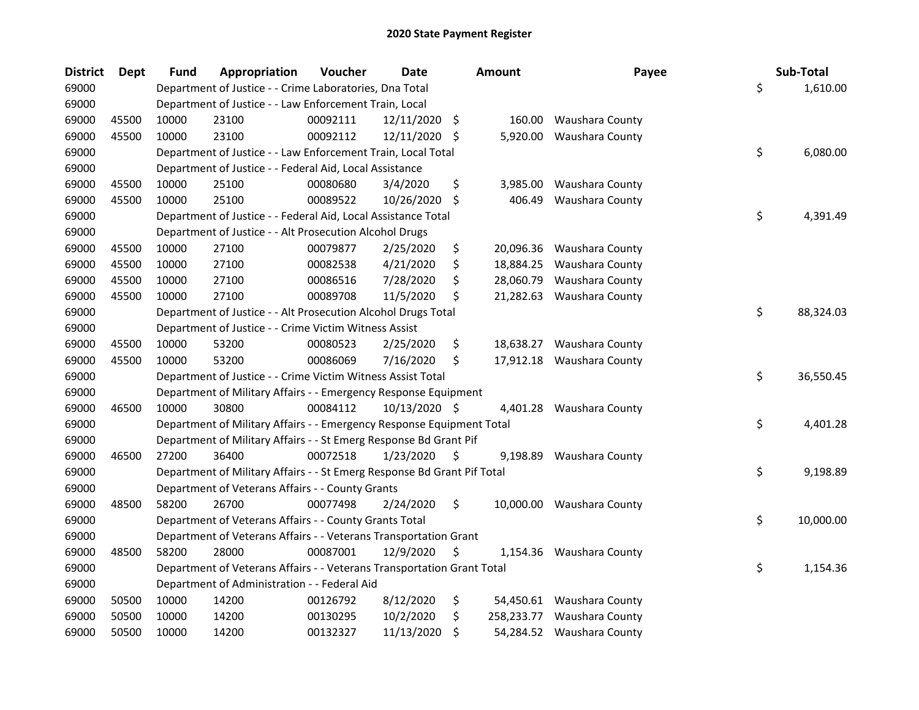# 2020 State Payment Register

| District | Dept | Fund | Appropriation | Voucher | Date | Amount | Payee | Sub-Total |
|---|---|---|---|---|---|---|---|---|
| 69000 | | Department of Justice - - Crime Laboratories, Dna Total | | | | | | $ 1,610.00 |
| 69000 | | Department of Justice - - Law Enforcement Train, Local | | | | | | |
| 69000 | 45500 | 10000 | 23100 | 00092111 | 12/11/2020 | $ 160.00 | Waushara County | |
| 69000 | 45500 | 10000 | 23100 | 00092112 | 12/11/2020 | $ 5,920.00 | Waushara County | |
| 69000 | | Department of Justice - - Law Enforcement Train, Local Total | | | | | | $ 6,080.00 |
| 69000 | | Department of Justice - - Federal Aid, Local Assistance | | | | | | |
| 69000 | 45500 | 10000 | 25100 | 00080680 | 3/4/2020 | $ 3,985.00 | Waushara County | |
| 69000 | 45500 | 10000 | 25100 | 00089522 | 10/26/2020 | $ 406.49 | Waushara County | |
| 69000 | | Department of Justice - - Federal Aid, Local Assistance Total | | | | | | $ 4,391.49 |
| 69000 | | Department of Justice - - Alt Prosecution Alcohol Drugs | | | | | | |
| 69000 | 45500 | 10000 | 27100 | 00079877 | 2/25/2020 | $ 20,096.36 | Waushara County | |
| 69000 | 45500 | 10000 | 27100 | 00082538 | 4/21/2020 | $ 18,884.25 | Waushara County | |
| 69000 | 45500 | 10000 | 27100 | 00086516 | 7/28/2020 | $ 28,060.79 | Waushara County | |
| 69000 | 45500 | 10000 | 27100 | 00089708 | 11/5/2020 | $ 21,282.63 | Waushara County | |
| 69000 | | Department of Justice - - Alt Prosecution Alcohol Drugs Total | | | | | | $ 88,324.03 |
| 69000 | | Department of Justice - - Crime Victim Witness Assist | | | | | | |
| 69000 | 45500 | 10000 | 53200 | 00080523 | 2/25/2020 | $ 18,638.27 | Waushara County | |
| 69000 | 45500 | 10000 | 53200 | 00086069 | 7/16/2020 | $ 17,912.18 | Waushara County | |
| 69000 | | Department of Justice - - Crime Victim Witness Assist Total | | | | | | $ 36,550.45 |
| 69000 | | Department of Military Affairs - - Emergency Response Equipment | | | | | | |
| 69000 | 46500 | 10000 | 30800 | 00084112 | 10/13/2020 | $ 4,401.28 | Waushara County | |
| 69000 | | Department of Military Affairs - - Emergency Response Equipment Total | | | | | | $ 4,401.28 |
| 69000 | | Department of Military Affairs - - St Emerg Response Bd Grant Pif | | | | | | |
| 69000 | 46500 | 27200 | 36400 | 00072518 | 1/23/2020 | $ 9,198.89 | Waushara County | |
| 69000 | | Department of Military Affairs - - St Emerg Response Bd Grant Pif Total | | | | | | $ 9,198.89 |
| 69000 | | Department of Veterans Affairs - - County Grants | | | | | | |
| 69000 | 48500 | 58200 | 26700 | 00077498 | 2/24/2020 | $ 10,000.00 | Waushara County | |
| 69000 | | Department of Veterans Affairs - - County Grants Total | | | | | | $ 10,000.00 |
| 69000 | | Department of Veterans Affairs - - Veterans Transportation Grant | | | | | | |
| 69000 | 48500 | 58200 | 28000 | 00087001 | 12/9/2020 | $ 1,154.36 | Waushara County | |
| 69000 | | Department of Veterans Affairs - - Veterans Transportation Grant Total | | | | | | $ 1,154.36 |
| 69000 | | Department of Administration - - Federal Aid | | | | | | |
| 69000 | 50500 | 10000 | 14200 | 00126792 | 8/12/2020 | $ 54,450.61 | Waushara County | |
| 69000 | 50500 | 10000 | 14200 | 00130295 | 10/2/2020 | $ 258,233.77 | Waushara County | |
| 69000 | 50500 | 10000 | 14200 | 00132327 | 11/13/2020 | $ 54,284.52 | Waushara County | |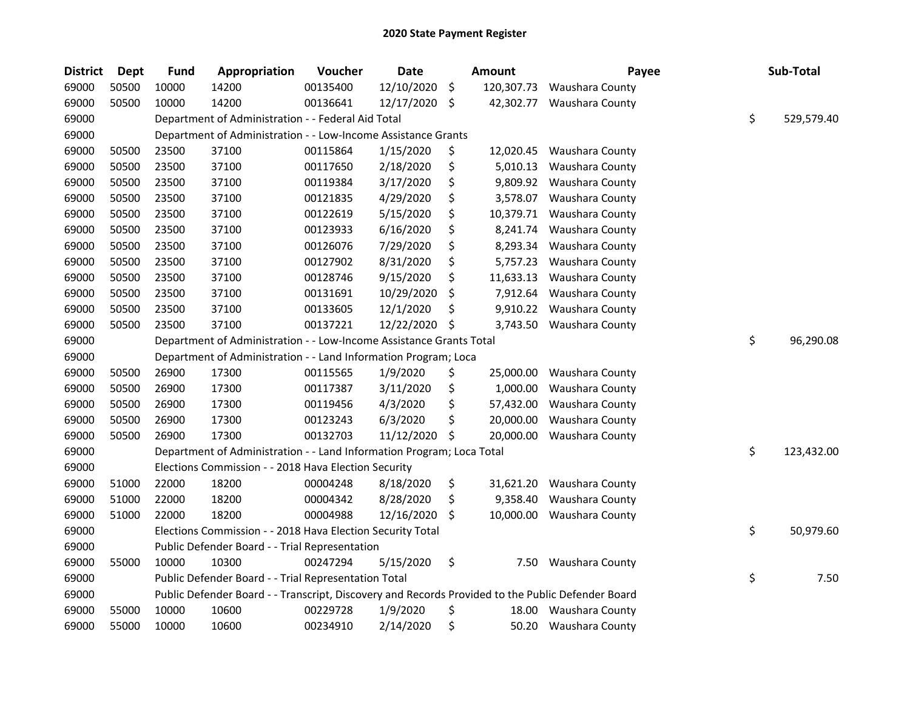## 2020 State Payment Register

| District | Dept | Fund | Appropriation | Voucher | Date | Amount | Payee | Sub-Total |
|---|---|---|---|---|---|---|---|---|
| 69000 | 50500 | 10000 | 14200 | 00135400 | 12/10/2020 | $ 120,307.73 | Waushara County | |
| 69000 | 50500 | 10000 | 14200 | 00136641 | 12/17/2020 | $ 42,302.77 | Waushara County | |
| 69000 | | Department of Administration - - Federal Aid Total | | | | | | $ 529,579.40 |
| 69000 | | Department of Administration - - Low-Income Assistance Grants | | | | | | |
| 69000 | 50500 | 23500 | 37100 | 00115864 | 1/15/2020 | $ 12,020.45 | Waushara County | |
| 69000 | 50500 | 23500 | 37100 | 00117650 | 2/18/2020 | $ 5,010.13 | Waushara County | |
| 69000 | 50500 | 23500 | 37100 | 00119384 | 3/17/2020 | $ 9,809.92 | Waushara County | |
| 69000 | 50500 | 23500 | 37100 | 00121835 | 4/29/2020 | $ 3,578.07 | Waushara County | |
| 69000 | 50500 | 23500 | 37100 | 00122619 | 5/15/2020 | $ 10,379.71 | Waushara County | |
| 69000 | 50500 | 23500 | 37100 | 00123933 | 6/16/2020 | $ 8,241.74 | Waushara County | |
| 69000 | 50500 | 23500 | 37100 | 00126076 | 7/29/2020 | $ 8,293.34 | Waushara County | |
| 69000 | 50500 | 23500 | 37100 | 00127902 | 8/31/2020 | $ 5,757.23 | Waushara County | |
| 69000 | 50500 | 23500 | 37100 | 00128746 | 9/15/2020 | $ 11,633.13 | Waushara County | |
| 69000 | 50500 | 23500 | 37100 | 00131691 | 10/29/2020 | $ 7,912.64 | Waushara County | |
| 69000 | 50500 | 23500 | 37100 | 00133605 | 12/1/2020 | $ 9,910.22 | Waushara County | |
| 69000 | 50500 | 23500 | 37100 | 00137221 | 12/22/2020 | $ 3,743.50 | Waushara County | |
| 69000 | | Department of Administration - - Low-Income Assistance Grants Total | | | | | | $ 96,290.08 |
| 69000 | | Department of Administration - - Land Information Program; Loca | | | | | | |
| 69000 | 50500 | 26900 | 17300 | 00115565 | 1/9/2020 | $ 25,000.00 | Waushara County | |
| 69000 | 50500 | 26900 | 17300 | 00117387 | 3/11/2020 | $ 1,000.00 | Waushara County | |
| 69000 | 50500 | 26900 | 17300 | 00119456 | 4/3/2020 | $ 57,432.00 | Waushara County | |
| 69000 | 50500 | 26900 | 17300 | 00123243 | 6/3/2020 | $ 20,000.00 | Waushara County | |
| 69000 | 50500 | 26900 | 17300 | 00132703 | 11/12/2020 | $ 20,000.00 | Waushara County | |
| 69000 | | Department of Administration - - Land Information Program; Loca Total | | | | | | $ 123,432.00 |
| 69000 | | Elections Commission - - 2018 Hava Election Security | | | | | | |
| 69000 | 51000 | 22000 | 18200 | 00004248 | 8/18/2020 | $ 31,621.20 | Waushara County | |
| 69000 | 51000 | 22000 | 18200 | 00004342 | 8/28/2020 | $ 9,358.40 | Waushara County | |
| 69000 | 51000 | 22000 | 18200 | 00004988 | 12/16/2020 | $ 10,000.00 | Waushara County | |
| 69000 | | Elections Commission - - 2018 Hava Election Security Total | | | | | | $ 50,979.60 |
| 69000 | | Public Defender Board - - Trial Representation | | | | | | |
| 69000 | 55000 | 10000 | 10300 | 00247294 | 5/15/2020 | $ 7.50 | Waushara County | |
| 69000 | | Public Defender Board - - Trial Representation Total | | | | | | $ 7.50 |
| 69000 | | Public Defender Board - - Transcript, Discovery and Records Provided to the Public Defender Board | | | | | | |
| 69000 | 55000 | 10000 | 10600 | 00229728 | 1/9/2020 | $ 18.00 | Waushara County | |
| 69000 | 55000 | 10000 | 10600 | 00234910 | 2/14/2020 | $ 50.20 | Waushara County | |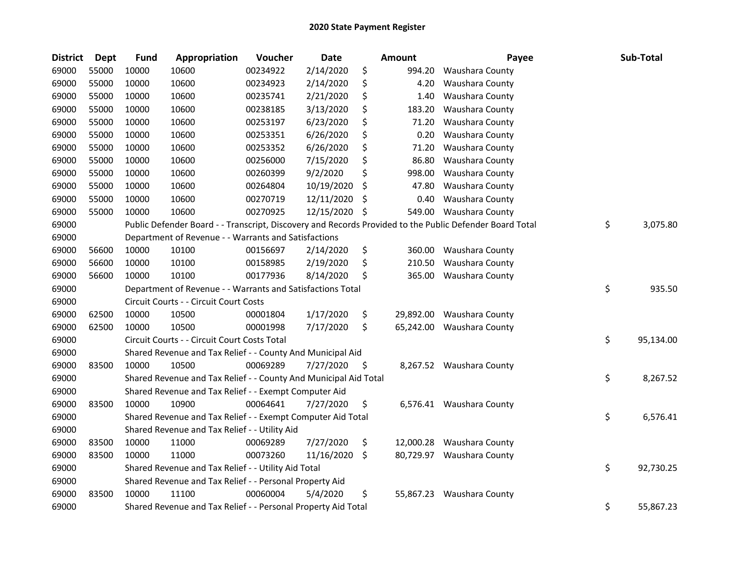# 2020 State Payment Register

| District | Dept | Fund | Appropriation | Voucher | Date | Amount | Payee | Sub-Total |
|---|---|---|---|---|---|---|---|---|
| 69000 | 55000 | 10000 | 10600 | 00234922 | 2/14/2020 | $ 994.20 | Waushara County | |
| 69000 | 55000 | 10000 | 10600 | 00234923 | 2/14/2020 | $ 4.20 | Waushara County | |
| 69000 | 55000 | 10000 | 10600 | 00235741 | 2/21/2020 | $ 1.40 | Waushara County | |
| 69000 | 55000 | 10000 | 10600 | 00238185 | 3/13/2020 | $ 183.20 | Waushara County | |
| 69000 | 55000 | 10000 | 10600 | 00253197 | 6/23/2020 | $ 71.20 | Waushara County | |
| 69000 | 55000 | 10000 | 10600 | 00253351 | 6/26/2020 | $ 0.20 | Waushara County | |
| 69000 | 55000 | 10000 | 10600 | 00253352 | 6/26/2020 | $ 71.20 | Waushara County | |
| 69000 | 55000 | 10000 | 10600 | 00256000 | 7/15/2020 | $ 86.80 | Waushara County | |
| 69000 | 55000 | 10000 | 10600 | 00260399 | 9/2/2020 | $ 998.00 | Waushara County | |
| 69000 | 55000 | 10000 | 10600 | 00264804 | 10/19/2020 | $ 47.80 | Waushara County | |
| 69000 | 55000 | 10000 | 10600 | 00270719 | 12/11/2020 | $ 0.40 | Waushara County | |
| 69000 | 55000 | 10000 | 10600 | 00270925 | 12/15/2020 | $ 549.00 | Waushara County | |
| 69000 | | Public Defender Board - - Transcript, Discovery and Records Provided to the Public Defender Board Total | | | | | | $ 3,075.80 |
| 69000 | | Department of Revenue - - Warrants and Satisfactions | | | | | | |
| 69000 | 56600 | 10000 | 10100 | 00156697 | 2/14/2020 | $ 360.00 | Waushara County | |
| 69000 | 56600 | 10000 | 10100 | 00158985 | 2/19/2020 | $ 210.50 | Waushara County | |
| 69000 | 56600 | 10000 | 10100 | 00177936 | 8/14/2020 | $ 365.00 | Waushara County | |
| 69000 | | Department of Revenue - - Warrants and Satisfactions Total | | | | | | $ 935.50 |
| 69000 | | Circuit Courts - - Circuit Court Costs | | | | | | |
| 69000 | 62500 | 10000 | 10500 | 00001804 | 1/17/2020 | $ 29,892.00 | Waushara County | |
| 69000 | 62500 | 10000 | 10500 | 00001998 | 7/17/2020 | $ 65,242.00 | Waushara County | |
| 69000 | | Circuit Courts - - Circuit Court Costs Total | | | | | | $ 95,134.00 |
| 69000 | | Shared Revenue and Tax Relief - - County And Municipal Aid | | | | | | |
| 69000 | 83500 | 10000 | 10500 | 00069289 | 7/27/2020 | $ 8,267.52 | Waushara County | |
| 69000 | | Shared Revenue and Tax Relief - - County And Municipal Aid Total | | | | | | $ 8,267.52 |
| 69000 | | Shared Revenue and Tax Relief - - Exempt Computer Aid | | | | | | |
| 69000 | 83500 | 10000 | 10900 | 00064641 | 7/27/2020 | $ 6,576.41 | Waushara County | |
| 69000 | | Shared Revenue and Tax Relief - - Exempt Computer Aid Total | | | | | | $ 6,576.41 |
| 69000 | | Shared Revenue and Tax Relief - - Utility Aid | | | | | | |
| 69000 | 83500 | 10000 | 11000 | 00069289 | 7/27/2020 | $ 12,000.28 | Waushara County | |
| 69000 | 83500 | 10000 | 11000 | 00073260 | 11/16/2020 | $ 80,729.97 | Waushara County | |
| 69000 | | Shared Revenue and Tax Relief - - Utility Aid Total | | | | | | $ 92,730.25 |
| 69000 | | Shared Revenue and Tax Relief - - Personal Property Aid | | | | | | |
| 69000 | 83500 | 10000 | 11100 | 00060004 | 5/4/2020 | $ 55,867.23 | Waushara County | |
| 69000 | | Shared Revenue and Tax Relief - - Personal Property Aid Total | | | | | | $ 55,867.23 |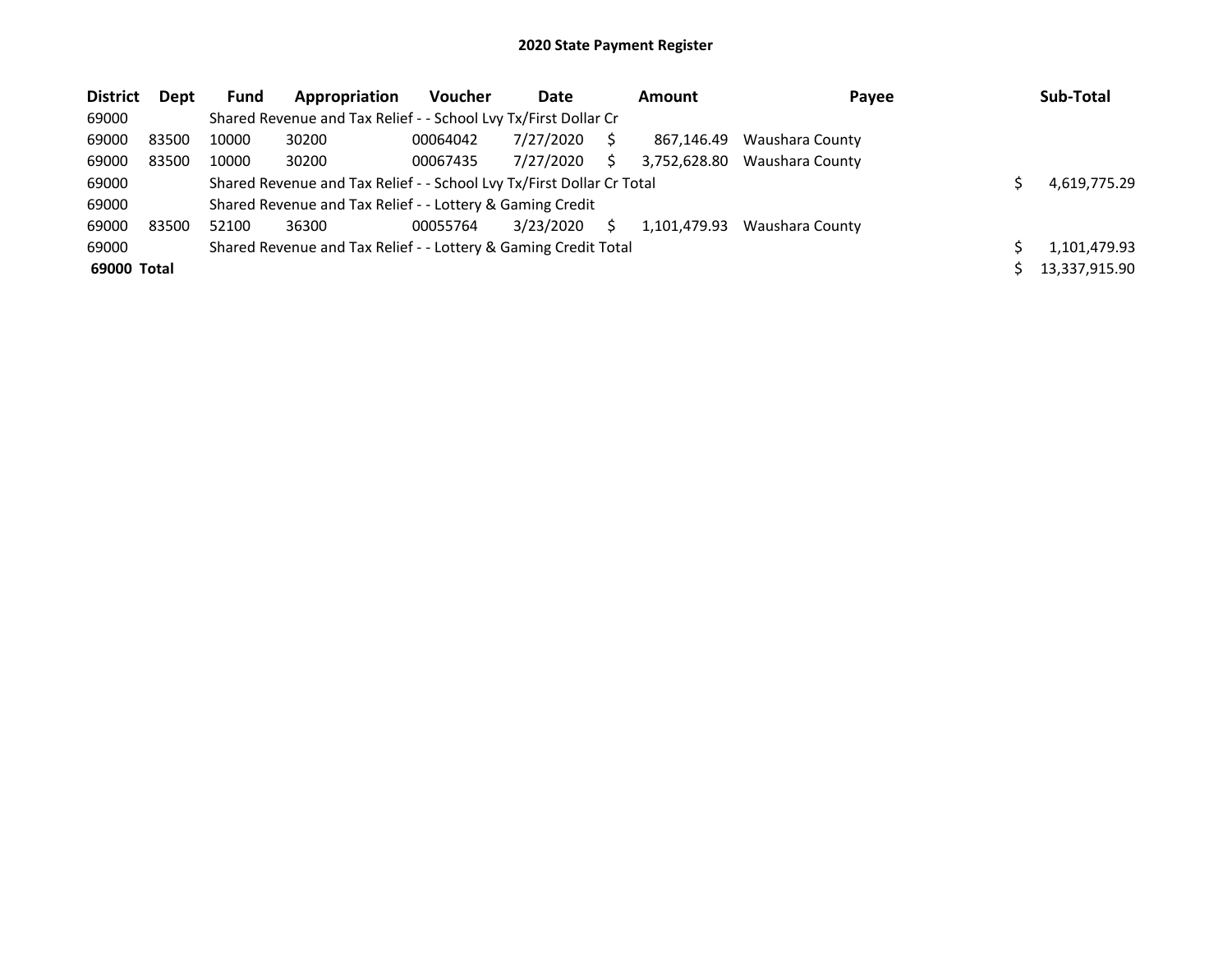# 2020 State Payment Register

| District | Dept | Fund | Appropriation | Voucher | Date | Amount | Payee | Sub-Total |
|---|---|---|---|---|---|---|---|---|
| 69000 | | Shared Revenue and Tax Relief - - School Lvy Tx/First Dollar Cr | | | | | | |
| 69000 | 83500 | 10000 | 30200 | 00064042 | 7/27/2020 | $ 867,146.49 | Waushara County | |
| 69000 | 83500 | 10000 | 30200 | 00067435 | 7/27/2020 | $ 3,752,628.80 | Waushara County | |
| 69000 | | Shared Revenue and Tax Relief - - School Lvy Tx/First Dollar Cr Total | | | | | | $ 4,619,775.29 |
| 69000 | | Shared Revenue and Tax Relief - - Lottery & Gaming Credit | | | | | | |
| 69000 | 83500 | 52100 | 36300 | 00055764 | 3/23/2020 | $ 1,101,479.93 | Waushara County | |
| 69000 | | Shared Revenue and Tax Relief - - Lottery & Gaming Credit Total | | | | | | $ 1,101,479.93 |
| **69000 Total** | | | | | | | | $ 13,337,915.90 |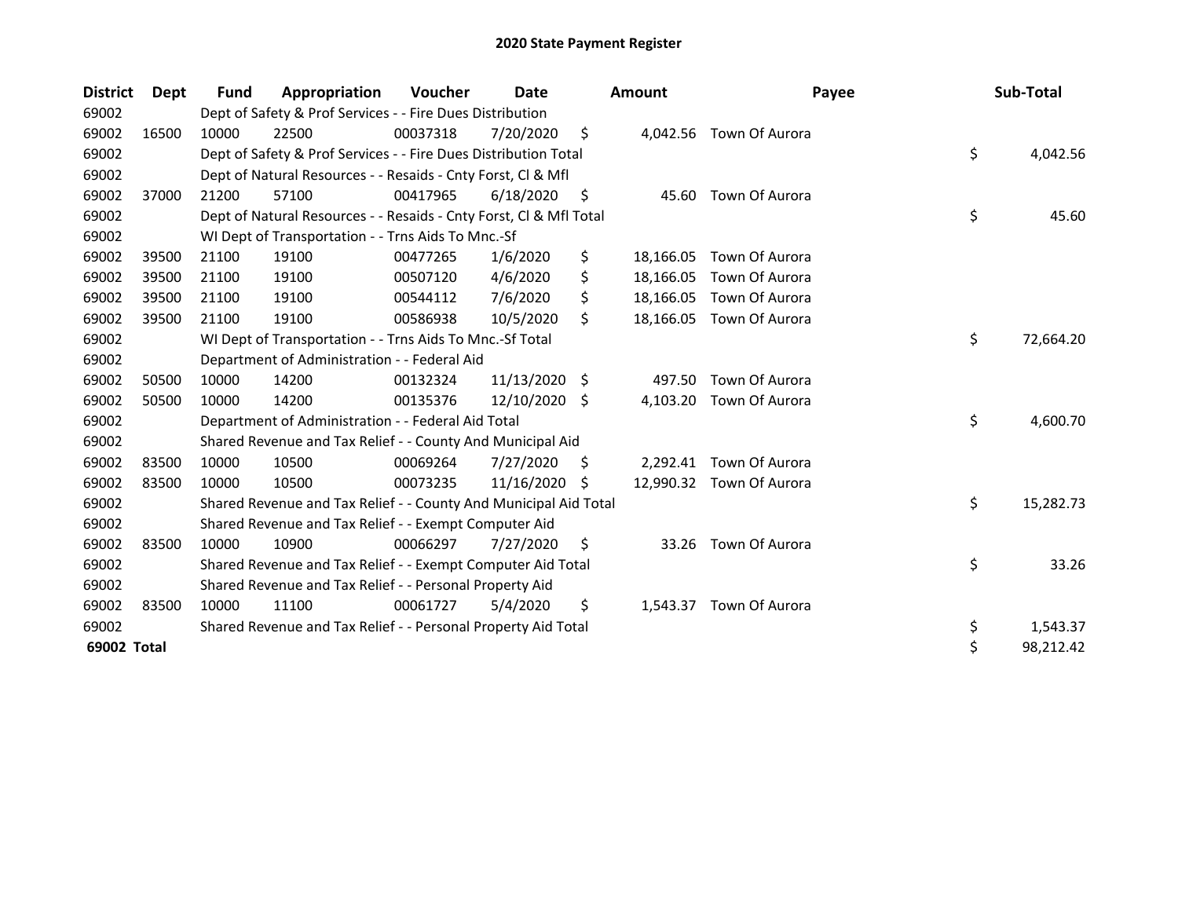# 2020 State Payment Register

| District | Dept | Fund | Appropriation | Voucher | Date | Amount | Payee | Sub-Total |
|---|---|---|---|---|---|---|---|---|
| 69002 | | Dept of Safety & Prof Services - - Fire Dues Distribution | | | | | | |
| 69002 | 16500 | 10000 | 22500 | 00037318 | 7/20/2020 | $ 4,042.56 | Town Of Aurora | |
| 69002 | | Dept of Safety & Prof Services - - Fire Dues Distribution Total | | | | | | $ 4,042.56 |
| 69002 | | Dept of Natural Resources - - Resaids - Cnty Forst, Cl & Mfl | | | | | | |
| 69002 | 37000 | 21200 | 57100 | 00417965 | 6/18/2020 | $ 45.60 | Town Of Aurora | |
| 69002 | | Dept of Natural Resources - - Resaids - Cnty Forst, Cl & Mfl Total | | | | | | $ 45.60 |
| 69002 | | WI Dept of Transportation - - Trns Aids To Mnc.-Sf | | | | | | |
| 69002 | 39500 | 21100 | 19100 | 00477265 | 1/6/2020 | $ 18,166.05 | Town Of Aurora | |
| 69002 | 39500 | 21100 | 19100 | 00507120 | 4/6/2020 | $ 18,166.05 | Town Of Aurora | |
| 69002 | 39500 | 21100 | 19100 | 00544112 | 7/6/2020 | $ 18,166.05 | Town Of Aurora | |
| 69002 | 39500 | 21100 | 19100 | 00586938 | 10/5/2020 | $ 18,166.05 | Town Of Aurora | |
| 69002 | | WI Dept of Transportation - - Trns Aids To Mnc.-Sf Total | | | | | | $ 72,664.20 |
| 69002 | | Department of Administration - - Federal Aid | | | | | | |
| 69002 | 50500 | 10000 | 14200 | 00132324 | 11/13/2020 | $ 497.50 | Town Of Aurora | |
| 69002 | 50500 | 10000 | 14200 | 00135376 | 12/10/2020 | $ 4,103.20 | Town Of Aurora | |
| 69002 | | Department of Administration - - Federal Aid Total | | | | | | $ 4,600.70 |
| 69002 | | Shared Revenue and Tax Relief - - County And Municipal Aid | | | | | | |
| 69002 | 83500 | 10000 | 10500 | 00069264 | 7/27/2020 | $ 2,292.41 | Town Of Aurora | |
| 69002 | 83500 | 10000 | 10500 | 00073235 | 11/16/2020 | $ 12,990.32 | Town Of Aurora | |
| 69002 | | Shared Revenue and Tax Relief - - County And Municipal Aid Total | | | | | | $ 15,282.73 |
| 69002 | | Shared Revenue and Tax Relief - - Exempt Computer Aid | | | | | | |
| 69002 | 83500 | 10000 | 10900 | 00066297 | 7/27/2020 | $ 33.26 | Town Of Aurora | |
| 69002 | | Shared Revenue and Tax Relief - - Exempt Computer Aid Total | | | | | | $ 33.26 |
| 69002 | | Shared Revenue and Tax Relief - - Personal Property Aid | | | | | | |
| 69002 | 83500 | 10000 | 11100 | 00061727 | 5/4/2020 | $ 1,543.37 | Town Of Aurora | |
| 69002 | | Shared Revenue and Tax Relief - - Personal Property Aid Total | | | | | | $ 1,543.37 |
| **69002 Total** | | | | | | | | $ 98,212.42 |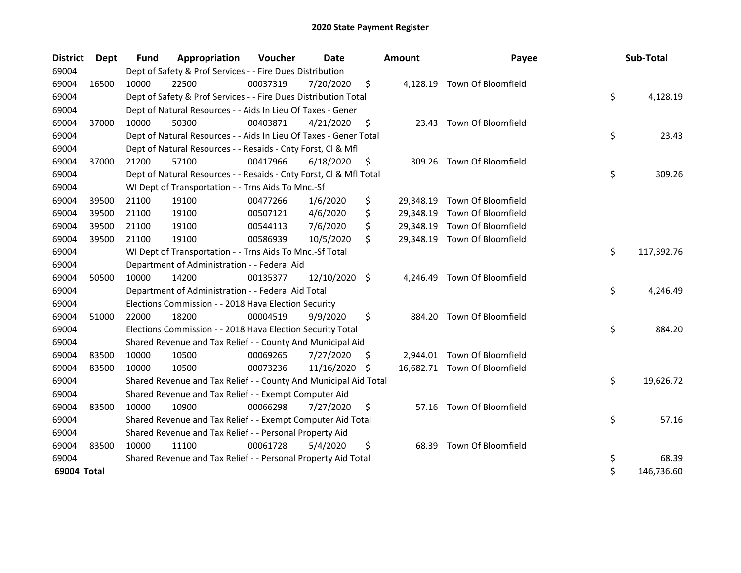# 2020 State Payment Register

| District | Dept | Fund | Appropriation | Voucher | Date | Amount | Payee | Sub-Total |
|---|---|---|---|---|---|---|---|---|
| 69004 | | Dept of Safety & Prof Services - - Fire Dues Distribution | | | | | | |
| 69004 | 16500 | 10000 | 22500 | 00037319 | 7/20/2020 | $ 4,128.19 | Town Of Bloomfield | |
| 69004 | | Dept of Safety & Prof Services - - Fire Dues Distribution Total | | | | | | $ 4,128.19 |
| 69004 | | Dept of Natural Resources - - Aids In Lieu Of Taxes - Gener | | | | | | |
| 69004 | 37000 | 10000 | 50300 | 00403871 | 4/21/2020 | $ 23.43 | Town Of Bloomfield | |
| 69004 | | Dept of Natural Resources - - Aids In Lieu Of Taxes - Gener Total | | | | | | $ 23.43 |
| 69004 | | Dept of Natural Resources - - Resaids - Cnty Forst, Cl & Mfl | | | | | | |
| 69004 | 37000 | 21200 | 57100 | 00417966 | 6/18/2020 | $ 309.26 | Town Of Bloomfield | |
| 69004 | | Dept of Natural Resources - - Resaids - Cnty Forst, Cl & Mfl Total | | | | | | $ 309.26 |
| 69004 | | WI Dept of Transportation - - Trns Aids To Mnc.-Sf | | | | | | |
| 69004 | 39500 | 21100 | 19100 | 00477266 | 1/6/2020 | $ 29,348.19 | Town Of Bloomfield | |
| 69004 | 39500 | 21100 | 19100 | 00507121 | 4/6/2020 | $ 29,348.19 | Town Of Bloomfield | |
| 69004 | 39500 | 21100 | 19100 | 00544113 | 7/6/2020 | $ 29,348.19 | Town Of Bloomfield | |
| 69004 | 39500 | 21100 | 19100 | 00586939 | 10/5/2020 | $ 29,348.19 | Town Of Bloomfield | |
| 69004 | | WI Dept of Transportation - - Trns Aids To Mnc.-Sf Total | | | | | | $ 117,392.76 |
| 69004 | | Department of Administration - - Federal Aid | | | | | | |
| 69004 | 50500 | 10000 | 14200 | 00135377 | 12/10/2020 | $ 4,246.49 | Town Of Bloomfield | |
| 69004 | | Department of Administration - - Federal Aid Total | | | | | | $ 4,246.49 |
| 69004 | | Elections Commission - - 2018 Hava Election Security | | | | | | |
| 69004 | 51000 | 22000 | 18200 | 00004519 | 9/9/2020 | $ 884.20 | Town Of Bloomfield | |
| 69004 | | Elections Commission - - 2018 Hava Election Security Total | | | | | | $ 884.20 |
| 69004 | | Shared Revenue and Tax Relief - - County And Municipal Aid | | | | | | |
| 69004 | 83500 | 10000 | 10500 | 00069265 | 7/27/2020 | $ 2,944.01 | Town Of Bloomfield | |
| 69004 | 83500 | 10000 | 10500 | 00073236 | 11/16/2020 | $ 16,682.71 | Town Of Bloomfield | |
| 69004 | | Shared Revenue and Tax Relief - - County And Municipal Aid Total | | | | | | $ 19,626.72 |
| 69004 | | Shared Revenue and Tax Relief - - Exempt Computer Aid | | | | | | |
| 69004 | 83500 | 10000 | 10900 | 00066298 | 7/27/2020 | $ 57.16 | Town Of Bloomfield | |
| 69004 | | Shared Revenue and Tax Relief - - Exempt Computer Aid Total | | | | | | $ 57.16 |
| 69004 | | Shared Revenue and Tax Relief - - Personal Property Aid | | | | | | |
| 69004 | 83500 | 10000 | 11100 | 00061728 | 5/4/2020 | $ 68.39 | Town Of Bloomfield | |
| 69004 | | Shared Revenue and Tax Relief - - Personal Property Aid Total | | | | | | $ 68.39 |
| **69004 Total** | | | | | | | | $ 146,736.60 |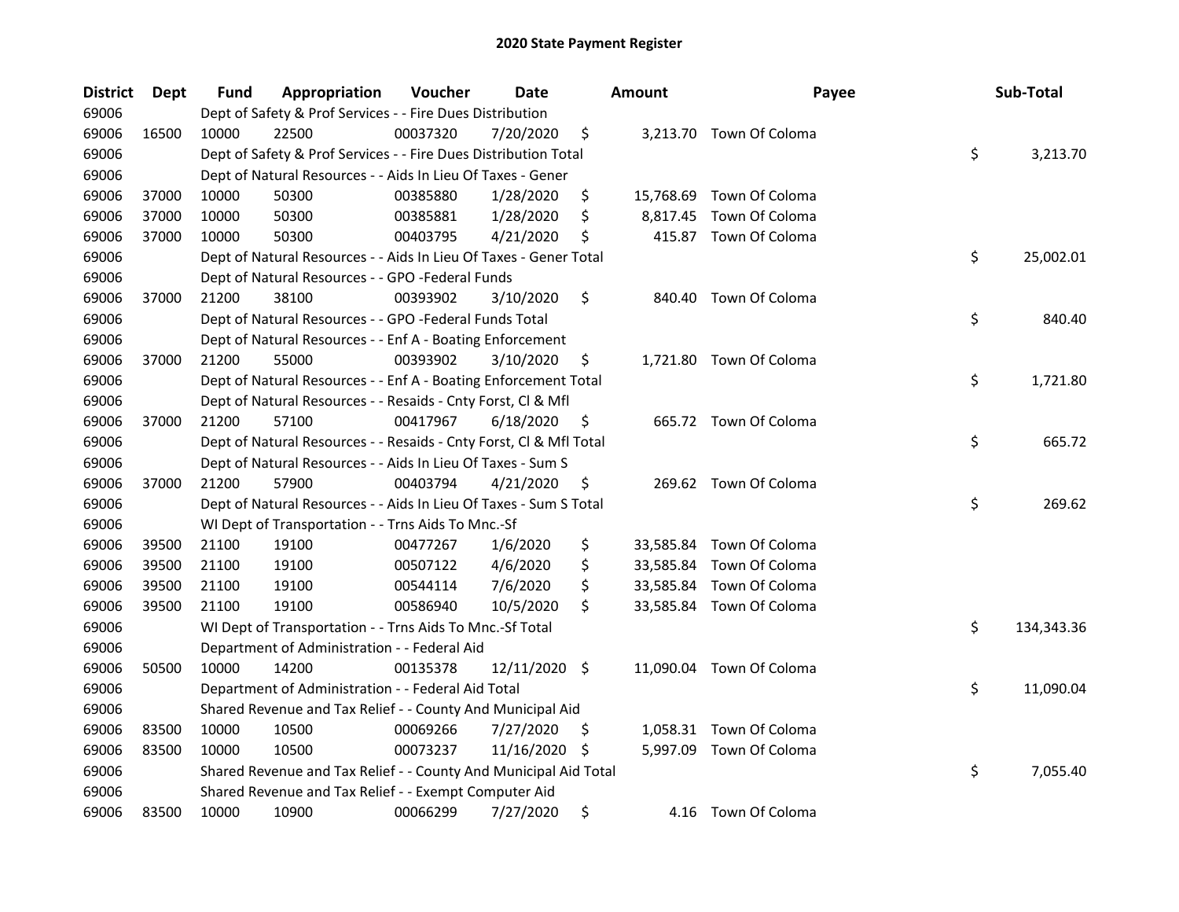# 2020 State Payment Register

| District | Dept | Fund | Appropriation | Voucher | Date | Amount | Payee | Sub-Total |
|---|---|---|---|---|---|---|---|---|
| 69006 | | Dept of Safety & Prof Services - - Fire Dues Distribution | | | | | | |
| 69006 | 16500 | 10000 | 22500 | 00037320 | 7/20/2020 | $ 3,213.70 | Town Of Coloma | |
| 69006 | | Dept of Safety & Prof Services - - Fire Dues Distribution Total | | | | | | $ 3,213.70 |
| 69006 | | Dept of Natural Resources - - Aids In Lieu Of Taxes - Gener | | | | | | |
| 69006 | 37000 | 10000 | 50300 | 00385880 | 1/28/2020 | $ 15,768.69 | Town Of Coloma | |
| 69006 | 37000 | 10000 | 50300 | 00385881 | 1/28/2020 | $ 8,817.45 | Town Of Coloma | |
| 69006 | 37000 | 10000 | 50300 | 00403795 | 4/21/2020 | $ 415.87 | Town Of Coloma | |
| 69006 | | Dept of Natural Resources - - Aids In Lieu Of Taxes - Gener Total | | | | | | $ 25,002.01 |
| 69006 | | Dept of Natural Resources - - GPO -Federal Funds | | | | | | |
| 69006 | 37000 | 21200 | 38100 | 00393902 | 3/10/2020 | $ 840.40 | Town Of Coloma | |
| 69006 | | Dept of Natural Resources - - GPO -Federal Funds Total | | | | | | $ 840.40 |
| 69006 | | Dept of Natural Resources - - Enf A - Boating Enforcement | | | | | | |
| 69006 | 37000 | 21200 | 55000 | 00393902 | 3/10/2020 | $ 1,721.80 | Town Of Coloma | |
| 69006 | | Dept of Natural Resources - - Enf A - Boating Enforcement Total | | | | | | $ 1,721.80 |
| 69006 | | Dept of Natural Resources - - Resaids - Cnty Forst, Cl & Mfl | | | | | | |
| 69006 | 37000 | 21200 | 57100 | 00417967 | 6/18/2020 | $ 665.72 | Town Of Coloma | |
| 69006 | | Dept of Natural Resources - - Resaids - Cnty Forst, Cl & Mfl Total | | | | | | $ 665.72 |
| 69006 | | Dept of Natural Resources - - Aids In Lieu Of Taxes - Sum S | | | | | | |
| 69006 | 37000 | 21200 | 57900 | 00403794 | 4/21/2020 | $ 269.62 | Town Of Coloma | |
| 69006 | | Dept of Natural Resources - - Aids In Lieu Of Taxes - Sum S Total | | | | | | $ 269.62 |
| 69006 | | WI Dept of Transportation - - Trns Aids To Mnc.-Sf | | | | | | |
| 69006 | 39500 | 21100 | 19100 | 00477267 | 1/6/2020 | $ 33,585.84 | Town Of Coloma | |
| 69006 | 39500 | 21100 | 19100 | 00507122 | 4/6/2020 | $ 33,585.84 | Town Of Coloma | |
| 69006 | 39500 | 21100 | 19100 | 00544114 | 7/6/2020 | $ 33,585.84 | Town Of Coloma | |
| 69006 | 39500 | 21100 | 19100 | 00586940 | 10/5/2020 | $ 33,585.84 | Town Of Coloma | |
| 69006 | | WI Dept of Transportation - - Trns Aids To Mnc.-Sf Total | | | | | | $ 134,343.36 |
| 69006 | | Department of Administration - - Federal Aid | | | | | | |
| 69006 | 50500 | 10000 | 14200 | 00135378 | 12/11/2020 | $ 11,090.04 | Town Of Coloma | |
| 69006 | | Department of Administration - - Federal Aid Total | | | | | | $ 11,090.04 |
| 69006 | | Shared Revenue and Tax Relief - - County And Municipal Aid | | | | | | |
| 69006 | 83500 | 10000 | 10500 | 00069266 | 7/27/2020 | $ 1,058.31 | Town Of Coloma | |
| 69006 | 83500 | 10000 | 10500 | 00073237 | 11/16/2020 | $ 5,997.09 | Town Of Coloma | |
| 69006 | | Shared Revenue and Tax Relief - - County And Municipal Aid Total | | | | | | $ 7,055.40 |
| 69006 | | Shared Revenue and Tax Relief - - Exempt Computer Aid | | | | | | |
| 69006 | 83500 | 10000 | 10900 | 00066299 | 7/27/2020 | $ 4.16 | Town Of Coloma | |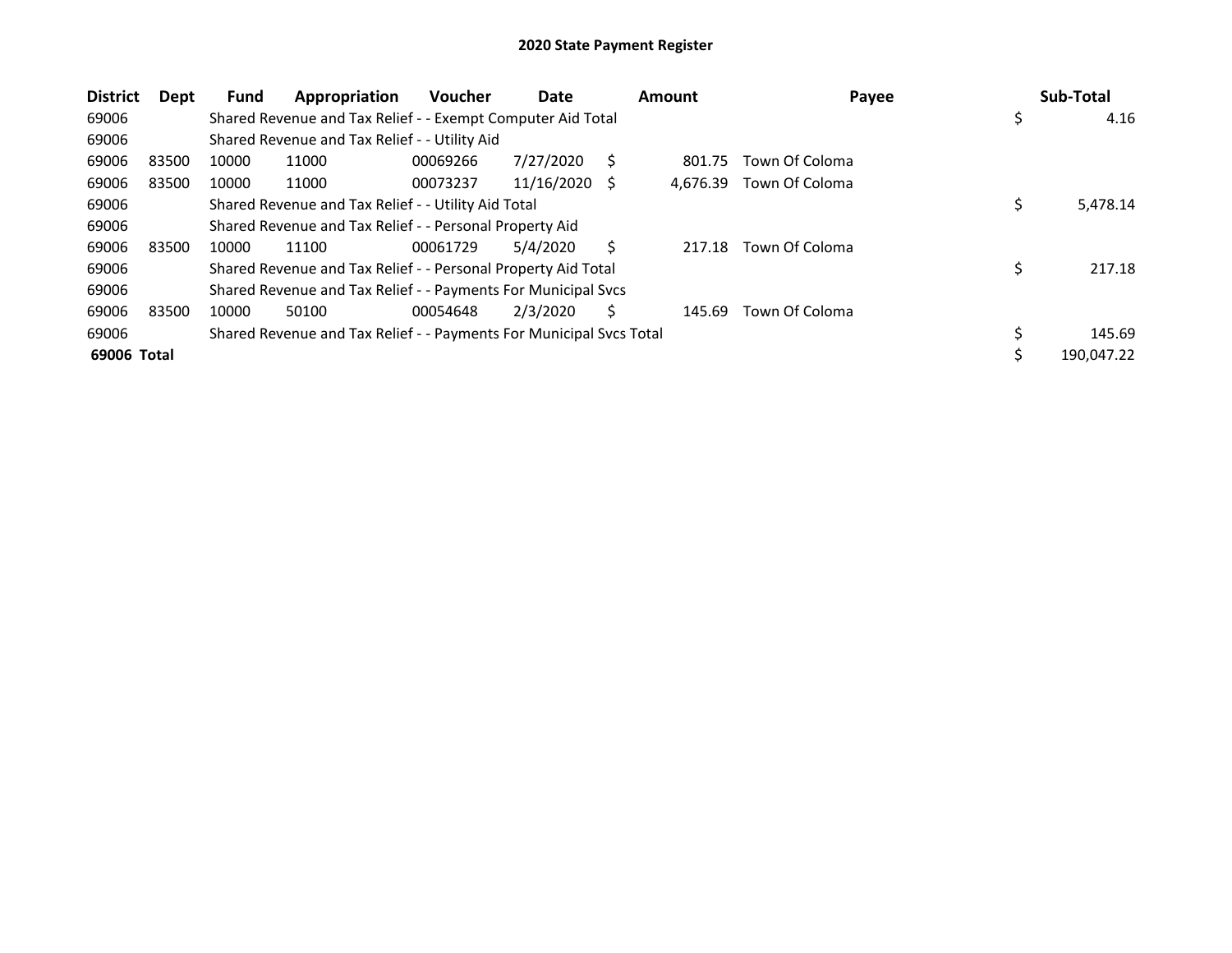# 2020 State Payment Register

| District | Dept | Fund | Appropriation | Voucher | Date | Amount | Payee | Sub-Total |
|---|---|---|---|---|---|---|---|---|
| 69006 | | Shared Revenue and Tax Relief - - Exempt Computer Aid Total | | | | | | $ 4.16 |
| 69006 | | Shared Revenue and Tax Relief - - Utility Aid | | | | | | |
| 69006 | 83500 | 10000 | 11000 | 00069266 | 7/27/2020 | $ 801.75 | Town Of Coloma | |
| 69006 | 83500 | 10000 | 11000 | 00073237 | 11/16/2020 | $ 4,676.39 | Town Of Coloma | |
| 69006 | | Shared Revenue and Tax Relief - - Utility Aid Total | | | | | | $ 5,478.14 |
| 69006 | | Shared Revenue and Tax Relief - - Personal Property Aid | | | | | | |
| 69006 | 83500 | 10000 | 11100 | 00061729 | 5/4/2020 | $ 217.18 | Town Of Coloma | |
| 69006 | | Shared Revenue and Tax Relief - - Personal Property Aid Total | | | | | | $ 217.18 |
| 69006 | | Shared Revenue and Tax Relief - - Payments For Municipal Svcs | | | | | | |
| 69006 | 83500 | 10000 | 50100 | 00054648 | 2/3/2020 | $ 145.69 | Town Of Coloma | |
| 69006 | | Shared Revenue and Tax Relief - - Payments For Municipal Svcs Total | | | | | | $ 145.69 |
| **69006 Total** | | | | | | | | $ 190,047.22 |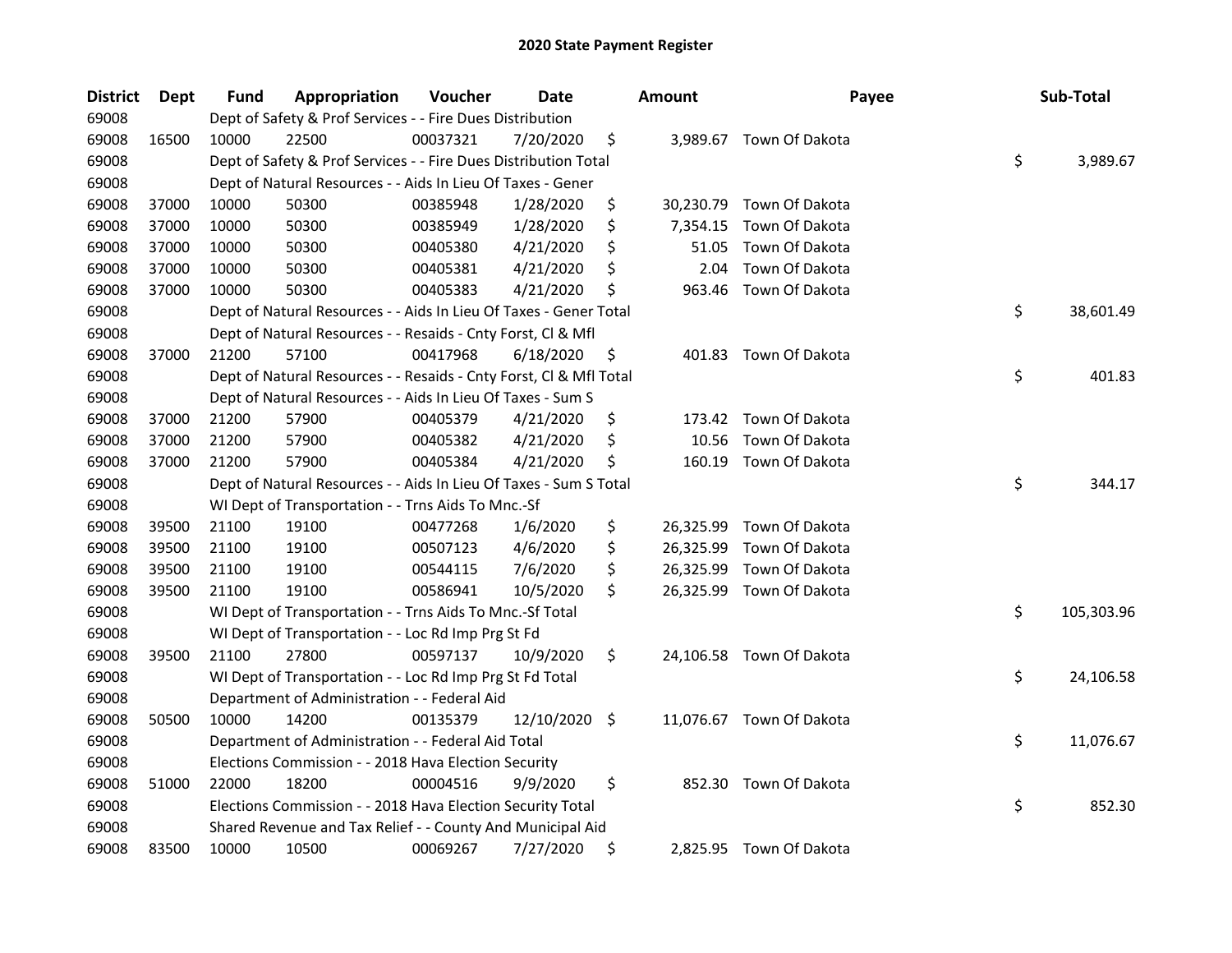## 2020 State Payment Register

| District | Dept | Fund | Appropriation | Voucher | Date | Amount | Payee | Sub-Total |
|---|---|---|---|---|---|---|---|---|
| 69008 | | Dept of Safety & Prof Services - - Fire Dues Distribution | | | | | | |
| 69008 | 16500 | 10000 | 22500 | 00037321 | 7/20/2020 | $ 3,989.67 | Town Of Dakota | |
| 69008 | | Dept of Safety & Prof Services - - Fire Dues Distribution Total | | | | | | $ 3,989.67 |
| 69008 | | Dept of Natural Resources - - Aids In Lieu Of Taxes - Gener | | | | | | |
| 69008 | 37000 | 10000 | 50300 | 00385948 | 1/28/2020 | $ 30,230.79 | Town Of Dakota | |
| 69008 | 37000 | 10000 | 50300 | 00385949 | 1/28/2020 | $ 7,354.15 | Town Of Dakota | |
| 69008 | 37000 | 10000 | 50300 | 00405380 | 4/21/2020 | $ 51.05 | Town Of Dakota | |
| 69008 | 37000 | 10000 | 50300 | 00405381 | 4/21/2020 | $ 2.04 | Town Of Dakota | |
| 69008 | 37000 | 10000 | 50300 | 00405383 | 4/21/2020 | $ 963.46 | Town Of Dakota | |
| 69008 | | Dept of Natural Resources - - Aids In Lieu Of Taxes - Gener Total | | | | | | $ 38,601.49 |
| 69008 | | Dept of Natural Resources - - Resaids - Cnty Forst, Cl & Mfl | | | | | | |
| 69008 | 37000 | 21200 | 57100 | 00417968 | 6/18/2020 | $ 401.83 | Town Of Dakota | |
| 69008 | | Dept of Natural Resources - - Resaids - Cnty Forst, Cl & Mfl Total | | | | | | $ 401.83 |
| 69008 | | Dept of Natural Resources - - Aids In Lieu Of Taxes - Sum S | | | | | | |
| 69008 | 37000 | 21200 | 57900 | 00405379 | 4/21/2020 | $ 173.42 | Town Of Dakota | |
| 69008 | 37000 | 21200 | 57900 | 00405382 | 4/21/2020 | $ 10.56 | Town Of Dakota | |
| 69008 | 37000 | 21200 | 57900 | 00405384 | 4/21/2020 | $ 160.19 | Town Of Dakota | |
| 69008 | | Dept of Natural Resources - - Aids In Lieu Of Taxes - Sum S Total | | | | | | $ 344.17 |
| 69008 | | WI Dept of Transportation - - Trns Aids To Mnc.-Sf | | | | | | |
| 69008 | 39500 | 21100 | 19100 | 00477268 | 1/6/2020 | $ 26,325.99 | Town Of Dakota | |
| 69008 | 39500 | 21100 | 19100 | 00507123 | 4/6/2020 | $ 26,325.99 | Town Of Dakota | |
| 69008 | 39500 | 21100 | 19100 | 00544115 | 7/6/2020 | $ 26,325.99 | Town Of Dakota | |
| 69008 | 39500 | 21100 | 19100 | 00586941 | 10/5/2020 | $ 26,325.99 | Town Of Dakota | |
| 69008 | | WI Dept of Transportation - - Trns Aids To Mnc.-Sf Total | | | | | | $ 105,303.96 |
| 69008 | | WI Dept of Transportation - - Loc Rd Imp Prg St Fd | | | | | | |
| 69008 | 39500 | 21100 | 27800 | 00597137 | 10/9/2020 | $ 24,106.58 | Town Of Dakota | |
| 69008 | | WI Dept of Transportation - - Loc Rd Imp Prg St Fd Total | | | | | | $ 24,106.58 |
| 69008 | | Department of Administration - - Federal Aid | | | | | | |
| 69008 | 50500 | 10000 | 14200 | 00135379 | 12/10/2020 | $ 11,076.67 | Town Of Dakota | |
| 69008 | | Department of Administration - - Federal Aid Total | | | | | | $ 11,076.67 |
| 69008 | | Elections Commission - - 2018 Hava Election Security | | | | | | |
| 69008 | 51000 | 22000 | 18200 | 00004516 | 9/9/2020 | $ 852.30 | Town Of Dakota | |
| 69008 | | Elections Commission - - 2018 Hava Election Security Total | | | | | | $ 852.30 |
| 69008 | | Shared Revenue and Tax Relief - - County And Municipal Aid | | | | | | |
| 69008 | 83500 | 10000 | 10500 | 00069267 | 7/27/2020 | $ 2,825.95 | Town Of Dakota | |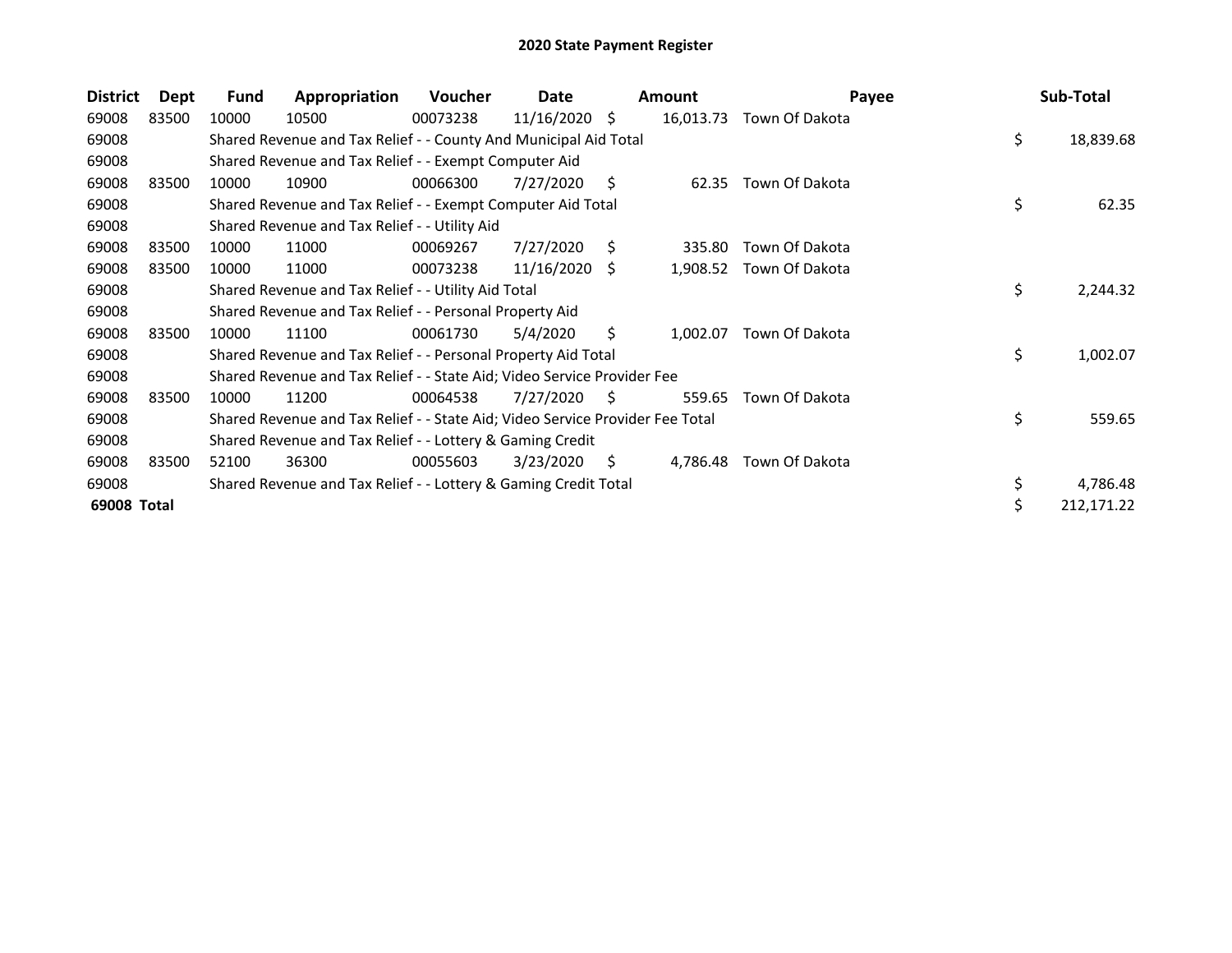## 2020 State Payment Register

| District | Dept | Fund | Appropriation | Voucher | Date | Amount | Payee | Sub-Total |
|---|---|---|---|---|---|---|---|---|
| 69008 | 83500 | 10000 | 10500 | 00073238 | 11/16/2020 | $ 16,013.73 | Town Of Dakota | |
| 69008 | | Shared Revenue and Tax Relief - - County And Municipal Aid Total | | | | | | $ 18,839.68 |
| 69008 | | Shared Revenue and Tax Relief - - Exempt Computer Aid | | | | | | |
| 69008 | 83500 | 10000 | 10900 | 00066300 | 7/27/2020 | $ 62.35 | Town Of Dakota | |
| 69008 | | Shared Revenue and Tax Relief - - Exempt Computer Aid Total | | | | | | $ 62.35 |
| 69008 | | Shared Revenue and Tax Relief - - Utility Aid | | | | | | |
| 69008 | 83500 | 10000 | 11000 | 00069267 | 7/27/2020 | $ 335.80 | Town Of Dakota | |
| 69008 | 83500 | 10000 | 11000 | 00073238 | 11/16/2020 | $ 1,908.52 | Town Of Dakota | |
| 69008 | | Shared Revenue and Tax Relief - - Utility Aid Total | | | | | | $ 2,244.32 |
| 69008 | | Shared Revenue and Tax Relief - - Personal Property Aid | | | | | | |
| 69008 | 83500 | 10000 | 11100 | 00061730 | 5/4/2020 | $ 1,002.07 | Town Of Dakota | |
| 69008 | | Shared Revenue and Tax Relief - - Personal Property Aid Total | | | | | | $ 1,002.07 |
| 69008 | | Shared Revenue and Tax Relief - - State Aid; Video Service Provider Fee | | | | | | |
| 69008 | 83500 | 10000 | 11200 | 00064538 | 7/27/2020 | $ 559.65 | Town Of Dakota | |
| 69008 | | Shared Revenue and Tax Relief - - State Aid; Video Service Provider Fee Total | | | | | | $ 559.65 |
| 69008 | | Shared Revenue and Tax Relief - - Lottery & Gaming Credit | | | | | | |
| 69008 | 83500 | 52100 | 36300 | 00055603 | 3/23/2020 | $ 4,786.48 | Town Of Dakota | |
| 69008 | | Shared Revenue and Tax Relief - - Lottery & Gaming Credit Total | | | | | | $ 4,786.48 |
| **69008 Total** | | | | | | | | $ 212,171.22 |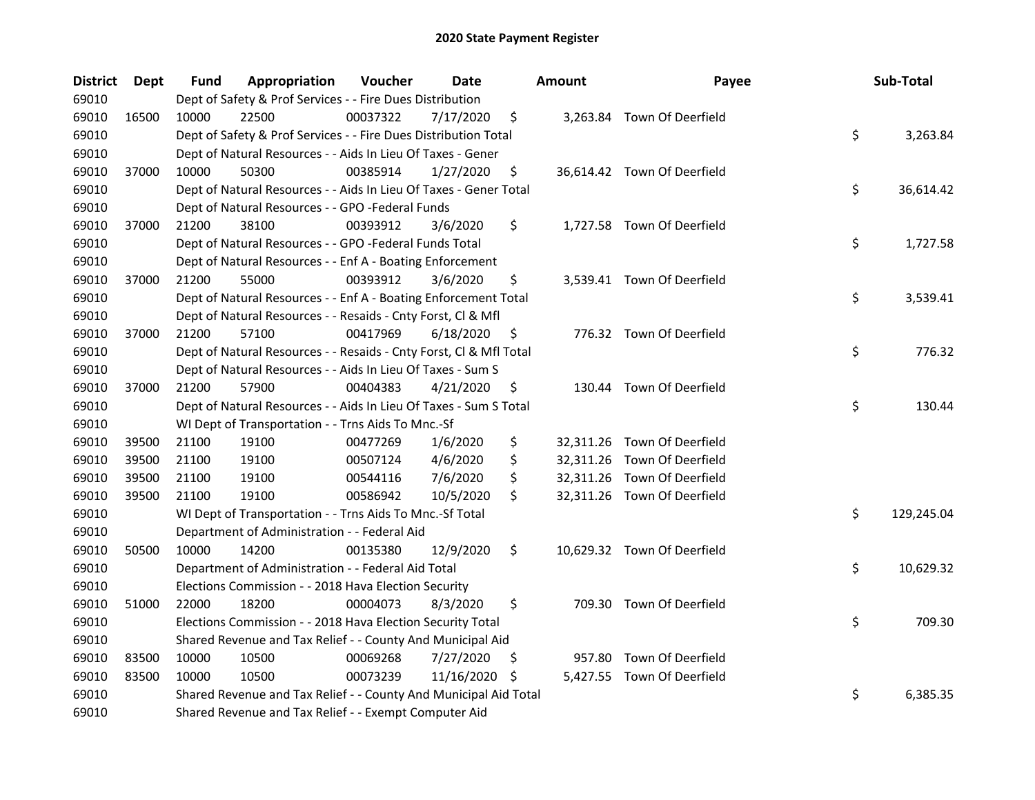# 2020 State Payment Register

| District | Dept | Fund | Appropriation | Voucher | Date | Amount | Payee | Sub-Total |
|---|---|---|---|---|---|---|---|---|
| 69010 | | Dept of Safety & Prof Services - - Fire Dues Distribution | | | | | | |
| 69010 | 16500 | 10000 | 22500 | 00037322 | 7/17/2020 | $ 3,263.84 | Town Of Deerfield | |
| 69010 | | Dept of Safety & Prof Services - - Fire Dues Distribution Total | | | | | | $ 3,263.84 |
| 69010 | | Dept of Natural Resources - - Aids In Lieu Of Taxes - Gener | | | | | | |
| 69010 | 37000 | 10000 | 50300 | 00385914 | 1/27/2020 | $ 36,614.42 | Town Of Deerfield | |
| 69010 | | Dept of Natural Resources - - Aids In Lieu Of Taxes - Gener Total | | | | | | $ 36,614.42 |
| 69010 | | Dept of Natural Resources - - GPO -Federal Funds | | | | | | |
| 69010 | 37000 | 21200 | 38100 | 00393912 | 3/6/2020 | $ 1,727.58 | Town Of Deerfield | |
| 69010 | | Dept of Natural Resources - - GPO -Federal Funds Total | | | | | | $ 1,727.58 |
| 69010 | | Dept of Natural Resources - - Enf A - Boating Enforcement | | | | | | |
| 69010 | 37000 | 21200 | 55000 | 00393912 | 3/6/2020 | $ 3,539.41 | Town Of Deerfield | |
| 69010 | | Dept of Natural Resources - - Enf A - Boating Enforcement Total | | | | | | $ 3,539.41 |
| 69010 | | Dept of Natural Resources - - Resaids - Cnty Forst, Cl & Mfl | | | | | | |
| 69010 | 37000 | 21200 | 57100 | 00417969 | 6/18/2020 | $ 776.32 | Town Of Deerfield | |
| 69010 | | Dept of Natural Resources - - Resaids - Cnty Forst, Cl & Mfl Total | | | | | | $ 776.32 |
| 69010 | | Dept of Natural Resources - - Aids In Lieu Of Taxes - Sum S | | | | | | |
| 69010 | 37000 | 21200 | 57900 | 00404383 | 4/21/2020 | $ 130.44 | Town Of Deerfield | |
| 69010 | | Dept of Natural Resources - - Aids In Lieu Of Taxes - Sum S Total | | | | | | $ 130.44 |
| 69010 | | WI Dept of Transportation - - Trns Aids To Mnc.-Sf | | | | | | |
| 69010 | 39500 | 21100 | 19100 | 00477269 | 1/6/2020 | $ 32,311.26 | Town Of Deerfield | |
| 69010 | 39500 | 21100 | 19100 | 00507124 | 4/6/2020 | $ 32,311.26 | Town Of Deerfield | |
| 69010 | 39500 | 21100 | 19100 | 00544116 | 7/6/2020 | $ 32,311.26 | Town Of Deerfield | |
| 69010 | 39500 | 21100 | 19100 | 00586942 | 10/5/2020 | $ 32,311.26 | Town Of Deerfield | |
| 69010 | | WI Dept of Transportation - - Trns Aids To Mnc.-Sf Total | | | | | | $ 129,245.04 |
| 69010 | | Department of Administration - - Federal Aid | | | | | | |
| 69010 | 50500 | 10000 | 14200 | 00135380 | 12/9/2020 | $ 10,629.32 | Town Of Deerfield | |
| 69010 | | Department of Administration - - Federal Aid Total | | | | | | $ 10,629.32 |
| 69010 | | Elections Commission - - 2018 Hava Election Security | | | | | | |
| 69010 | 51000 | 22000 | 18200 | 00004073 | 8/3/2020 | $ 709.30 | Town Of Deerfield | |
| 69010 | | Elections Commission - - 2018 Hava Election Security Total | | | | | | $ 709.30 |
| 69010 | | Shared Revenue and Tax Relief - - County And Municipal Aid | | | | | | |
| 69010 | 83500 | 10000 | 10500 | 00069268 | 7/27/2020 | $ 957.80 | Town Of Deerfield | |
| 69010 | 83500 | 10000 | 10500 | 00073239 | 11/16/2020 | $ 5,427.55 | Town Of Deerfield | |
| 69010 | | Shared Revenue and Tax Relief - - County And Municipal Aid Total | | | | | | $ 6,385.35 |
| 69010 | | Shared Revenue and Tax Relief - - Exempt Computer Aid | | | | | | |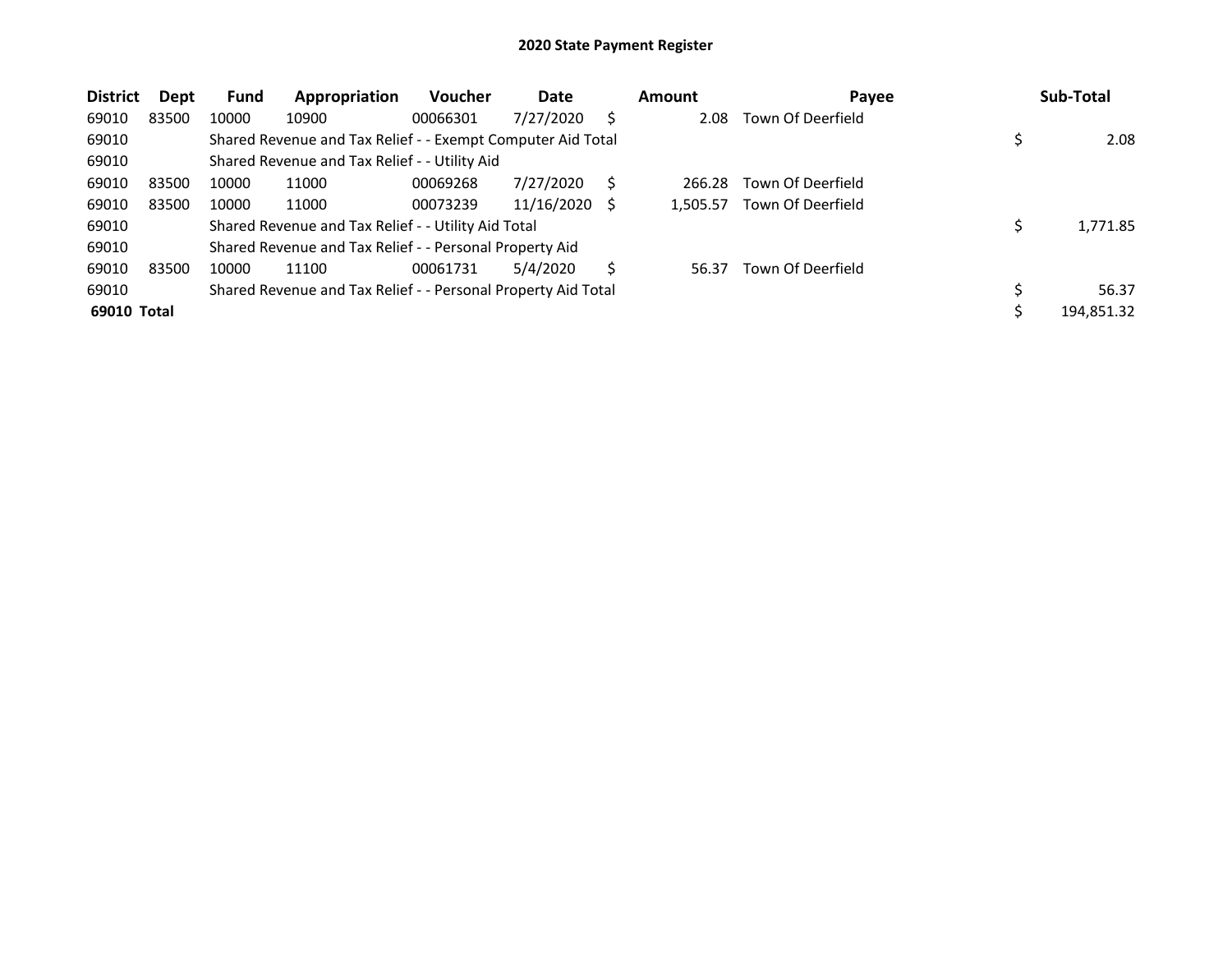# 2020 State Payment Register

| District | Dept | Fund | Appropriation | Voucher | Date | Amount | Payee | Sub-Total |
|---|---|---|---|---|---|---|---|---|
| 69010 | 83500 | 10000 | 10900 | 00066301 | 7/27/2020 | $ 2.08 | Town Of Deerfield | |
| 69010 | | Shared Revenue and Tax Relief - - Exempt Computer Aid Total | | | | | | $ 2.08 |
| 69010 | | Shared Revenue and Tax Relief - - Utility Aid | | | | | | |
| 69010 | 83500 | 10000 | 11000 | 00069268 | 7/27/2020 | $ 266.28 | Town Of Deerfield | |
| 69010 | 83500 | 10000 | 11000 | 00073239 | 11/16/2020 | $ 1,505.57 | Town Of Deerfield | |
| 69010 | | Shared Revenue and Tax Relief - - Utility Aid Total | | | | | | $ 1,771.85 |
| 69010 | | Shared Revenue and Tax Relief - - Personal Property Aid | | | | | | |
| 69010 | 83500 | 10000 | 11100 | 00061731 | 5/4/2020 | $ 56.37 | Town Of Deerfield | |
| 69010 | | Shared Revenue and Tax Relief - - Personal Property Aid Total | | | | | | $ 56.37 |
| **69010 Total** | | | | | | | | $ 194,851.32 |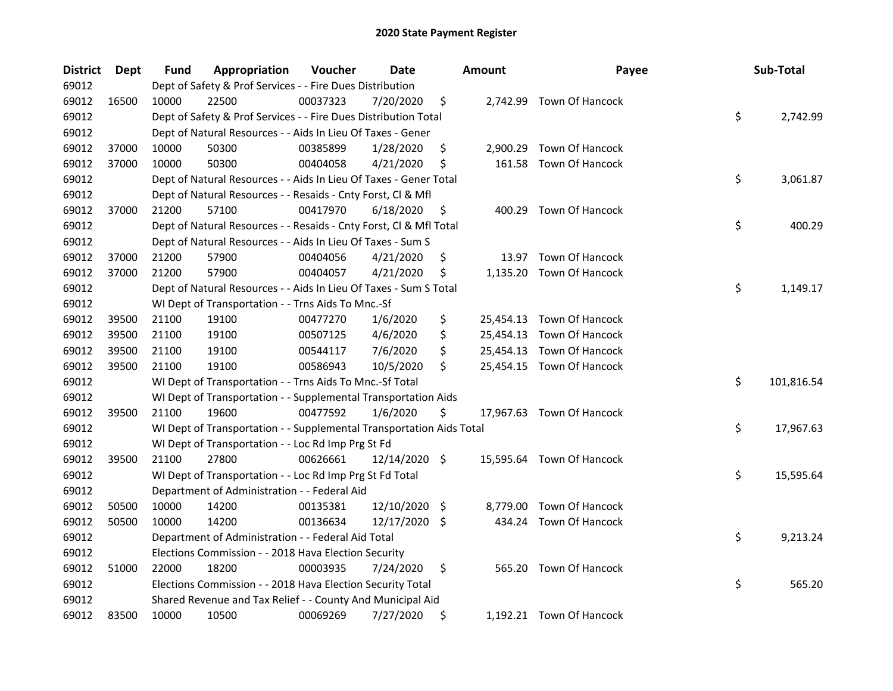# 2020 State Payment Register

| District | Dept | Fund | Appropriation | Voucher | Date | Amount | Payee | Sub-Total |
|---|---|---|---|---|---|---|---|---|
| 69012 | | Dept of Safety & Prof Services - - Fire Dues Distribution | | | | | | |
| 69012 | 16500 | 10000 | 22500 | 00037323 | 7/20/2020 | $ 2,742.99 | Town Of Hancock | |
| 69012 | | Dept of Safety & Prof Services - - Fire Dues Distribution Total | | | | | | $ 2,742.99 |
| 69012 | | Dept of Natural Resources - - Aids In Lieu Of Taxes - Gener | | | | | | |
| 69012 | 37000 | 10000 | 50300 | 00385899 | 1/28/2020 | $ 2,900.29 | Town Of Hancock | |
| 69012 | 37000 | 10000 | 50300 | 00404058 | 4/21/2020 | $ 161.58 | Town Of Hancock | |
| 69012 | | Dept of Natural Resources - - Aids In Lieu Of Taxes - Gener Total | | | | | | $ 3,061.87 |
| 69012 | | Dept of Natural Resources - - Resaids - Cnty Forst, Cl & Mfl | | | | | | |
| 69012 | 37000 | 21200 | 57100 | 00417970 | 6/18/2020 | $ 400.29 | Town Of Hancock | |
| 69012 | | Dept of Natural Resources - - Resaids - Cnty Forst, Cl & Mfl Total | | | | | | $ 400.29 |
| 69012 | | Dept of Natural Resources - - Aids In Lieu Of Taxes - Sum S | | | | | | |
| 69012 | 37000 | 21200 | 57900 | 00404056 | 4/21/2020 | $ 13.97 | Town Of Hancock | |
| 69012 | 37000 | 21200 | 57900 | 00404057 | 4/21/2020 | $ 1,135.20 | Town Of Hancock | |
| 69012 | | Dept of Natural Resources - - Aids In Lieu Of Taxes - Sum S Total | | | | | | $ 1,149.17 |
| 69012 | | WI Dept of Transportation - - Trns Aids To Mnc.-Sf | | | | | | |
| 69012 | 39500 | 21100 | 19100 | 00477270 | 1/6/2020 | $ 25,454.13 | Town Of Hancock | |
| 69012 | 39500 | 21100 | 19100 | 00507125 | 4/6/2020 | $ 25,454.13 | Town Of Hancock | |
| 69012 | 39500 | 21100 | 19100 | 00544117 | 7/6/2020 | $ 25,454.13 | Town Of Hancock | |
| 69012 | 39500 | 21100 | 19100 | 00586943 | 10/5/2020 | $ 25,454.15 | Town Of Hancock | |
| 69012 | | WI Dept of Transportation - - Trns Aids To Mnc.-Sf Total | | | | | | $ 101,816.54 |
| 69012 | | WI Dept of Transportation - - Supplemental Transportation Aids | | | | | | |
| 69012 | 39500 | 21100 | 19600 | 00477592 | 1/6/2020 | $ 17,967.63 | Town Of Hancock | |
| 69012 | | WI Dept of Transportation - - Supplemental Transportation Aids Total | | | | | | $ 17,967.63 |
| 69012 | | WI Dept of Transportation - - Loc Rd Imp Prg St Fd | | | | | | |
| 69012 | 39500 | 21100 | 27800 | 00626661 | 12/14/2020 | $ 15,595.64 | Town Of Hancock | |
| 69012 | | WI Dept of Transportation - - Loc Rd Imp Prg St Fd Total | | | | | | $ 15,595.64 |
| 69012 | | Department of Administration - - Federal Aid | | | | | | |
| 69012 | 50500 | 10000 | 14200 | 00135381 | 12/10/2020 | $ 8,779.00 | Town Of Hancock | |
| 69012 | 50500 | 10000 | 14200 | 00136634 | 12/17/2020 | $ 434.24 | Town Of Hancock | |
| 69012 | | Department of Administration - - Federal Aid Total | | | | | | $ 9,213.24 |
| 69012 | | Elections Commission - - 2018 Hava Election Security | | | | | | |
| 69012 | 51000 | 22000 | 18200 | 00003935 | 7/24/2020 | $ 565.20 | Town Of Hancock | |
| 69012 | | Elections Commission - - 2018 Hava Election Security Total | | | | | | $ 565.20 |
| 69012 | | Shared Revenue and Tax Relief - - County And Municipal Aid | | | | | | |
| 69012 | 83500 | 10000 | 10500 | 00069269 | 7/27/2020 | $ 1,192.21 | Town Of Hancock | |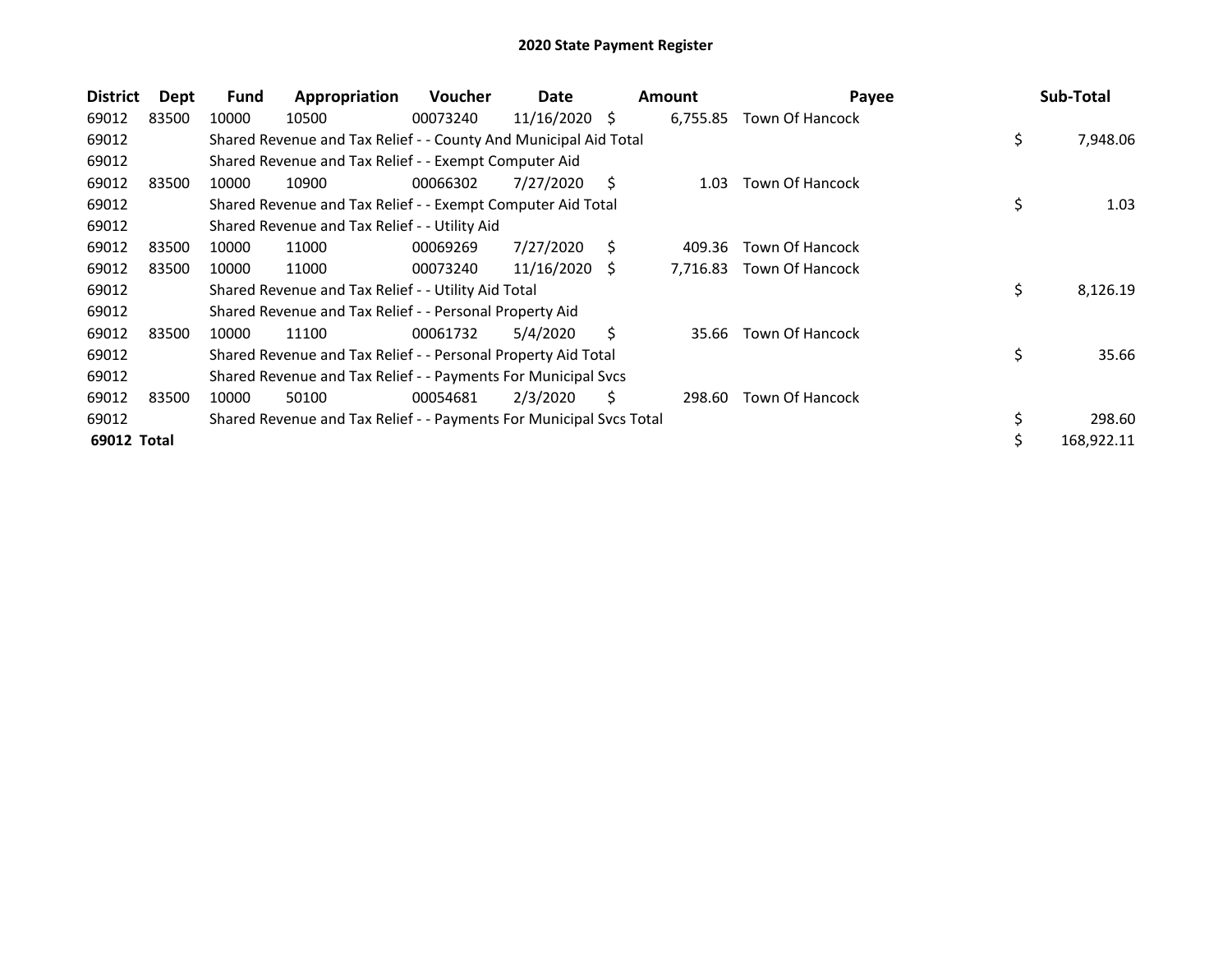# 2020 State Payment Register

| District | Dept | Fund | Appropriation | Voucher | Date | Amount | Payee | Sub-Total |
|---|---|---|---|---|---|---|---|---|
| 69012 | 83500 | 10000 | 10500 | 00073240 | 11/16/2020 | $ 6,755.85 | Town Of Hancock | |
| 69012 | | Shared Revenue and Tax Relief - - County And Municipal Aid Total | | | | | | $ 7,948.06 |
| 69012 | | Shared Revenue and Tax Relief - - Exempt Computer Aid | | | | | | |
| 69012 | 83500 | 10000 | 10900 | 00066302 | 7/27/2020 | $ 1.03 | Town Of Hancock | |
| 69012 | | Shared Revenue and Tax Relief - - Exempt Computer Aid Total | | | | | | $ 1.03 |
| 69012 | | Shared Revenue and Tax Relief - - Utility Aid | | | | | | |
| 69012 | 83500 | 10000 | 11000 | 00069269 | 7/27/2020 | $ 409.36 | Town Of Hancock | |
| 69012 | 83500 | 10000 | 11000 | 00073240 | 11/16/2020 | $ 7,716.83 | Town Of Hancock | |
| 69012 | | Shared Revenue and Tax Relief - - Utility Aid Total | | | | | | $ 8,126.19 |
| 69012 | | Shared Revenue and Tax Relief - - Personal Property Aid | | | | | | |
| 69012 | 83500 | 10000 | 11100 | 00061732 | 5/4/2020 | $ 35.66 | Town Of Hancock | |
| 69012 | | Shared Revenue and Tax Relief - - Personal Property Aid Total | | | | | | $ 35.66 |
| 69012 | | Shared Revenue and Tax Relief - - Payments For Municipal Svcs | | | | | | |
| 69012 | 83500 | 10000 | 50100 | 00054681 | 2/3/2020 | $ 298.60 | Town Of Hancock | |
| 69012 | | Shared Revenue and Tax Relief - - Payments For Municipal Svcs Total | | | | | | $ 298.60 |
| **69012 Total** | | | | | | | | $ 168,922.11 |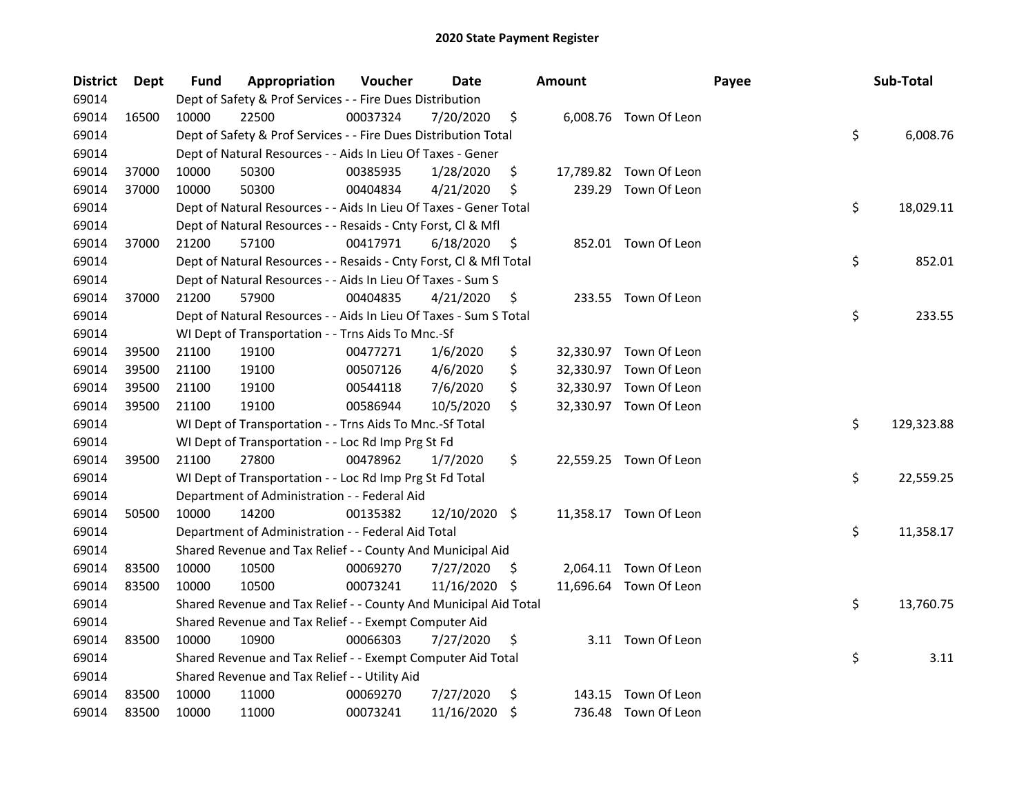# 2020 State Payment Register

| District | Dept | Fund | Appropriation | Voucher | Date | Amount | Payee | Sub-Total |
|---|---|---|---|---|---|---|---|---|
| 69014 | | Dept of Safety & Prof Services - - Fire Dues Distribution | | | | | | |
| 69014 | 16500 | 10000 | 22500 | 00037324 | 7/20/2020 | $ 6,008.76 | Town Of Leon | |
| 69014 | | Dept of Safety & Prof Services - - Fire Dues Distribution Total | | | | | | $ 6,008.76 |
| 69014 | | Dept of Natural Resources - - Aids In Lieu Of Taxes - Gener | | | | | | |
| 69014 | 37000 | 10000 | 50300 | 00385935 | 1/28/2020 | $ 17,789.82 | Town Of Leon | |
| 69014 | 37000 | 10000 | 50300 | 00404834 | 4/21/2020 | $ 239.29 | Town Of Leon | |
| 69014 | | Dept of Natural Resources - - Aids In Lieu Of Taxes - Gener Total | | | | | | $ 18,029.11 |
| 69014 | | Dept of Natural Resources - - Resaids - Cnty Forst, Cl & Mfl | | | | | | |
| 69014 | 37000 | 21200 | 57100 | 00417971 | 6/18/2020 | $ 852.01 | Town Of Leon | |
| 69014 | | Dept of Natural Resources - - Resaids - Cnty Forst, Cl & Mfl Total | | | | | | $ 852.01 |
| 69014 | | Dept of Natural Resources - - Aids In Lieu Of Taxes - Sum S | | | | | | |
| 69014 | 37000 | 21200 | 57900 | 00404835 | 4/21/2020 | $ 233.55 | Town Of Leon | |
| 69014 | | Dept of Natural Resources - - Aids In Lieu Of Taxes - Sum S Total | | | | | | $ 233.55 |
| 69014 | | WI Dept of Transportation - - Trns Aids To Mnc.-Sf | | | | | | |
| 69014 | 39500 | 21100 | 19100 | 00477271 | 1/6/2020 | $ 32,330.97 | Town Of Leon | |
| 69014 | 39500 | 21100 | 19100 | 00507126 | 4/6/2020 | $ 32,330.97 | Town Of Leon | |
| 69014 | 39500 | 21100 | 19100 | 00544118 | 7/6/2020 | $ 32,330.97 | Town Of Leon | |
| 69014 | 39500 | 21100 | 19100 | 00586944 | 10/5/2020 | $ 32,330.97 | Town Of Leon | |
| 69014 | | WI Dept of Transportation - - Trns Aids To Mnc.-Sf Total | | | | | | $ 129,323.88 |
| 69014 | | WI Dept of Transportation - - Loc Rd Imp Prg St Fd | | | | | | |
| 69014 | 39500 | 21100 | 27800 | 00478962 | 1/7/2020 | $ 22,559.25 | Town Of Leon | |
| 69014 | | WI Dept of Transportation - - Loc Rd Imp Prg St Fd Total | | | | | | $ 22,559.25 |
| 69014 | | Department of Administration - - Federal Aid | | | | | | |
| 69014 | 50500 | 10000 | 14200 | 00135382 | 12/10/2020 | $ 11,358.17 | Town Of Leon | |
| 69014 | | Department of Administration - - Federal Aid Total | | | | | | $ 11,358.17 |
| 69014 | | Shared Revenue and Tax Relief - - County And Municipal Aid | | | | | | |
| 69014 | 83500 | 10000 | 10500 | 00069270 | 7/27/2020 | $ 2,064.11 | Town Of Leon | |
| 69014 | 83500 | 10000 | 10500 | 00073241 | 11/16/2020 | $ 11,696.64 | Town Of Leon | |
| 69014 | | Shared Revenue and Tax Relief - - County And Municipal Aid Total | | | | | | $ 13,760.75 |
| 69014 | | Shared Revenue and Tax Relief - - Exempt Computer Aid | | | | | | |
| 69014 | 83500 | 10000 | 10900 | 00066303 | 7/27/2020 | $ 3.11 | Town Of Leon | |
| 69014 | | Shared Revenue and Tax Relief - - Exempt Computer Aid Total | | | | | | $ 3.11 |
| 69014 | | Shared Revenue and Tax Relief - - Utility Aid | | | | | | |
| 69014 | 83500 | 10000 | 11000 | 00069270 | 7/27/2020 | $ 143.15 | Town Of Leon | |
| 69014 | 83500 | 10000 | 11000 | 00073241 | 11/16/2020 | $ 736.48 | Town Of Leon | |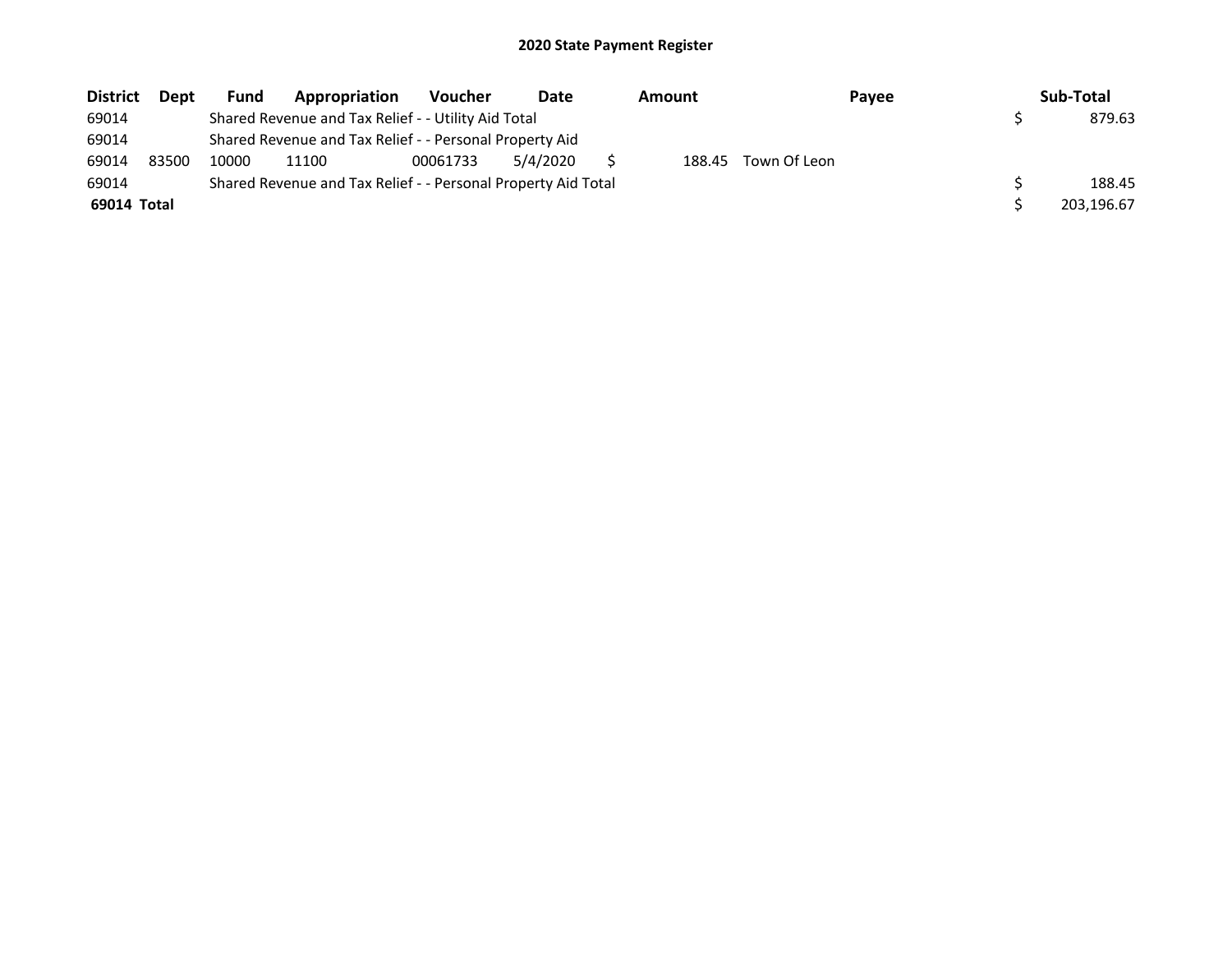# 2020 State Payment Register

| District | Dept | Fund | Appropriation | Voucher | Date | Amount | Payee | Sub-Total |
| --- | --- | --- | --- | --- | --- | --- | --- | --- |
| 69014 | | Shared Revenue and Tax Relief - - Utility Aid Total | | | | | | $ 879.63 |
| 69014 | | Shared Revenue and Tax Relief - - Personal Property Aid | | | | | | |
| 69014 | 83500 | 10000 | 11100 | 00061733 | 5/4/2020 | $ 188.45 | Town Of Leon | |
| 69014 | | Shared Revenue and Tax Relief - - Personal Property Aid Total | | | | | | $ 188.45 |
| **69014 Total** | | | | | | | | $ 203,196.67 |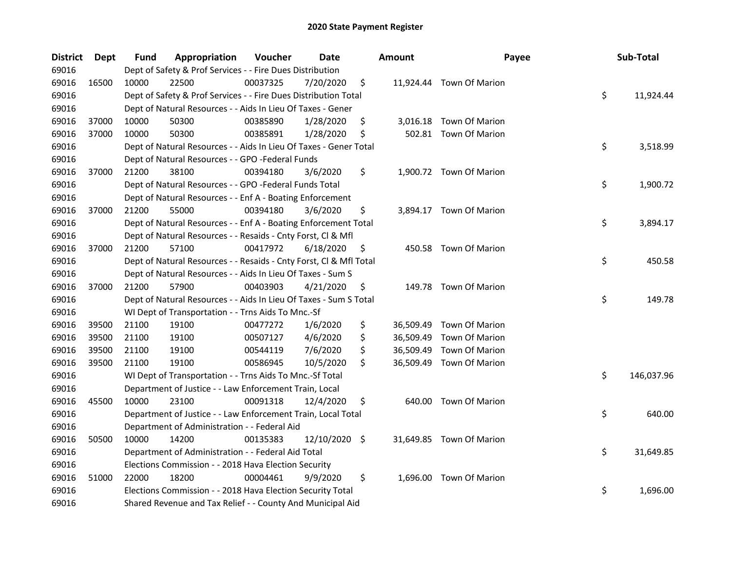# 2020 State Payment Register

| District | Dept | Fund | Appropriation | Voucher | Date | Amount | Payee | Sub-Total |
|---|---|---|---|---|---|---|---|---|
| 69016 | | Dept of Safety & Prof Services - - Fire Dues Distribution | | | | | | |
| 69016 | 16500 | 10000 | 22500 | 00037325 | 7/20/2020 | $ 11,924.44 | Town Of Marion | |
| 69016 | | Dept of Safety & Prof Services - - Fire Dues Distribution Total | | | | | | $ 11,924.44 |
| 69016 | | Dept of Natural Resources - - Aids In Lieu Of Taxes - Gener | | | | | | |
| 69016 | 37000 | 10000 | 50300 | 00385890 | 1/28/2020 | $ 3,016.18 | Town Of Marion | |
| 69016 | 37000 | 10000 | 50300 | 00385891 | 1/28/2020 | $ 502.81 | Town Of Marion | |
| 69016 | | Dept of Natural Resources - - Aids In Lieu Of Taxes - Gener Total | | | | | | $ 3,518.99 |
| 69016 | | Dept of Natural Resources - - GPO -Federal Funds | | | | | | |
| 69016 | 37000 | 21200 | 38100 | 00394180 | 3/6/2020 | $ 1,900.72 | Town Of Marion | |
| 69016 | | Dept of Natural Resources - - GPO -Federal Funds Total | | | | | | $ 1,900.72 |
| 69016 | | Dept of Natural Resources - - Enf A - Boating Enforcement | | | | | | |
| 69016 | 37000 | 21200 | 55000 | 00394180 | 3/6/2020 | $ 3,894.17 | Town Of Marion | |
| 69016 | | Dept of Natural Resources - - Enf A - Boating Enforcement Total | | | | | | $ 3,894.17 |
| 69016 | | Dept of Natural Resources - - Resaids - Cnty Forst, Cl & Mfl | | | | | | |
| 69016 | 37000 | 21200 | 57100 | 00417972 | 6/18/2020 | $ 450.58 | Town Of Marion | |
| 69016 | | Dept of Natural Resources - - Resaids - Cnty Forst, Cl & Mfl Total | | | | | | $ 450.58 |
| 69016 | | Dept of Natural Resources - - Aids In Lieu Of Taxes - Sum S | | | | | | |
| 69016 | 37000 | 21200 | 57900 | 00403903 | 4/21/2020 | $ 149.78 | Town Of Marion | |
| 69016 | | Dept of Natural Resources - - Aids In Lieu Of Taxes - Sum S Total | | | | | | $ 149.78 |
| 69016 | | WI Dept of Transportation - - Trns Aids To Mnc.-Sf | | | | | | |
| 69016 | 39500 | 21100 | 19100 | 00477272 | 1/6/2020 | $ 36,509.49 | Town Of Marion | |
| 69016 | 39500 | 21100 | 19100 | 00507127 | 4/6/2020 | $ 36,509.49 | Town Of Marion | |
| 69016 | 39500 | 21100 | 19100 | 00544119 | 7/6/2020 | $ 36,509.49 | Town Of Marion | |
| 69016 | 39500 | 21100 | 19100 | 00586945 | 10/5/2020 | $ 36,509.49 | Town Of Marion | |
| 69016 | | WI Dept of Transportation - - Trns Aids To Mnc.-Sf Total | | | | | | $ 146,037.96 |
| 69016 | | Department of Justice - - Law Enforcement Train, Local | | | | | | |
| 69016 | 45500 | 10000 | 23100 | 00091318 | 12/4/2020 | $ 640.00 | Town Of Marion | |
| 69016 | | Department of Justice - - Law Enforcement Train, Local Total | | | | | | $ 640.00 |
| 69016 | | Department of Administration - - Federal Aid | | | | | | |
| 69016 | 50500 | 10000 | 14200 | 00135383 | 12/10/2020 | $ 31,649.85 | Town Of Marion | |
| 69016 | | Department of Administration - - Federal Aid Total | | | | | | $ 31,649.85 |
| 69016 | | Elections Commission - - 2018 Hava Election Security | | | | | | |
| 69016 | 51000 | 22000 | 18200 | 00004461 | 9/9/2020 | $ 1,696.00 | Town Of Marion | |
| 69016 | | Elections Commission - - 2018 Hava Election Security Total | | | | | | $ 1,696.00 |
| 69016 | | Shared Revenue and Tax Relief - - County And Municipal Aid | | | | | | |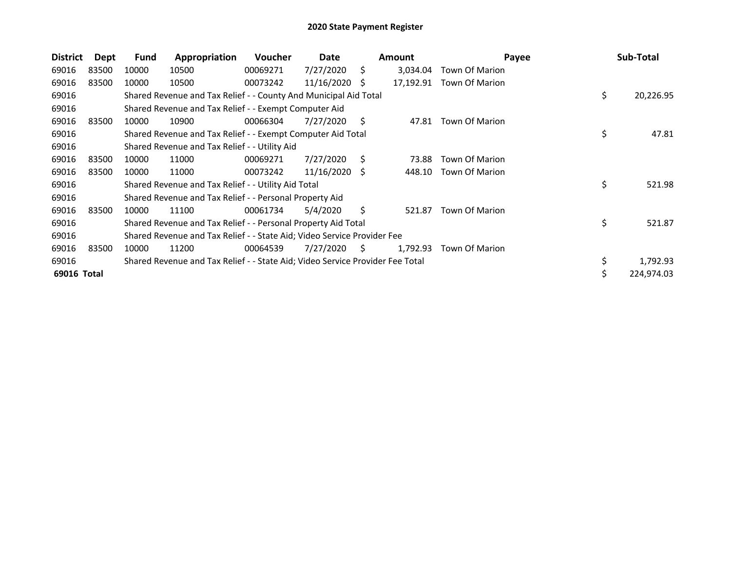# 2020 State Payment Register

| District | Dept | Fund | Appropriation | Voucher | Date | Amount | Payee | Sub-Total |
|---|---|---|---|---|---|---|---|---|
| 69016 | 83500 | 10000 | 10500 | 00069271 | 7/27/2020 | $ 3,034.04 | Town Of Marion | |
| 69016 | 83500 | 10000 | 10500 | 00073242 | 11/16/2020 | $ 17,192.91 | Town Of Marion | |
| 69016 | | Shared Revenue and Tax Relief - - County And Municipal Aid Total | | | | | | $ 20,226.95 |
| 69016 | | Shared Revenue and Tax Relief - - Exempt Computer Aid | | | | | | |
| 69016 | 83500 | 10000 | 10900 | 00066304 | 7/27/2020 | $ 47.81 | Town Of Marion | |
| 69016 | | Shared Revenue and Tax Relief - - Exempt Computer Aid Total | | | | | | $ 47.81 |
| 69016 | | Shared Revenue and Tax Relief - - Utility Aid | | | | | | |
| 69016 | 83500 | 10000 | 11000 | 00069271 | 7/27/2020 | $ 73.88 | Town Of Marion | |
| 69016 | 83500 | 10000 | 11000 | 00073242 | 11/16/2020 | $ 448.10 | Town Of Marion | |
| 69016 | | Shared Revenue and Tax Relief - - Utility Aid Total | | | | | | $ 521.98 |
| 69016 | | Shared Revenue and Tax Relief - - Personal Property Aid | | | | | | |
| 69016 | 83500 | 10000 | 11100 | 00061734 | 5/4/2020 | $ 521.87 | Town Of Marion | |
| 69016 | | Shared Revenue and Tax Relief - - Personal Property Aid Total | | | | | | $ 521.87 |
| 69016 | | Shared Revenue and Tax Relief - - State Aid; Video Service Provider Fee | | | | | | |
| 69016 | 83500 | 10000 | 11200 | 00064539 | 7/27/2020 | $ 1,792.93 | Town Of Marion | |
| 69016 | | Shared Revenue and Tax Relief - - State Aid; Video Service Provider Fee Total | | | | | | $ 1,792.93 |
| **69016 Total** | | | | | | | | $ 224,974.03 |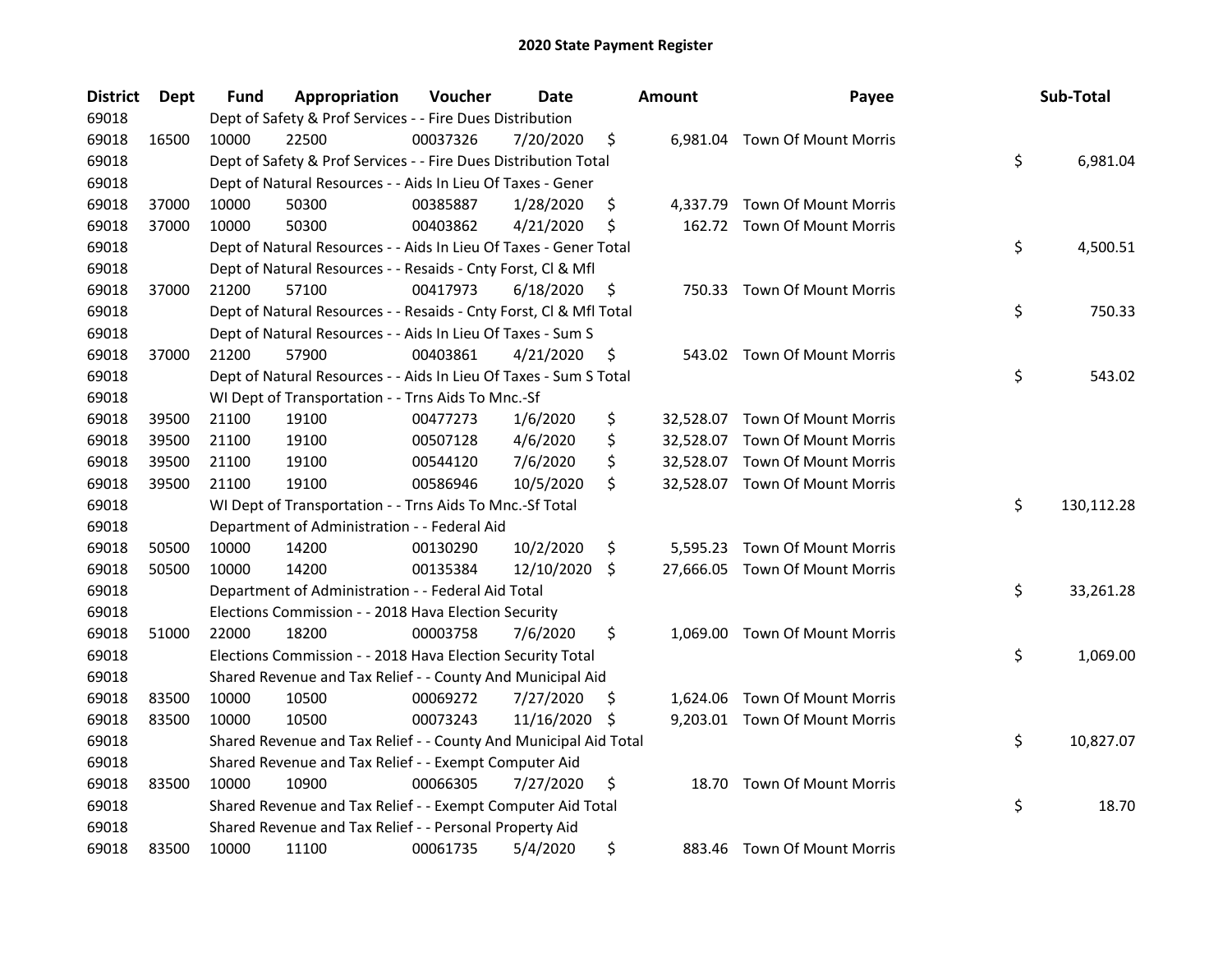# 2020 State Payment Register

| District | Dept | Fund | Appropriation | Voucher | Date | Amount | Payee | Sub-Total |
|---|---|---|---|---|---|---|---|---|
| 69018 | | Dept of Safety & Prof Services - - Fire Dues Distribution | | | | | | |
| 69018 | 16500 | 10000 | 22500 | 00037326 | 7/20/2020 | $ 6,981.04 | Town Of Mount Morris | |
| 69018 | | Dept of Safety & Prof Services - - Fire Dues Distribution Total | | | | | | $ 6,981.04 |
| 69018 | | Dept of Natural Resources - - Aids In Lieu Of Taxes - Gener | | | | | | |
| 69018 | 37000 | 10000 | 50300 | 00385887 | 1/28/2020 | $ 4,337.79 | Town Of Mount Morris | |
| 69018 | 37000 | 10000 | 50300 | 00403862 | 4/21/2020 | $ 162.72 | Town Of Mount Morris | |
| 69018 | | Dept of Natural Resources - - Aids In Lieu Of Taxes - Gener Total | | | | | | $ 4,500.51 |
| 69018 | | Dept of Natural Resources - - Resaids - Cnty Forst, Cl & Mfl | | | | | | |
| 69018 | 37000 | 21200 | 57100 | 00417973 | 6/18/2020 | $ 750.33 | Town Of Mount Morris | |
| 69018 | | Dept of Natural Resources - - Resaids - Cnty Forst, Cl & Mfl Total | | | | | | $ 750.33 |
| 69018 | | Dept of Natural Resources - - Aids In Lieu Of Taxes - Sum S | | | | | | |
| 69018 | 37000 | 21200 | 57900 | 00403861 | 4/21/2020 | $ 543.02 | Town Of Mount Morris | |
| 69018 | | Dept of Natural Resources - - Aids In Lieu Of Taxes - Sum S Total | | | | | | $ 543.02 |
| 69018 | | WI Dept of Transportation - - Trns Aids To Mnc.-Sf | | | | | | |
| 69018 | 39500 | 21100 | 19100 | 00477273 | 1/6/2020 | $ 32,528.07 | Town Of Mount Morris | |
| 69018 | 39500 | 21100 | 19100 | 00507128 | 4/6/2020 | $ 32,528.07 | Town Of Mount Morris | |
| 69018 | 39500 | 21100 | 19100 | 00544120 | 7/6/2020 | $ 32,528.07 | Town Of Mount Morris | |
| 69018 | 39500 | 21100 | 19100 | 00586946 | 10/5/2020 | $ 32,528.07 | Town Of Mount Morris | |
| 69018 | | WI Dept of Transportation - - Trns Aids To Mnc.-Sf Total | | | | | | $ 130,112.28 |
| 69018 | | Department of Administration - - Federal Aid | | | | | | |
| 69018 | 50500 | 10000 | 14200 | 00130290 | 10/2/2020 | $ 5,595.23 | Town Of Mount Morris | |
| 69018 | 50500 | 10000 | 14200 | 00135384 | 12/10/2020 | $ 27,666.05 | Town Of Mount Morris | |
| 69018 | | Department of Administration - - Federal Aid Total | | | | | | $ 33,261.28 |
| 69018 | | Elections Commission - - 2018 Hava Election Security | | | | | | |
| 69018 | 51000 | 22000 | 18200 | 00003758 | 7/6/2020 | $ 1,069.00 | Town Of Mount Morris | |
| 69018 | | Elections Commission - - 2018 Hava Election Security Total | | | | | | $ 1,069.00 |
| 69018 | | Shared Revenue and Tax Relief - - County And Municipal Aid | | | | | | |
| 69018 | 83500 | 10000 | 10500 | 00069272 | 7/27/2020 | $ 1,624.06 | Town Of Mount Morris | |
| 69018 | 83500 | 10000 | 10500 | 00073243 | 11/16/2020 | $ 9,203.01 | Town Of Mount Morris | |
| 69018 | | Shared Revenue and Tax Relief - - County And Municipal Aid Total | | | | | | $ 10,827.07 |
| 69018 | | Shared Revenue and Tax Relief - - Exempt Computer Aid | | | | | | |
| 69018 | 83500 | 10000 | 10900 | 00066305 | 7/27/2020 | $ 18.70 | Town Of Mount Morris | |
| 69018 | | Shared Revenue and Tax Relief - - Exempt Computer Aid Total | | | | | | $ 18.70 |
| 69018 | | Shared Revenue and Tax Relief - - Personal Property Aid | | | | | | |
| 69018 | 83500 | 10000 | 11100 | 00061735 | 5/4/2020 | $ 883.46 | Town Of Mount Morris | |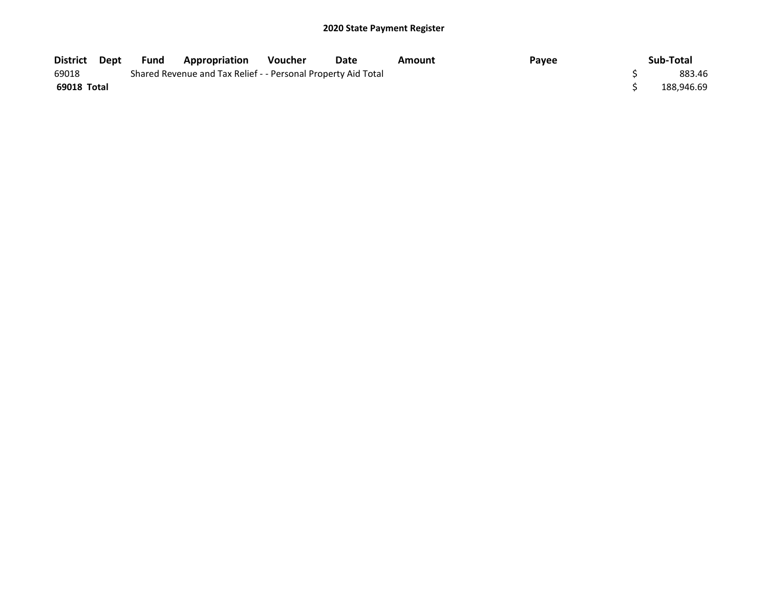**2020 State Payment Register**

| District | Dept | Fund | Appropriation | Voucher | Date | Amount | Payee | Sub-Total |
|---|---|---|---|---|---|---|---|---|
| 69018 | | Shared Revenue and Tax Relief - - Personal Property Aid Total | | | | | | $ 883.46 |
| **69018 Total** | | | | | | | | $ 188,946.69 |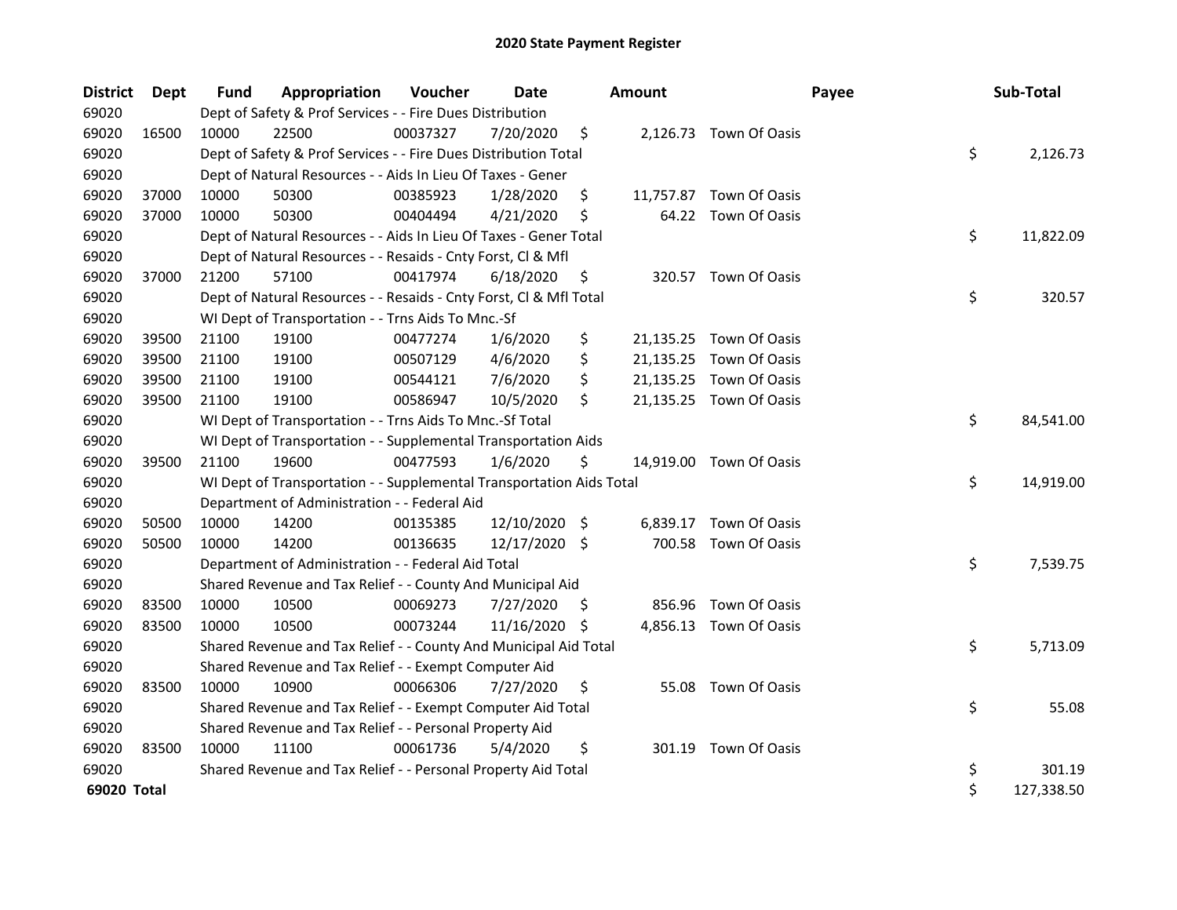# 2020 State Payment Register

| District | Dept | Fund | Appropriation | Voucher | Date | Amount | Payee | Sub-Total |
|---|---|---|---|---|---|---|---|---|
| 69020 | | Dept of Safety & Prof Services - - Fire Dues Distribution | | | | | | |
| 69020 | 16500 | 10000 | 22500 | 00037327 | 7/20/2020 | $ 2,126.73 | Town Of Oasis | |
| 69020 | | Dept of Safety & Prof Services - - Fire Dues Distribution Total | | | | | | $ 2,126.73 |
| 69020 | | Dept of Natural Resources - - Aids In Lieu Of Taxes - Gener | | | | | | |
| 69020 | 37000 | 10000 | 50300 | 00385923 | 1/28/2020 | $ 11,757.87 | Town Of Oasis | |
| 69020 | 37000 | 10000 | 50300 | 00404494 | 4/21/2020 | $ 64.22 | Town Of Oasis | |
| 69020 | | Dept of Natural Resources - - Aids In Lieu Of Taxes - Gener Total | | | | | | $ 11,822.09 |
| 69020 | | Dept of Natural Resources - - Resaids - Cnty Forst, Cl & Mfl | | | | | | |
| 69020 | 37000 | 21200 | 57100 | 00417974 | 6/18/2020 | $ 320.57 | Town Of Oasis | |
| 69020 | | Dept of Natural Resources - - Resaids - Cnty Forst, Cl & Mfl Total | | | | | | $ 320.57 |
| 69020 | | WI Dept of Transportation - - Trns Aids To Mnc.-Sf | | | | | | |
| 69020 | 39500 | 21100 | 19100 | 00477274 | 1/6/2020 | $ 21,135.25 | Town Of Oasis | |
| 69020 | 39500 | 21100 | 19100 | 00507129 | 4/6/2020 | $ 21,135.25 | Town Of Oasis | |
| 69020 | 39500 | 21100 | 19100 | 00544121 | 7/6/2020 | $ 21,135.25 | Town Of Oasis | |
| 69020 | 39500 | 21100 | 19100 | 00586947 | 10/5/2020 | $ 21,135.25 | Town Of Oasis | |
| 69020 | | WI Dept of Transportation - - Trns Aids To Mnc.-Sf Total | | | | | | $ 84,541.00 |
| 69020 | | WI Dept of Transportation - - Supplemental Transportation Aids | | | | | | |
| 69020 | 39500 | 21100 | 19600 | 00477593 | 1/6/2020 | $ 14,919.00 | Town Of Oasis | |
| 69020 | | WI Dept of Transportation - - Supplemental Transportation Aids Total | | | | | | $ 14,919.00 |
| 69020 | | Department of Administration - - Federal Aid | | | | | | |
| 69020 | 50500 | 10000 | 14200 | 00135385 | 12/10/2020 | $ 6,839.17 | Town Of Oasis | |
| 69020 | 50500 | 10000 | 14200 | 00136635 | 12/17/2020 | $ 700.58 | Town Of Oasis | |
| 69020 | | Department of Administration - - Federal Aid Total | | | | | | $ 7,539.75 |
| 69020 | | Shared Revenue and Tax Relief - - County And Municipal Aid | | | | | | |
| 69020 | 83500 | 10000 | 10500 | 00069273 | 7/27/2020 | $ 856.96 | Town Of Oasis | |
| 69020 | 83500 | 10000 | 10500 | 00073244 | 11/16/2020 | $ 4,856.13 | Town Of Oasis | |
| 69020 | | Shared Revenue and Tax Relief - - County And Municipal Aid Total | | | | | | $ 5,713.09 |
| 69020 | | Shared Revenue and Tax Relief - - Exempt Computer Aid | | | | | | |
| 69020 | 83500 | 10000 | 10900 | 00066306 | 7/27/2020 | $ 55.08 | Town Of Oasis | |
| 69020 | | Shared Revenue and Tax Relief - - Exempt Computer Aid Total | | | | | | $ 55.08 |
| 69020 | | Shared Revenue and Tax Relief - - Personal Property Aid | | | | | | |
| 69020 | 83500 | 10000 | 11100 | 00061736 | 5/4/2020 | $ 301.19 | Town Of Oasis | |
| 69020 | | Shared Revenue and Tax Relief - - Personal Property Aid Total | | | | | | $ 301.19 |
| **69020 Total** | | | | | | | | $ 127,338.50 |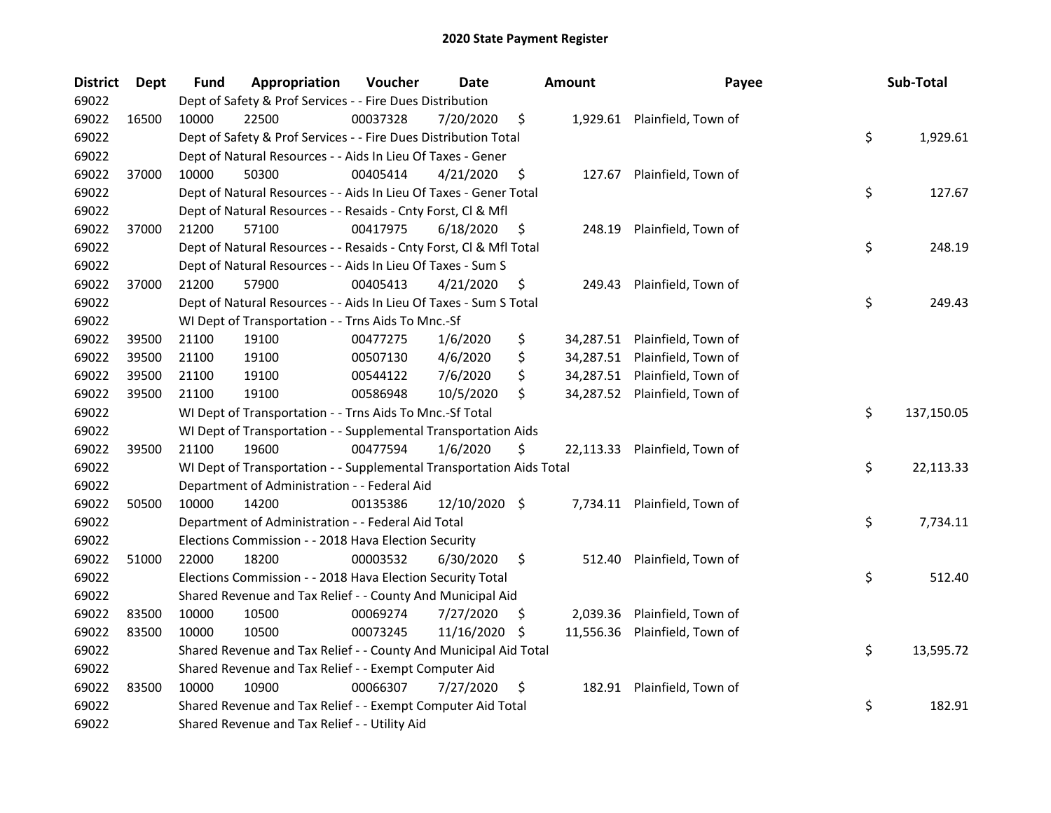## 2020 State Payment Register

| District | Dept | Fund | Appropriation | Voucher | Date | Amount | Payee | Sub-Total |
|---|---|---|---|---|---|---|---|---|
| 69022 | | Dept of Safety & Prof Services - - Fire Dues Distribution | | | | | | |
| 69022 | 16500 | 10000 | 22500 | 00037328 | 7/20/2020 | $ 1,929.61 | Plainfield, Town of | |
| 69022 | | Dept of Safety & Prof Services - - Fire Dues Distribution Total | | | | | | $ 1,929.61 |
| 69022 | | Dept of Natural Resources - - Aids In Lieu Of Taxes - Gener | | | | | | |
| 69022 | 37000 | 10000 | 50300 | 00405414 | 4/21/2020 | $ 127.67 | Plainfield, Town of | |
| 69022 | | Dept of Natural Resources - - Aids In Lieu Of Taxes - Gener Total | | | | | | $ 127.67 |
| 69022 | | Dept of Natural Resources - - Resaids - Cnty Forst, Cl & Mfl | | | | | | |
| 69022 | 37000 | 21200 | 57100 | 00417975 | 6/18/2020 | $ 248.19 | Plainfield, Town of | |
| 69022 | | Dept of Natural Resources - - Resaids - Cnty Forst, Cl & Mfl Total | | | | | | $ 248.19 |
| 69022 | | Dept of Natural Resources - - Aids In Lieu Of Taxes - Sum S | | | | | | |
| 69022 | 37000 | 21200 | 57900 | 00405413 | 4/21/2020 | $ 249.43 | Plainfield, Town of | |
| 69022 | | Dept of Natural Resources - - Aids In Lieu Of Taxes - Sum S Total | | | | | | $ 249.43 |
| 69022 | | WI Dept of Transportation - - Trns Aids To Mnc.-Sf | | | | | | |
| 69022 | 39500 | 21100 | 19100 | 00477275 | 1/6/2020 | $ 34,287.51 | Plainfield, Town of | |
| 69022 | 39500 | 21100 | 19100 | 00507130 | 4/6/2020 | $ 34,287.51 | Plainfield, Town of | |
| 69022 | 39500 | 21100 | 19100 | 00544122 | 7/6/2020 | $ 34,287.51 | Plainfield, Town of | |
| 69022 | 39500 | 21100 | 19100 | 00586948 | 10/5/2020 | $ 34,287.52 | Plainfield, Town of | |
| 69022 | | WI Dept of Transportation - - Trns Aids To Mnc.-Sf Total | | | | | | $ 137,150.05 |
| 69022 | | WI Dept of Transportation - - Supplemental Transportation Aids | | | | | | |
| 69022 | 39500 | 21100 | 19600 | 00477594 | 1/6/2020 | $ 22,113.33 | Plainfield, Town of | |
| 69022 | | WI Dept of Transportation - - Supplemental Transportation Aids Total | | | | | | $ 22,113.33 |
| 69022 | | Department of Administration - - Federal Aid | | | | | | |
| 69022 | 50500 | 10000 | 14200 | 00135386 | 12/10/2020 | $ 7,734.11 | Plainfield, Town of | |
| 69022 | | Department of Administration - - Federal Aid Total | | | | | | $ 7,734.11 |
| 69022 | | Elections Commission - - 2018 Hava Election Security | | | | | | |
| 69022 | 51000 | 22000 | 18200 | 00003532 | 6/30/2020 | $ 512.40 | Plainfield, Town of | |
| 69022 | | Elections Commission - - 2018 Hava Election Security Total | | | | | | $ 512.40 |
| 69022 | | Shared Revenue and Tax Relief - - County And Municipal Aid | | | | | | |
| 69022 | 83500 | 10000 | 10500 | 00069274 | 7/27/2020 | $ 2,039.36 | Plainfield, Town of | |
| 69022 | 83500 | 10000 | 10500 | 00073245 | 11/16/2020 | $ 11,556.36 | Plainfield, Town of | |
| 69022 | | Shared Revenue and Tax Relief - - County And Municipal Aid Total | | | | | | $ 13,595.72 |
| 69022 | | Shared Revenue and Tax Relief - - Exempt Computer Aid | | | | | | |
| 69022 | 83500 | 10000 | 10900 | 00066307 | 7/27/2020 | $ 182.91 | Plainfield, Town of | |
| 69022 | | Shared Revenue and Tax Relief - - Exempt Computer Aid Total | | | | | | $ 182.91 |
| 69022 | | Shared Revenue and Tax Relief - - Utility Aid | | | | | | |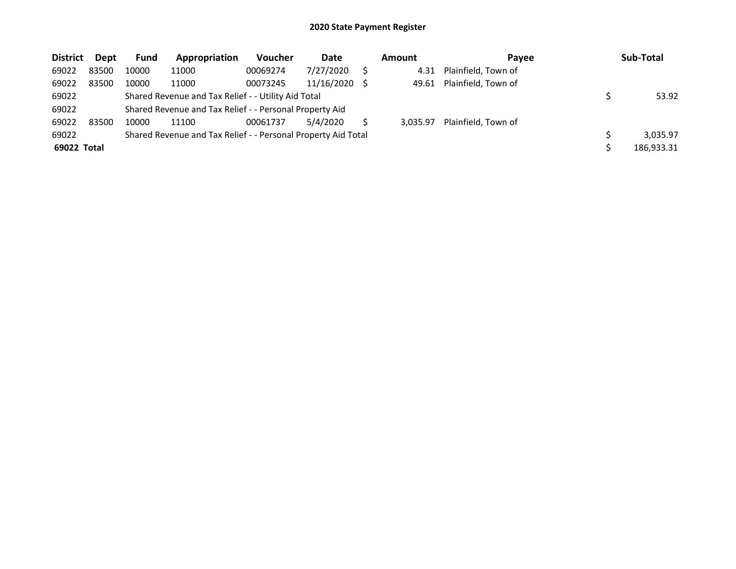## 2020 State Payment Register

| District | Dept | Fund | Appropriation | Voucher | Date | Amount | Payee | Sub-Total |
|---|---|---|---|---|---|---|---|---|
| 69022 | 83500 | 10000 | 11000 | 00069274 | 7/27/2020 | $ 4.31 | Plainfield, Town of | |
| 69022 | 83500 | 10000 | 11000 | 00073245 | 11/16/2020 | $ 49.61 | Plainfield, Town of | |
| 69022 | | Shared Revenue and Tax Relief - - Utility Aid Total | | | | | | $ 53.92 |
| 69022 | | Shared Revenue and Tax Relief - - Personal Property Aid | | | | | | |
| 69022 | 83500 | 10000 | 11100 | 00061737 | 5/4/2020 | $ 3,035.97 | Plainfield, Town of | |
| 69022 | | Shared Revenue and Tax Relief - - Personal Property Aid Total | | | | | | $ 3,035.97 |
| **69022 Total** | | | | | | | | $ 186,933.31 |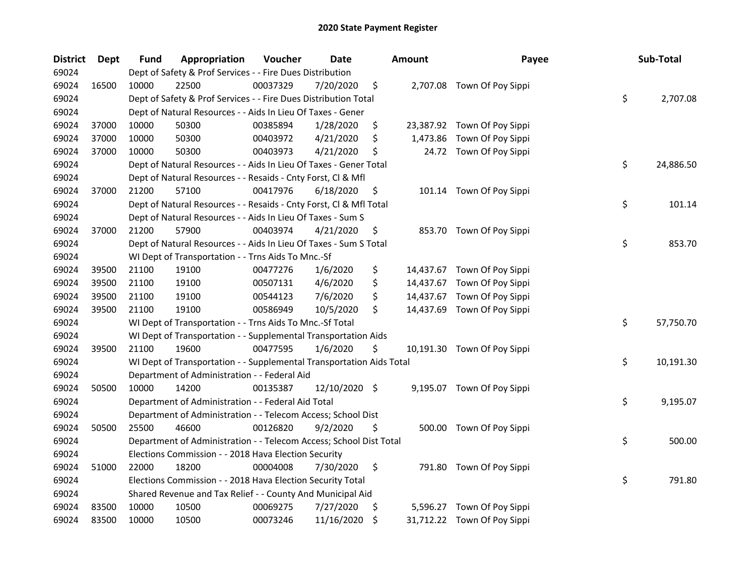# 2020 State Payment Register

| District | Dept | Fund | Appropriation | Voucher | Date | Amount | Payee | Sub-Total |
|---|---|---|---|---|---|---|---|---|
| 69024 | | Dept of Safety & Prof Services - - Fire Dues Distribution | | | | | | |
| 69024 | 16500 | 10000 | 22500 | 00037329 | 7/20/2020 | $ 2,707.08 | Town Of Poy Sippi | |
| 69024 | | Dept of Safety & Prof Services - - Fire Dues Distribution Total | | | | | | $ 2,707.08 |
| 69024 | | Dept of Natural Resources - - Aids In Lieu Of Taxes - Gener | | | | | | |
| 69024 | 37000 | 10000 | 50300 | 00385894 | 1/28/2020 | $ 23,387.92 | Town Of Poy Sippi | |
| 69024 | 37000 | 10000 | 50300 | 00403972 | 4/21/2020 | $ 1,473.86 | Town Of Poy Sippi | |
| 69024 | 37000 | 10000 | 50300 | 00403973 | 4/21/2020 | $ 24.72 | Town Of Poy Sippi | |
| 69024 | | Dept of Natural Resources - - Aids In Lieu Of Taxes - Gener Total | | | | | | $ 24,886.50 |
| 69024 | | Dept of Natural Resources - - Resaids - Cnty Forst, Cl & Mfl | | | | | | |
| 69024 | 37000 | 21200 | 57100 | 00417976 | 6/18/2020 | $ 101.14 | Town Of Poy Sippi | |
| 69024 | | Dept of Natural Resources - - Resaids - Cnty Forst, Cl & Mfl Total | | | | | | $ 101.14 |
| 69024 | | Dept of Natural Resources - - Aids In Lieu Of Taxes - Sum S | | | | | | |
| 69024 | 37000 | 21200 | 57900 | 00403974 | 4/21/2020 | $ 853.70 | Town Of Poy Sippi | |
| 69024 | | Dept of Natural Resources - - Aids In Lieu Of Taxes - Sum S Total | | | | | | $ 853.70 |
| 69024 | | WI Dept of Transportation - - Trns Aids To Mnc.-Sf | | | | | | |
| 69024 | 39500 | 21100 | 19100 | 00477276 | 1/6/2020 | $ 14,437.67 | Town Of Poy Sippi | |
| 69024 | 39500 | 21100 | 19100 | 00507131 | 4/6/2020 | $ 14,437.67 | Town Of Poy Sippi | |
| 69024 | 39500 | 21100 | 19100 | 00544123 | 7/6/2020 | $ 14,437.67 | Town Of Poy Sippi | |
| 69024 | 39500 | 21100 | 19100 | 00586949 | 10/5/2020 | $ 14,437.69 | Town Of Poy Sippi | |
| 69024 | | WI Dept of Transportation - - Trns Aids To Mnc.-Sf Total | | | | | | $ 57,750.70 |
| 69024 | | WI Dept of Transportation - - Supplemental Transportation Aids | | | | | | |
| 69024 | 39500 | 21100 | 19600 | 00477595 | 1/6/2020 | $ 10,191.30 | Town Of Poy Sippi | |
| 69024 | | WI Dept of Transportation - - Supplemental Transportation Aids Total | | | | | | $ 10,191.30 |
| 69024 | | Department of Administration - - Federal Aid | | | | | | |
| 69024 | 50500 | 10000 | 14200 | 00135387 | 12/10/2020 | $ 9,195.07 | Town Of Poy Sippi | |
| 69024 | | Department of Administration - - Federal Aid Total | | | | | | $ 9,195.07 |
| 69024 | | Department of Administration - - Telecom Access; School Dist | | | | | | |
| 69024 | 50500 | 25500 | 46600 | 00126820 | 9/2/2020 | $ 500.00 | Town Of Poy Sippi | |
| 69024 | | Department of Administration - - Telecom Access; School Dist Total | | | | | | $ 500.00 |
| 69024 | | Elections Commission - - 2018 Hava Election Security | | | | | | |
| 69024 | 51000 | 22000 | 18200 | 00004008 | 7/30/2020 | $ 791.80 | Town Of Poy Sippi | |
| 69024 | | Elections Commission - - 2018 Hava Election Security Total | | | | | | $ 791.80 |
| 69024 | | Shared Revenue and Tax Relief - - County And Municipal Aid | | | | | | |
| 69024 | 83500 | 10000 | 10500 | 00069275 | 7/27/2020 | $ 5,596.27 | Town Of Poy Sippi | |
| 69024 | 83500 | 10000 | 10500 | 00073246 | 11/16/2020 | $ 31,712.22 | Town Of Poy Sippi | |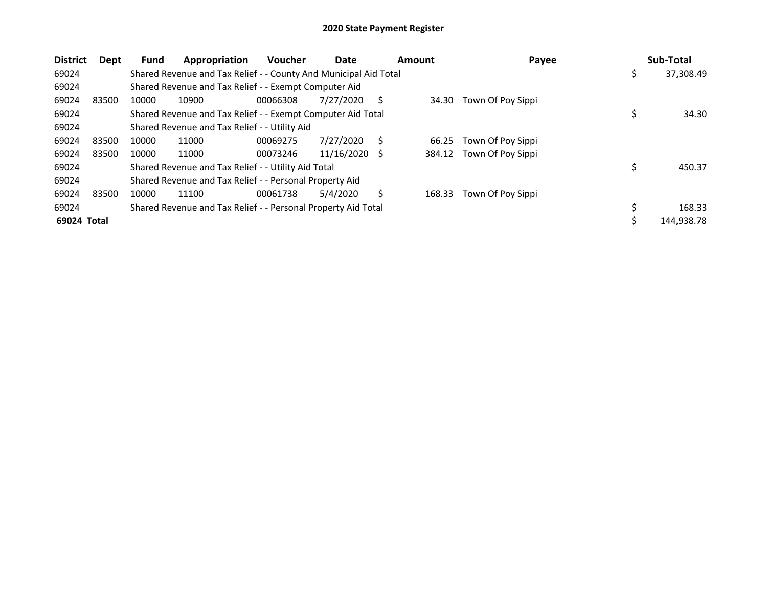# 2020 State Payment Register

| District | Dept | Fund | Appropriation | Voucher | Date | Amount | Payee | Sub-Total |
|---|---|---|---|---|---|---|---|---|
| 69024 | | Shared Revenue and Tax Relief - - County And Municipal Aid Total | | | | | | $ 37,308.49 |
| 69024 | | Shared Revenue and Tax Relief - - Exempt Computer Aid | | | | | | |
| 69024 | 83500 | 10000 | 10900 | 00066308 | 7/27/2020 | $ 34.30 | Town Of Poy Sippi | |
| 69024 | | Shared Revenue and Tax Relief - - Exempt Computer Aid Total | | | | | | $ 34.30 |
| 69024 | | Shared Revenue and Tax Relief - - Utility Aid | | | | | | |
| 69024 | 83500 | 10000 | 11000 | 00069275 | 7/27/2020 | $ 66.25 | Town Of Poy Sippi | |
| 69024 | 83500 | 10000 | 11000 | 00073246 | 11/16/2020 | $ 384.12 | Town Of Poy Sippi | |
| 69024 | | Shared Revenue and Tax Relief - - Utility Aid Total | | | | | | $ 450.37 |
| 69024 | | Shared Revenue and Tax Relief - - Personal Property Aid | | | | | | |
| 69024 | 83500 | 10000 | 11100 | 00061738 | 5/4/2020 | $ 168.33 | Town Of Poy Sippi | |
| 69024 | | Shared Revenue and Tax Relief - - Personal Property Aid Total | | | | | | $ 168.33 |
| **69024 Total** | | | | | | | | $ 144,938.78 |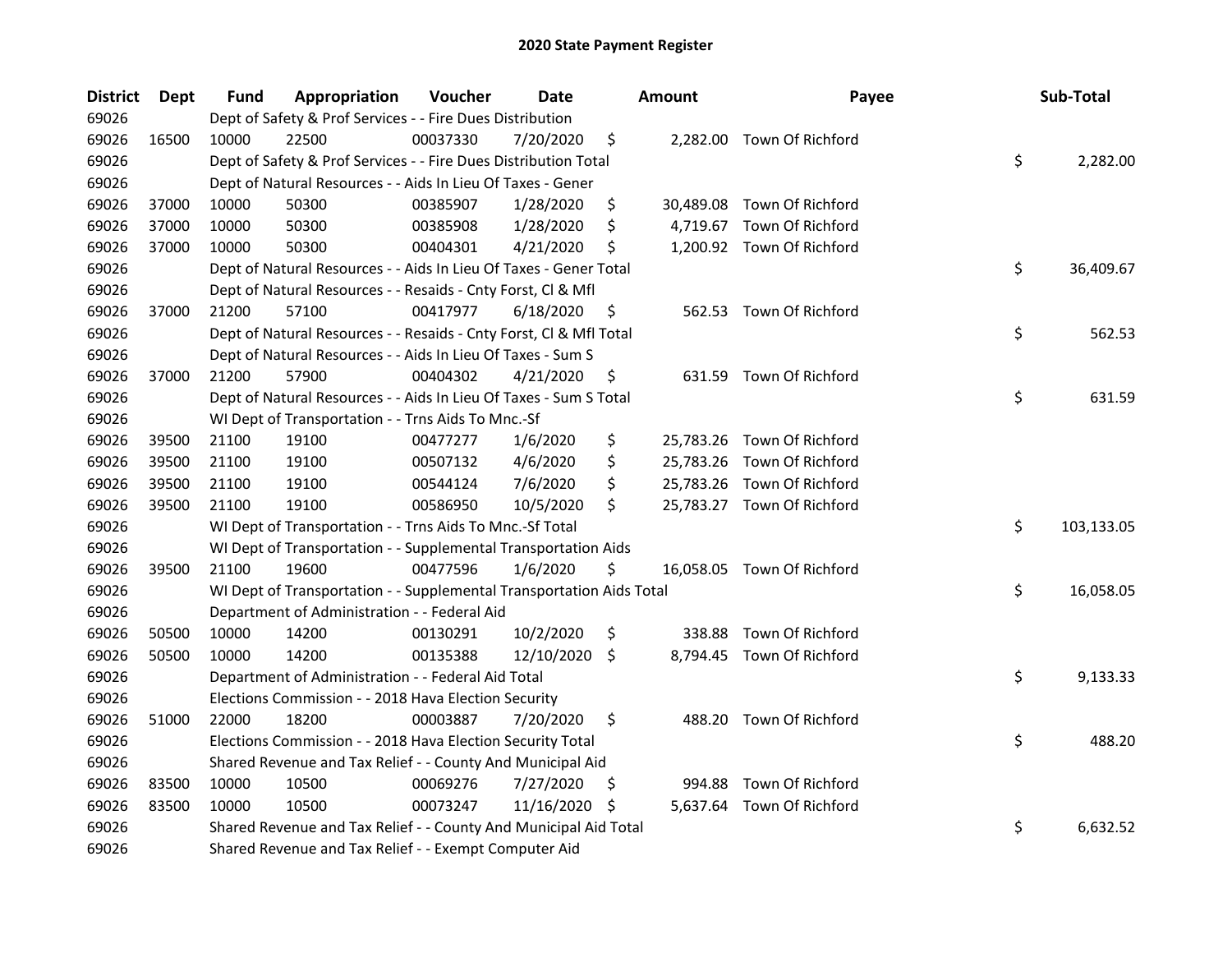## 2020 State Payment Register

| District | Dept | Fund | Appropriation | Voucher | Date | Amount | Payee | Sub-Total |
|---|---|---|---|---|---|---|---|---|
| 69026 | | Dept of Safety & Prof Services - - Fire Dues Distribution | | | | | | |
| 69026 | 16500 | 10000 | 22500 | 00037330 | 7/20/2020 | $ 2,282.00 | Town Of Richford | |
| 69026 | | Dept of Safety & Prof Services - - Fire Dues Distribution Total | | | | | | $ 2,282.00 |
| 69026 | | Dept of Natural Resources - - Aids In Lieu Of Taxes - Gener | | | | | | |
| 69026 | 37000 | 10000 | 50300 | 00385907 | 1/28/2020 | $ 30,489.08 | Town Of Richford | |
| 69026 | 37000 | 10000 | 50300 | 00385908 | 1/28/2020 | $ 4,719.67 | Town Of Richford | |
| 69026 | 37000 | 10000 | 50300 | 00404301 | 4/21/2020 | $ 1,200.92 | Town Of Richford | |
| 69026 | | Dept of Natural Resources - - Aids In Lieu Of Taxes - Gener Total | | | | | | $ 36,409.67 |
| 69026 | | Dept of Natural Resources - - Resaids - Cnty Forst, Cl & Mfl | | | | | | |
| 69026 | 37000 | 21200 | 57100 | 00417977 | 6/18/2020 | $ 562.53 | Town Of Richford | |
| 69026 | | Dept of Natural Resources - - Resaids - Cnty Forst, Cl & Mfl Total | | | | | | $ 562.53 |
| 69026 | | Dept of Natural Resources - - Aids In Lieu Of Taxes - Sum S | | | | | | |
| 69026 | 37000 | 21200 | 57900 | 00404302 | 4/21/2020 | $ 631.59 | Town Of Richford | |
| 69026 | | Dept of Natural Resources - - Aids In Lieu Of Taxes - Sum S Total | | | | | | $ 631.59 |
| 69026 | | WI Dept of Transportation - - Trns Aids To Mnc.-Sf | | | | | | |
| 69026 | 39500 | 21100 | 19100 | 00477277 | 1/6/2020 | $ 25,783.26 | Town Of Richford | |
| 69026 | 39500 | 21100 | 19100 | 00507132 | 4/6/2020 | $ 25,783.26 | Town Of Richford | |
| 69026 | 39500 | 21100 | 19100 | 00544124 | 7/6/2020 | $ 25,783.26 | Town Of Richford | |
| 69026 | 39500 | 21100 | 19100 | 00586950 | 10/5/2020 | $ 25,783.27 | Town Of Richford | |
| 69026 | | WI Dept of Transportation - - Trns Aids To Mnc.-Sf Total | | | | | | $ 103,133.05 |
| 69026 | | WI Dept of Transportation - - Supplemental Transportation Aids | | | | | | |
| 69026 | 39500 | 21100 | 19600 | 00477596 | 1/6/2020 | $ 16,058.05 | Town Of Richford | |
| 69026 | | WI Dept of Transportation - - Supplemental Transportation Aids Total | | | | | | $ 16,058.05 |
| 69026 | | Department of Administration - - Federal Aid | | | | | | |
| 69026 | 50500 | 10000 | 14200 | 00130291 | 10/2/2020 | $ 338.88 | Town Of Richford | |
| 69026 | 50500 | 10000 | 14200 | 00135388 | 12/10/2020 | $ 8,794.45 | Town Of Richford | |
| 69026 | | Department of Administration - - Federal Aid Total | | | | | | $ 9,133.33 |
| 69026 | | Elections Commission - - 2018 Hava Election Security | | | | | | |
| 69026 | 51000 | 22000 | 18200 | 00003887 | 7/20/2020 | $ 488.20 | Town Of Richford | |
| 69026 | | Elections Commission - - 2018 Hava Election Security Total | | | | | | $ 488.20 |
| 69026 | | Shared Revenue and Tax Relief - - County And Municipal Aid | | | | | | |
| 69026 | 83500 | 10000 | 10500 | 00069276 | 7/27/2020 | $ 994.88 | Town Of Richford | |
| 69026 | 83500 | 10000 | 10500 | 00073247 | 11/16/2020 | $ 5,637.64 | Town Of Richford | |
| 69026 | | Shared Revenue and Tax Relief - - County And Municipal Aid Total | | | | | | $ 6,632.52 |
| 69026 | | Shared Revenue and Tax Relief - - Exempt Computer Aid | | | | | | |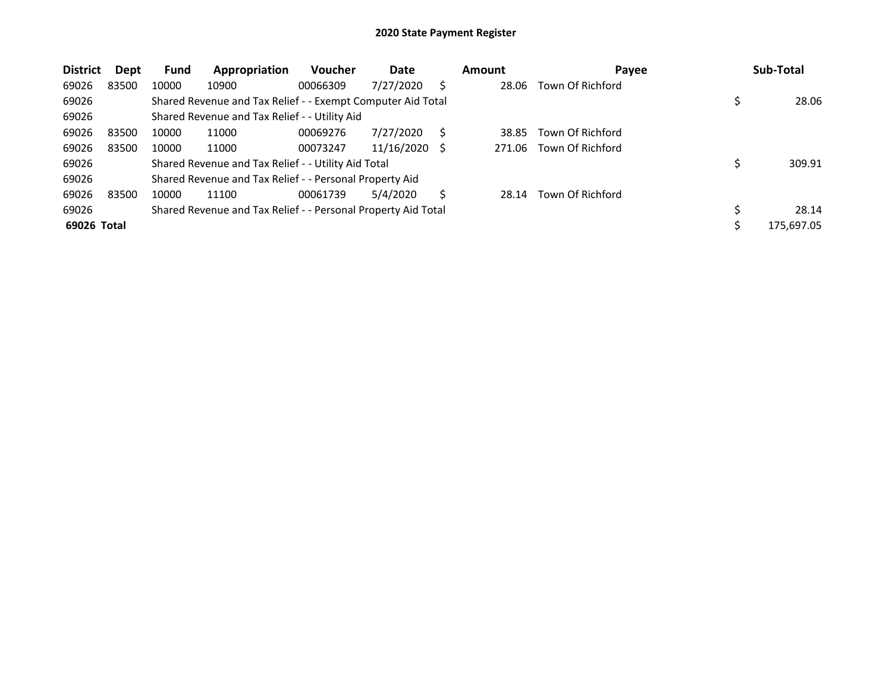# 2020 State Payment Register

| District | Dept | Fund | Appropriation | Voucher | Date | Amount | Payee | Sub-Total |
|---|---|---|---|---|---|---|---|---|
| 69026 | 83500 | 10000 | 10900 | 00066309 | 7/27/2020 | $ 28.06 | Town Of Richford | |
| 69026 | | Shared Revenue and Tax Relief - - Exempt Computer Aid Total | | | | | | $ 28.06 |
| 69026 | | Shared Revenue and Tax Relief - - Utility Aid | | | | | | |
| 69026 | 83500 | 10000 | 11000 | 00069276 | 7/27/2020 | $ 38.85 | Town Of Richford | |
| 69026 | 83500 | 10000 | 11000 | 00073247 | 11/16/2020 | $ 271.06 | Town Of Richford | |
| 69026 | | Shared Revenue and Tax Relief - - Utility Aid Total | | | | | | $ 309.91 |
| 69026 | | Shared Revenue and Tax Relief - - Personal Property Aid | | | | | | |
| 69026 | 83500 | 10000 | 11100 | 00061739 | 5/4/2020 | $ 28.14 | Town Of Richford | |
| 69026 | | Shared Revenue and Tax Relief - - Personal Property Aid Total | | | | | | $ 28.14 |
| **69026 Total** | | | | | | | | $ 175,697.05 |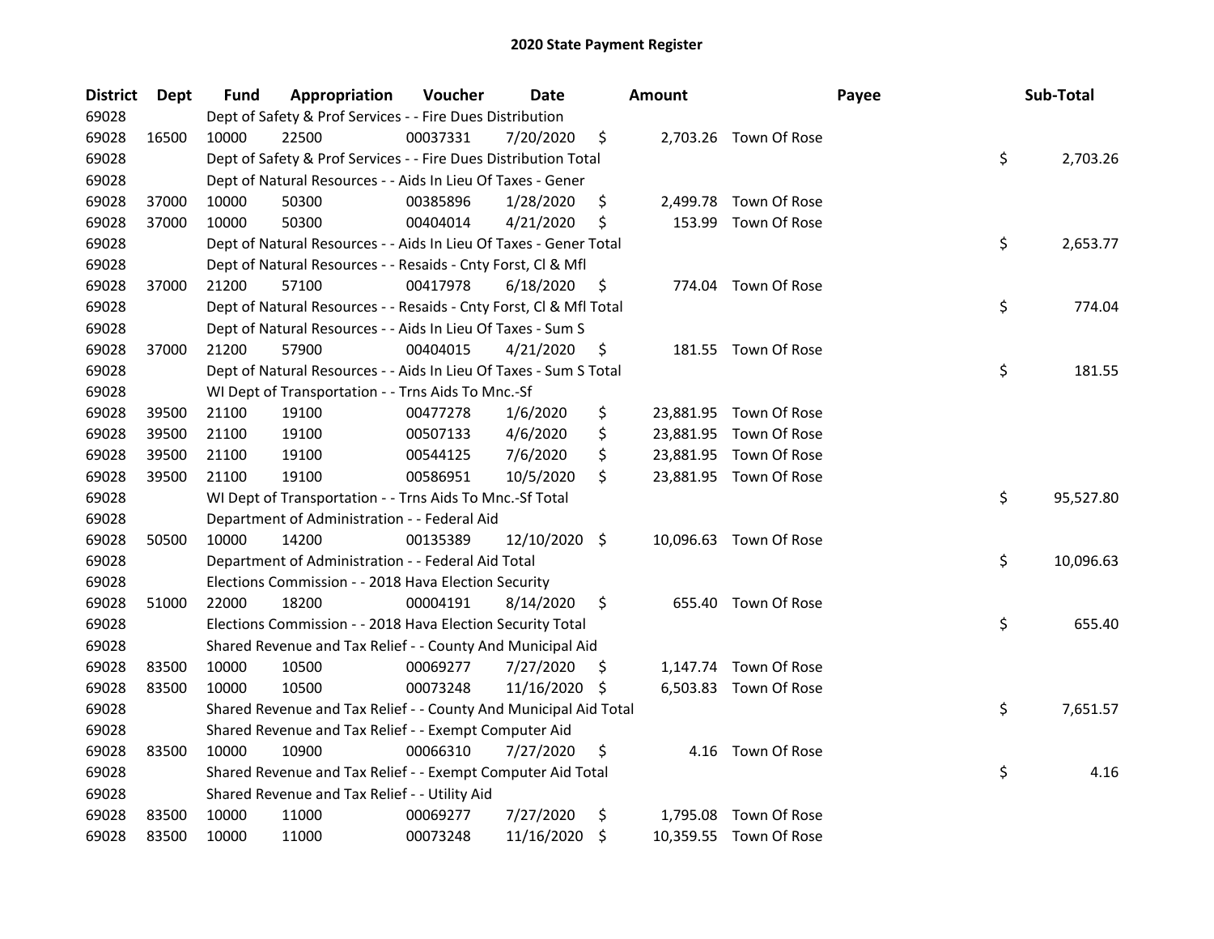# 2020 State Payment Register

| District | Dept | Fund | Appropriation | Voucher | Date | Amount | Payee | Sub-Total |
|---|---|---|---|---|---|---|---|---|
| 69028 | | Dept of Safety & Prof Services - - Fire Dues Distribution | | | | | | |
| 69028 | 16500 | 10000 | 22500 | 00037331 | 7/20/2020 | $ 2,703.26 | Town Of Rose | |
| 69028 | | Dept of Safety & Prof Services - - Fire Dues Distribution Total | | | | | | $ 2,703.26 |
| 69028 | | Dept of Natural Resources - - Aids In Lieu Of Taxes - Gener | | | | | | |
| 69028 | 37000 | 10000 | 50300 | 00385896 | 1/28/2020 | $ 2,499.78 | Town Of Rose | |
| 69028 | 37000 | 10000 | 50300 | 00404014 | 4/21/2020 | $ 153.99 | Town Of Rose | |
| 69028 | | Dept of Natural Resources - - Aids In Lieu Of Taxes - Gener Total | | | | | | $ 2,653.77 |
| 69028 | | Dept of Natural Resources - - Resaids - Cnty Forst, Cl & Mfl | | | | | | |
| 69028 | 37000 | 21200 | 57100 | 00417978 | 6/18/2020 | $ 774.04 | Town Of Rose | |
| 69028 | | Dept of Natural Resources - - Resaids - Cnty Forst, Cl & Mfl Total | | | | | | $ 774.04 |
| 69028 | | Dept of Natural Resources - - Aids In Lieu Of Taxes - Sum S | | | | | | |
| 69028 | 37000 | 21200 | 57900 | 00404015 | 4/21/2020 | $ 181.55 | Town Of Rose | |
| 69028 | | Dept of Natural Resources - - Aids In Lieu Of Taxes - Sum S Total | | | | | | $ 181.55 |
| 69028 | | WI Dept of Transportation - - Trns Aids To Mnc.-Sf | | | | | | |
| 69028 | 39500 | 21100 | 19100 | 00477278 | 1/6/2020 | $ 23,881.95 | Town Of Rose | |
| 69028 | 39500 | 21100 | 19100 | 00507133 | 4/6/2020 | $ 23,881.95 | Town Of Rose | |
| 69028 | 39500 | 21100 | 19100 | 00544125 | 7/6/2020 | $ 23,881.95 | Town Of Rose | |
| 69028 | 39500 | 21100 | 19100 | 00586951 | 10/5/2020 | $ 23,881.95 | Town Of Rose | |
| 69028 | | WI Dept of Transportation - - Trns Aids To Mnc.-Sf Total | | | | | | $ 95,527.80 |
| 69028 | | Department of Administration - - Federal Aid | | | | | | |
| 69028 | 50500 | 10000 | 14200 | 00135389 | 12/10/2020 | $ 10,096.63 | Town Of Rose | |
| 69028 | | Department of Administration - - Federal Aid Total | | | | | | $ 10,096.63 |
| 69028 | | Elections Commission - - 2018 Hava Election Security | | | | | | |
| 69028 | 51000 | 22000 | 18200 | 00004191 | 8/14/2020 | $ 655.40 | Town Of Rose | |
| 69028 | | Elections Commission - - 2018 Hava Election Security Total | | | | | | $ 655.40 |
| 69028 | | Shared Revenue and Tax Relief - - County And Municipal Aid | | | | | | |
| 69028 | 83500 | 10000 | 10500 | 00069277 | 7/27/2020 | $ 1,147.74 | Town Of Rose | |
| 69028 | 83500 | 10000 | 10500 | 00073248 | 11/16/2020 | $ 6,503.83 | Town Of Rose | |
| 69028 | | Shared Revenue and Tax Relief - - County And Municipal Aid Total | | | | | | $ 7,651.57 |
| 69028 | | Shared Revenue and Tax Relief - - Exempt Computer Aid | | | | | | |
| 69028 | 83500 | 10000 | 10900 | 00066310 | 7/27/2020 | $ 4.16 | Town Of Rose | |
| 69028 | | Shared Revenue and Tax Relief - - Exempt Computer Aid Total | | | | | | $ 4.16 |
| 69028 | | Shared Revenue and Tax Relief - - Utility Aid | | | | | | |
| 69028 | 83500 | 10000 | 11000 | 00069277 | 7/27/2020 | $ 1,795.08 | Town Of Rose | |
| 69028 | 83500 | 10000 | 11000 | 00073248 | 11/16/2020 | $ 10,359.55 | Town Of Rose | |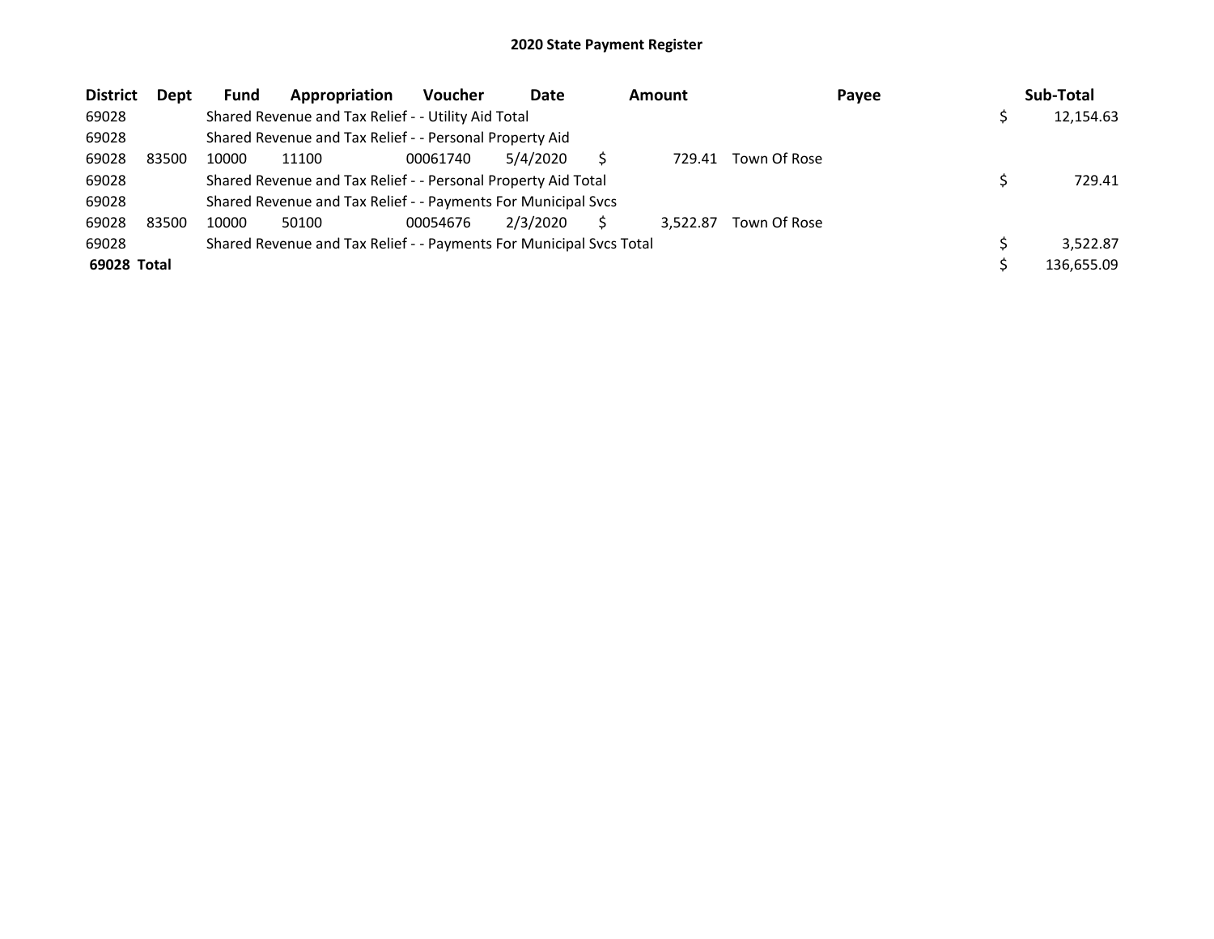## 2020 State Payment Register

| District | Dept | Fund | Appropriation | Voucher | Date | Amount | Payee | Sub-Total |
|---|---|---|---|---|---|---|---|---|
| 69028 | | Shared Revenue and Tax Relief - - Utility Aid Total | | | | | | $ 12,154.63 |
| 69028 | | Shared Revenue and Tax Relief - - Personal Property Aid | | | | | | |
| 69028 | 83500 | 10000 | 11100 | 00061740 | 5/4/2020 | $ 729.41 | Town Of Rose | |
| 69028 | | Shared Revenue and Tax Relief - - Personal Property Aid Total | | | | | | $ 729.41 |
| 69028 | | Shared Revenue and Tax Relief - - Payments For Municipal Svcs | | | | | | |
| 69028 | 83500 | 10000 | 50100 | 00054676 | 2/3/2020 | $ 3,522.87 | Town Of Rose | |
| 69028 | | Shared Revenue and Tax Relief - - Payments For Municipal Svcs Total | | | | | | $ 3,522.87 |
| **69028 Total** | | | | | | | | $ 136,655.09 |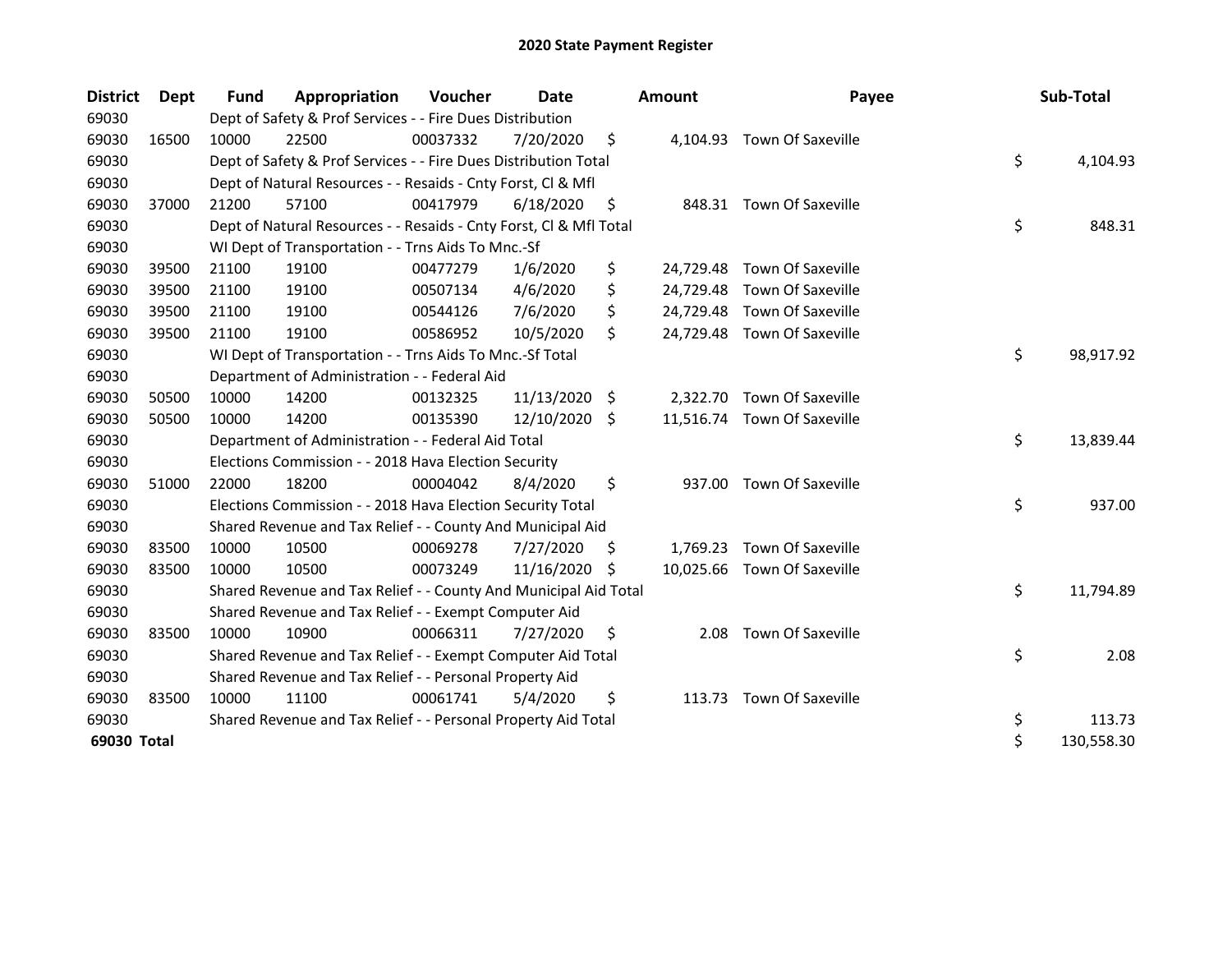# 2020 State Payment Register

| District | Dept | Fund | Appropriation | Voucher | Date | Amount | Payee | Sub-Total |
|---|---|---|---|---|---|---|---|---|
| 69030 | | Dept of Safety & Prof Services - - Fire Dues Distribution | | | | | | |
| 69030 | 16500 | 10000 | 22500 | 00037332 | 7/20/2020 | $ 4,104.93 | Town Of Saxeville | |
| 69030 | | Dept of Safety & Prof Services - - Fire Dues Distribution Total | | | | | | $ 4,104.93 |
| 69030 | | Dept of Natural Resources - - Resaids - Cnty Forst, Cl & Mfl | | | | | | |
| 69030 | 37000 | 21200 | 57100 | 00417979 | 6/18/2020 | $ 848.31 | Town Of Saxeville | |
| 69030 | | Dept of Natural Resources - - Resaids - Cnty Forst, Cl & Mfl Total | | | | | | $ 848.31 |
| 69030 | | WI Dept of Transportation - - Trns Aids To Mnc.-Sf | | | | | | |
| 69030 | 39500 | 21100 | 19100 | 00477279 | 1/6/2020 | $ 24,729.48 | Town Of Saxeville | |
| 69030 | 39500 | 21100 | 19100 | 00507134 | 4/6/2020 | $ 24,729.48 | Town Of Saxeville | |
| 69030 | 39500 | 21100 | 19100 | 00544126 | 7/6/2020 | $ 24,729.48 | Town Of Saxeville | |
| 69030 | 39500 | 21100 | 19100 | 00586952 | 10/5/2020 | $ 24,729.48 | Town Of Saxeville | |
| 69030 | | WI Dept of Transportation - - Trns Aids To Mnc.-Sf Total | | | | | | $ 98,917.92 |
| 69030 | | Department of Administration - - Federal Aid | | | | | | |
| 69030 | 50500 | 10000 | 14200 | 00132325 | 11/13/2020 | $ 2,322.70 | Town Of Saxeville | |
| 69030 | 50500 | 10000 | 14200 | 00135390 | 12/10/2020 | $ 11,516.74 | Town Of Saxeville | |
| 69030 | | Department of Administration - - Federal Aid Total | | | | | | $ 13,839.44 |
| 69030 | | Elections Commission - - 2018 Hava Election Security | | | | | | |
| 69030 | 51000 | 22000 | 18200 | 00004042 | 8/4/2020 | $ 937.00 | Town Of Saxeville | |
| 69030 | | Elections Commission - - 2018 Hava Election Security Total | | | | | | $ 937.00 |
| 69030 | | Shared Revenue and Tax Relief - - County And Municipal Aid | | | | | | |
| 69030 | 83500 | 10000 | 10500 | 00069278 | 7/27/2020 | $ 1,769.23 | Town Of Saxeville | |
| 69030 | 83500 | 10000 | 10500 | 00073249 | 11/16/2020 | $ 10,025.66 | Town Of Saxeville | |
| 69030 | | Shared Revenue and Tax Relief - - County And Municipal Aid Total | | | | | | $ 11,794.89 |
| 69030 | | Shared Revenue and Tax Relief - - Exempt Computer Aid | | | | | | |
| 69030 | 83500 | 10000 | 10900 | 00066311 | 7/27/2020 | $ 2.08 | Town Of Saxeville | |
| 69030 | | Shared Revenue and Tax Relief - - Exempt Computer Aid Total | | | | | | $ 2.08 |
| 69030 | | Shared Revenue and Tax Relief - - Personal Property Aid | | | | | | |
| 69030 | 83500 | 10000 | 11100 | 00061741 | 5/4/2020 | $ 113.73 | Town Of Saxeville | |
| 69030 | | Shared Revenue and Tax Relief - - Personal Property Aid Total | | | | | | $ 113.73 |
| **69030 Total** | | | | | | | | $ 130,558.30 |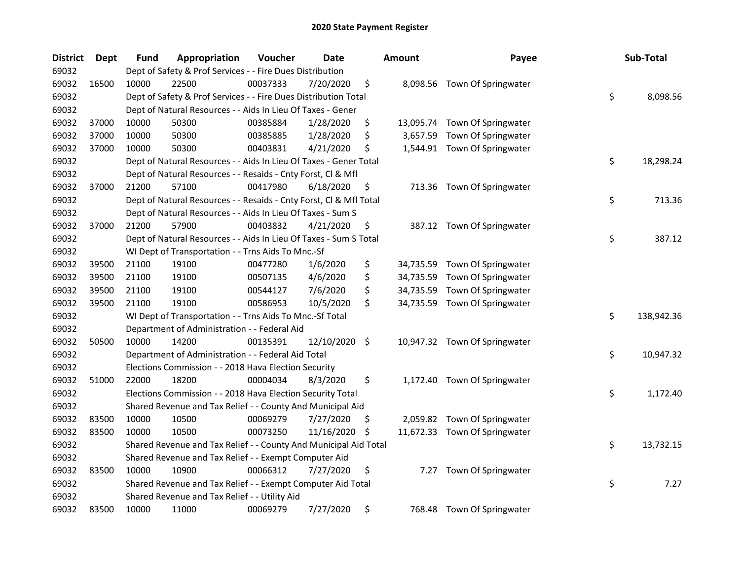# 2020 State Payment Register

| District | Dept | Fund | Appropriation | Voucher | Date | Amount | Payee | Sub-Total |
|---|---|---|---|---|---|---|---|---|
| 69032 | | Dept of Safety & Prof Services - - Fire Dues Distribution | | | | | | |
| 69032 | 16500 | 10000 | 22500 | 00037333 | 7/20/2020 | $ 8,098.56 | Town Of Springwater | |
| 69032 | | Dept of Safety & Prof Services - - Fire Dues Distribution Total | | | | | | $ 8,098.56 |
| 69032 | | Dept of Natural Resources - - Aids In Lieu Of Taxes - Gener | | | | | | |
| 69032 | 37000 | 10000 | 50300 | 00385884 | 1/28/2020 | $ 13,095.74 | Town Of Springwater | |
| 69032 | 37000 | 10000 | 50300 | 00385885 | 1/28/2020 | $ 3,657.59 | Town Of Springwater | |
| 69032 | 37000 | 10000 | 50300 | 00403831 | 4/21/2020 | $ 1,544.91 | Town Of Springwater | |
| 69032 | | Dept of Natural Resources - - Aids In Lieu Of Taxes - Gener Total | | | | | | $ 18,298.24 |
| 69032 | | Dept of Natural Resources - - Resaids - Cnty Forst, Cl & Mfl | | | | | | |
| 69032 | 37000 | 21200 | 57100 | 00417980 | 6/18/2020 | $ 713.36 | Town Of Springwater | |
| 69032 | | Dept of Natural Resources - - Resaids - Cnty Forst, Cl & Mfl Total | | | | | | $ 713.36 |
| 69032 | | Dept of Natural Resources - - Aids In Lieu Of Taxes - Sum S | | | | | | |
| 69032 | 37000 | 21200 | 57900 | 00403832 | 4/21/2020 | $ 387.12 | Town Of Springwater | |
| 69032 | | Dept of Natural Resources - - Aids In Lieu Of Taxes - Sum S Total | | | | | | $ 387.12 |
| 69032 | | WI Dept of Transportation - - Trns Aids To Mnc.-Sf | | | | | | |
| 69032 | 39500 | 21100 | 19100 | 00477280 | 1/6/2020 | $ 34,735.59 | Town Of Springwater | |
| 69032 | 39500 | 21100 | 19100 | 00507135 | 4/6/2020 | $ 34,735.59 | Town Of Springwater | |
| 69032 | 39500 | 21100 | 19100 | 00544127 | 7/6/2020 | $ 34,735.59 | Town Of Springwater | |
| 69032 | 39500 | 21100 | 19100 | 00586953 | 10/5/2020 | $ 34,735.59 | Town Of Springwater | |
| 69032 | | WI Dept of Transportation - - Trns Aids To Mnc.-Sf Total | | | | | | $ 138,942.36 |
| 69032 | | Department of Administration - - Federal Aid | | | | | | |
| 69032 | 50500 | 10000 | 14200 | 00135391 | 12/10/2020 | $ 10,947.32 | Town Of Springwater | |
| 69032 | | Department of Administration - - Federal Aid Total | | | | | | $ 10,947.32 |
| 69032 | | Elections Commission - - 2018 Hava Election Security | | | | | | |
| 69032 | 51000 | 22000 | 18200 | 00004034 | 8/3/2020 | $ 1,172.40 | Town Of Springwater | |
| 69032 | | Elections Commission - - 2018 Hava Election Security Total | | | | | | $ 1,172.40 |
| 69032 | | Shared Revenue and Tax Relief - - County And Municipal Aid | | | | | | |
| 69032 | 83500 | 10000 | 10500 | 00069279 | 7/27/2020 | $ 2,059.82 | Town Of Springwater | |
| 69032 | 83500 | 10000 | 10500 | 00073250 | 11/16/2020 | $ 11,672.33 | Town Of Springwater | |
| 69032 | | Shared Revenue and Tax Relief - - County And Municipal Aid Total | | | | | | $ 13,732.15 |
| 69032 | | Shared Revenue and Tax Relief - - Exempt Computer Aid | | | | | | |
| 69032 | 83500 | 10000 | 10900 | 00066312 | 7/27/2020 | $ 7.27 | Town Of Springwater | |
| 69032 | | Shared Revenue and Tax Relief - - Exempt Computer Aid Total | | | | | | $ 7.27 |
| 69032 | | Shared Revenue and Tax Relief - - Utility Aid | | | | | | |
| 69032 | 83500 | 10000 | 11000 | 00069279 | 7/27/2020 | $ 768.48 | Town Of Springwater | |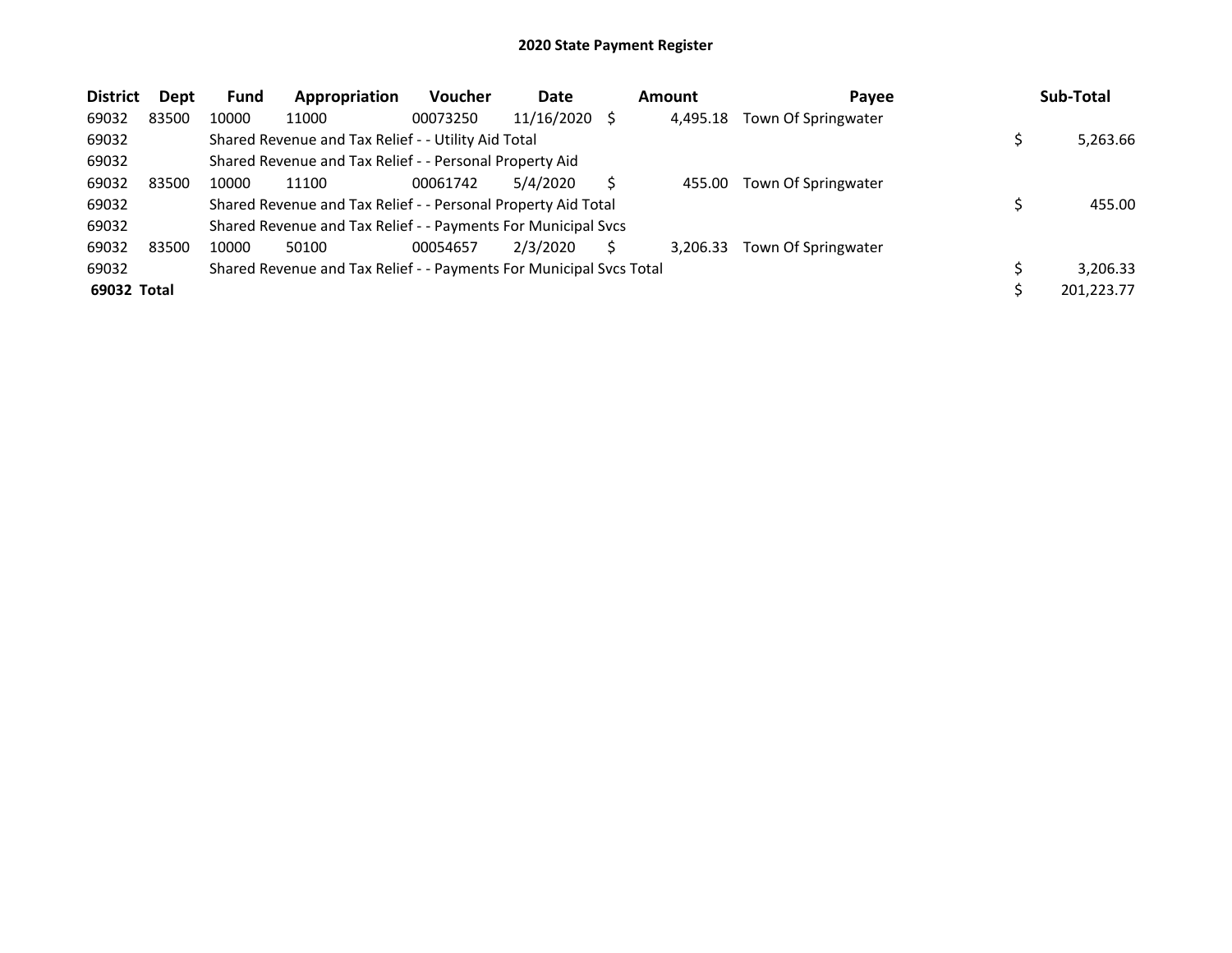## 2020 State Payment Register

| District | Dept | Fund | Appropriation | Voucher | Date | Amount | Payee | Sub-Total |
|---|---|---|---|---|---|---|---|---|
| 69032 | 83500 | 10000 | 11000 | 00073250 | 11/16/2020 | $ 4,495.18 | Town Of Springwater | |
| 69032 | | Shared Revenue and Tax Relief - - Utility Aid Total | | | | | | $ 5,263.66 |
| 69032 | | Shared Revenue and Tax Relief - - Personal Property Aid | | | | | | |
| 69032 | 83500 | 10000 | 11100 | 00061742 | 5/4/2020 | $ 455.00 | Town Of Springwater | |
| 69032 | | Shared Revenue and Tax Relief - - Personal Property Aid Total | | | | | | $ 455.00 |
| 69032 | | Shared Revenue and Tax Relief - - Payments For Municipal Svcs | | | | | | |
| 69032 | 83500 | 10000 | 50100 | 00054657 | 2/3/2020 | $ 3,206.33 | Town Of Springwater | |
| 69032 | | Shared Revenue and Tax Relief - - Payments For Municipal Svcs Total | | | | | | $ 3,206.33 |
| **69032 Total** | | | | | | | | $ 201,223.77 |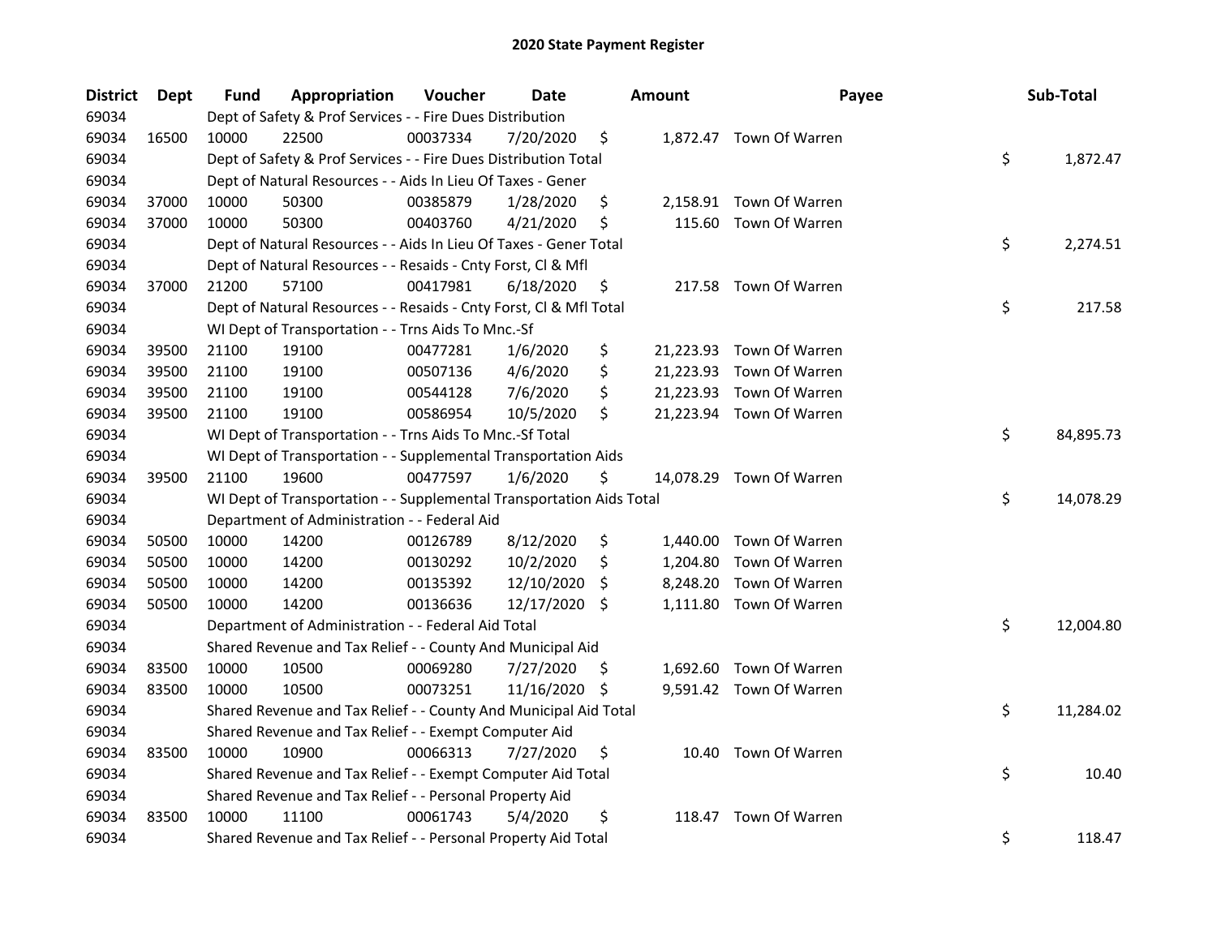# 2020 State Payment Register

| District | Dept | Fund | Appropriation | Voucher | Date | Amount | Payee | Sub-Total |
|---|---|---|---|---|---|---|---|---|
| 69034 | | Dept of Safety & Prof Services - - Fire Dues Distribution | | | | | | |
| 69034 | 16500 | 10000 | 22500 | 00037334 | 7/20/2020 | $ 1,872.47 | Town Of Warren | |
| 69034 | | Dept of Safety & Prof Services - - Fire Dues Distribution Total | | | | | | $ 1,872.47 |
| 69034 | | Dept of Natural Resources - - Aids In Lieu Of Taxes - Gener | | | | | | |
| 69034 | 37000 | 10000 | 50300 | 00385879 | 1/28/2020 | $ 2,158.91 | Town Of Warren | |
| 69034 | 37000 | 10000 | 50300 | 00403760 | 4/21/2020 | $ 115.60 | Town Of Warren | |
| 69034 | | Dept of Natural Resources - - Aids In Lieu Of Taxes - Gener Total | | | | | | $ 2,274.51 |
| 69034 | | Dept of Natural Resources - - Resaids - Cnty Forst, Cl & Mfl | | | | | | |
| 69034 | 37000 | 21200 | 57100 | 00417981 | 6/18/2020 | $ 217.58 | Town Of Warren | |
| 69034 | | Dept of Natural Resources - - Resaids - Cnty Forst, Cl & Mfl Total | | | | | | $ 217.58 |
| 69034 | | WI Dept of Transportation - - Trns Aids To Mnc.-Sf | | | | | | |
| 69034 | 39500 | 21100 | 19100 | 00477281 | 1/6/2020 | $ 21,223.93 | Town Of Warren | |
| 69034 | 39500 | 21100 | 19100 | 00507136 | 4/6/2020 | $ 21,223.93 | Town Of Warren | |
| 69034 | 39500 | 21100 | 19100 | 00544128 | 7/6/2020 | $ 21,223.93 | Town Of Warren | |
| 69034 | 39500 | 21100 | 19100 | 00586954 | 10/5/2020 | $ 21,223.94 | Town Of Warren | |
| 69034 | | WI Dept of Transportation - - Trns Aids To Mnc.-Sf Total | | | | | | $ 84,895.73 |
| 69034 | | WI Dept of Transportation - - Supplemental Transportation Aids | | | | | | |
| 69034 | 39500 | 21100 | 19600 | 00477597 | 1/6/2020 | $ 14,078.29 | Town Of Warren | |
| 69034 | | WI Dept of Transportation - - Supplemental Transportation Aids Total | | | | | | $ 14,078.29 |
| 69034 | | Department of Administration - - Federal Aid | | | | | | |
| 69034 | 50500 | 10000 | 14200 | 00126789 | 8/12/2020 | $ 1,440.00 | Town Of Warren | |
| 69034 | 50500 | 10000 | 14200 | 00130292 | 10/2/2020 | $ 1,204.80 | Town Of Warren | |
| 69034 | 50500 | 10000 | 14200 | 00135392 | 12/10/2020 | $ 8,248.20 | Town Of Warren | |
| 69034 | 50500 | 10000 | 14200 | 00136636 | 12/17/2020 | $ 1,111.80 | Town Of Warren | |
| 69034 | | Department of Administration - - Federal Aid Total | | | | | | $ 12,004.80 |
| 69034 | | Shared Revenue and Tax Relief - - County And Municipal Aid | | | | | | |
| 69034 | 83500 | 10000 | 10500 | 00069280 | 7/27/2020 | $ 1,692.60 | Town Of Warren | |
| 69034 | 83500 | 10000 | 10500 | 00073251 | 11/16/2020 | $ 9,591.42 | Town Of Warren | |
| 69034 | | Shared Revenue and Tax Relief - - County And Municipal Aid Total | | | | | | $ 11,284.02 |
| 69034 | | Shared Revenue and Tax Relief - - Exempt Computer Aid | | | | | | |
| 69034 | 83500 | 10000 | 10900 | 00066313 | 7/27/2020 | $ 10.40 | Town Of Warren | |
| 69034 | | Shared Revenue and Tax Relief - - Exempt Computer Aid Total | | | | | | $ 10.40 |
| 69034 | | Shared Revenue and Tax Relief - - Personal Property Aid | | | | | | |
| 69034 | 83500 | 10000 | 11100 | 00061743 | 5/4/2020 | $ 118.47 | Town Of Warren | |
| 69034 | | Shared Revenue and Tax Relief - - Personal Property Aid Total | | | | | | $ 118.47 |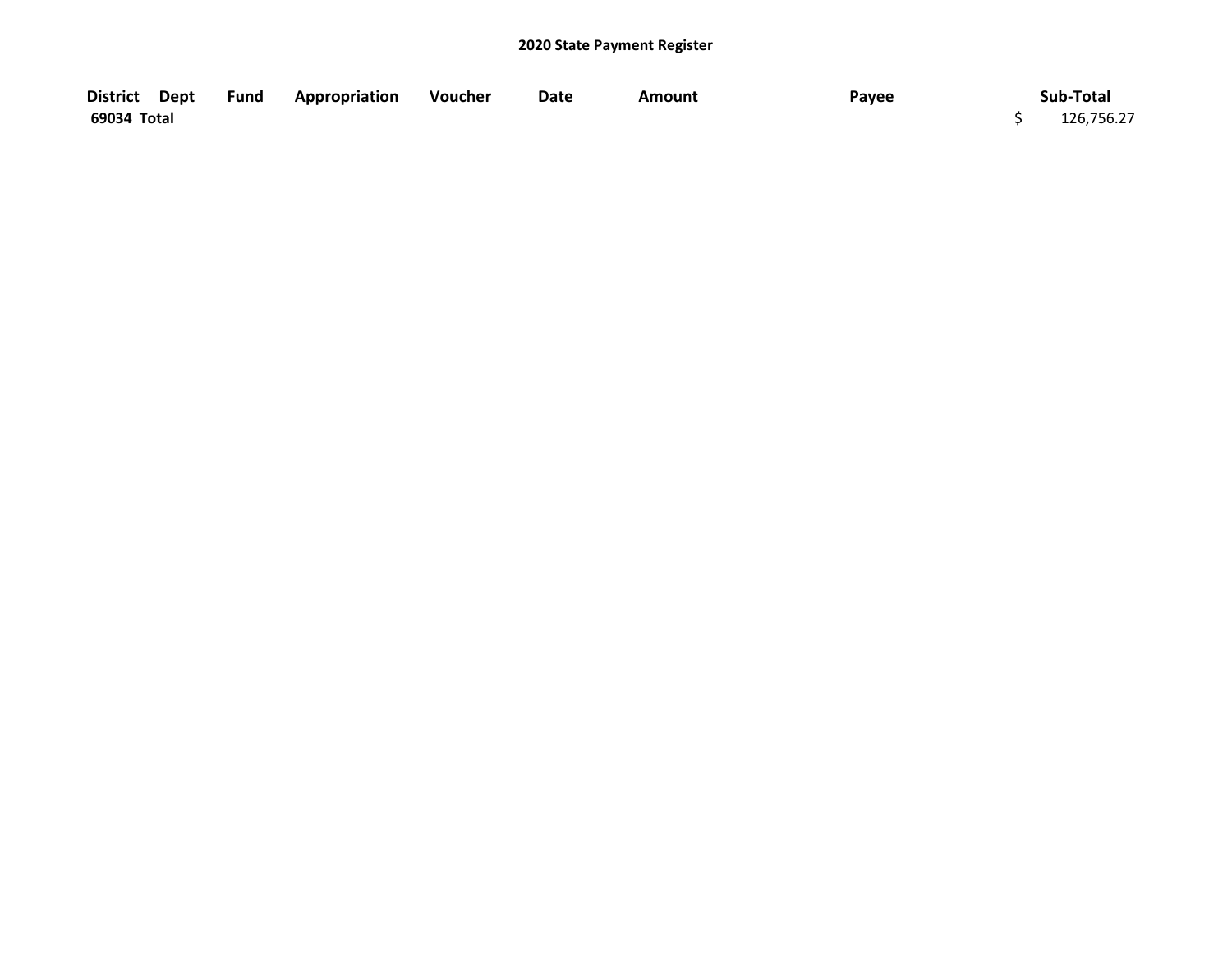## 2020 State Payment Register

| District | Dept | Fund | Appropriation | Voucher | Date | Amount | Payee | Sub-Total |
|---|---|---|---|---|---|---|---|---|
| 69034 Total | | | | | | | | $ 126,756.27 |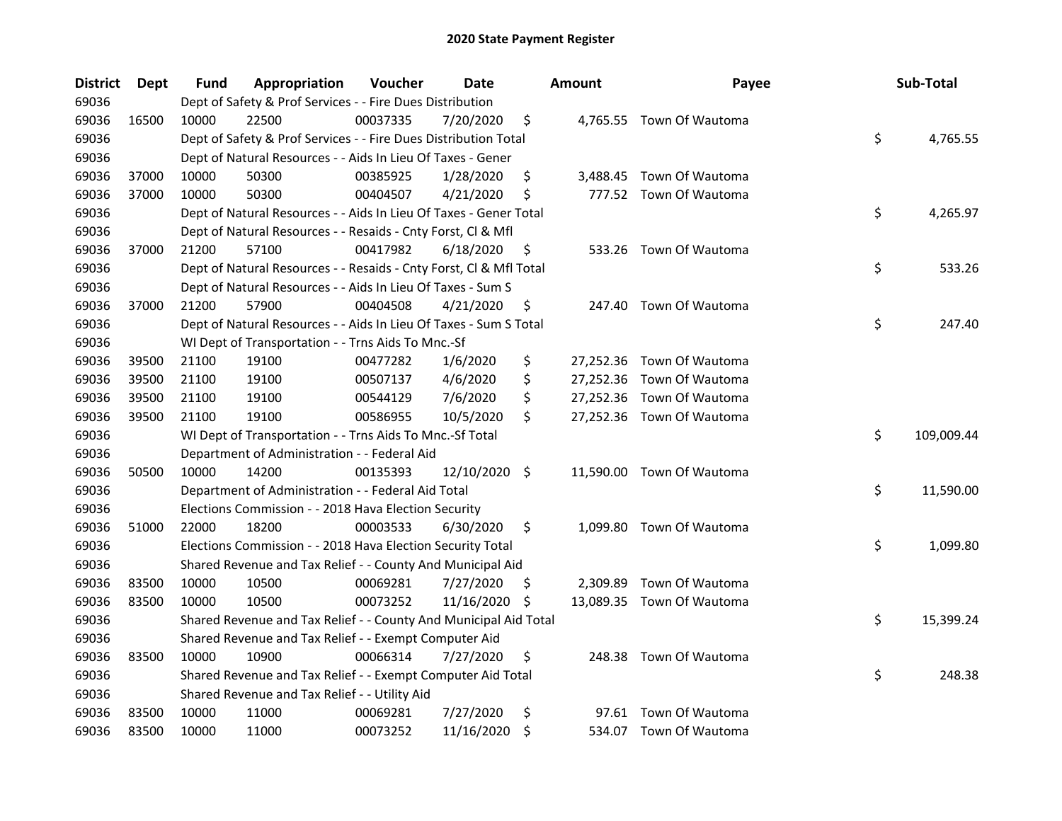## 2020 State Payment Register

| District | Dept | Fund | Appropriation | Voucher | Date | Amount | Payee | Sub-Total |
|---|---|---|---|---|---|---|---|---|
| 69036 | | Dept of Safety & Prof Services - - Fire Dues Distribution | | | | | | |
| 69036 | 16500 | 10000 | 22500 | 00037335 | 7/20/2020 | $ 4,765.55 | Town Of Wautoma | |
| 69036 | | Dept of Safety & Prof Services - - Fire Dues Distribution Total | | | | | | $ 4,765.55 |
| 69036 | | Dept of Natural Resources - - Aids In Lieu Of Taxes - Gener | | | | | | |
| 69036 | 37000 | 10000 | 50300 | 00385925 | 1/28/2020 | $ 3,488.45 | Town Of Wautoma | |
| 69036 | 37000 | 10000 | 50300 | 00404507 | 4/21/2020 | $ 777.52 | Town Of Wautoma | |
| 69036 | | Dept of Natural Resources - - Aids In Lieu Of Taxes - Gener Total | | | | | | $ 4,265.97 |
| 69036 | | Dept of Natural Resources - - Resaids - Cnty Forst, Cl & Mfl | | | | | | |
| 69036 | 37000 | 21200 | 57100 | 00417982 | 6/18/2020 | $ 533.26 | Town Of Wautoma | |
| 69036 | | Dept of Natural Resources - - Resaids - Cnty Forst, Cl & Mfl Total | | | | | | $ 533.26 |
| 69036 | | Dept of Natural Resources - - Aids In Lieu Of Taxes - Sum S | | | | | | |
| 69036 | 37000 | 21200 | 57900 | 00404508 | 4/21/2020 | $ 247.40 | Town Of Wautoma | |
| 69036 | | Dept of Natural Resources - - Aids In Lieu Of Taxes - Sum S Total | | | | | | $ 247.40 |
| 69036 | | WI Dept of Transportation - - Trns Aids To Mnc.-Sf | | | | | | |
| 69036 | 39500 | 21100 | 19100 | 00477282 | 1/6/2020 | $ 27,252.36 | Town Of Wautoma | |
| 69036 | 39500 | 21100 | 19100 | 00507137 | 4/6/2020 | $ 27,252.36 | Town Of Wautoma | |
| 69036 | 39500 | 21100 | 19100 | 00544129 | 7/6/2020 | $ 27,252.36 | Town Of Wautoma | |
| 69036 | 39500 | 21100 | 19100 | 00586955 | 10/5/2020 | $ 27,252.36 | Town Of Wautoma | |
| 69036 | | WI Dept of Transportation - - Trns Aids To Mnc.-Sf Total | | | | | | $ 109,009.44 |
| 69036 | | Department of Administration - - Federal Aid | | | | | | |
| 69036 | 50500 | 10000 | 14200 | 00135393 | 12/10/2020 | $ 11,590.00 | Town Of Wautoma | |
| 69036 | | Department of Administration - - Federal Aid Total | | | | | | $ 11,590.00 |
| 69036 | | Elections Commission - - 2018 Hava Election Security | | | | | | |
| 69036 | 51000 | 22000 | 18200 | 00003533 | 6/30/2020 | $ 1,099.80 | Town Of Wautoma | |
| 69036 | | Elections Commission - - 2018 Hava Election Security Total | | | | | | $ 1,099.80 |
| 69036 | | Shared Revenue and Tax Relief - - County And Municipal Aid | | | | | | |
| 69036 | 83500 | 10000 | 10500 | 00069281 | 7/27/2020 | $ 2,309.89 | Town Of Wautoma | |
| 69036 | 83500 | 10000 | 10500 | 00073252 | 11/16/2020 | $ 13,089.35 | Town Of Wautoma | |
| 69036 | | Shared Revenue and Tax Relief - - County And Municipal Aid Total | | | | | | $ 15,399.24 |
| 69036 | | Shared Revenue and Tax Relief - - Exempt Computer Aid | | | | | | |
| 69036 | 83500 | 10000 | 10900 | 00066314 | 7/27/2020 | $ 248.38 | Town Of Wautoma | |
| 69036 | | Shared Revenue and Tax Relief - - Exempt Computer Aid Total | | | | | | $ 248.38 |
| 69036 | | Shared Revenue and Tax Relief - - Utility Aid | | | | | | |
| 69036 | 83500 | 10000 | 11000 | 00069281 | 7/27/2020 | $ 97.61 | Town Of Wautoma | |
| 69036 | 83500 | 10000 | 11000 | 00073252 | 11/16/2020 | $ 534.07 | Town Of Wautoma | |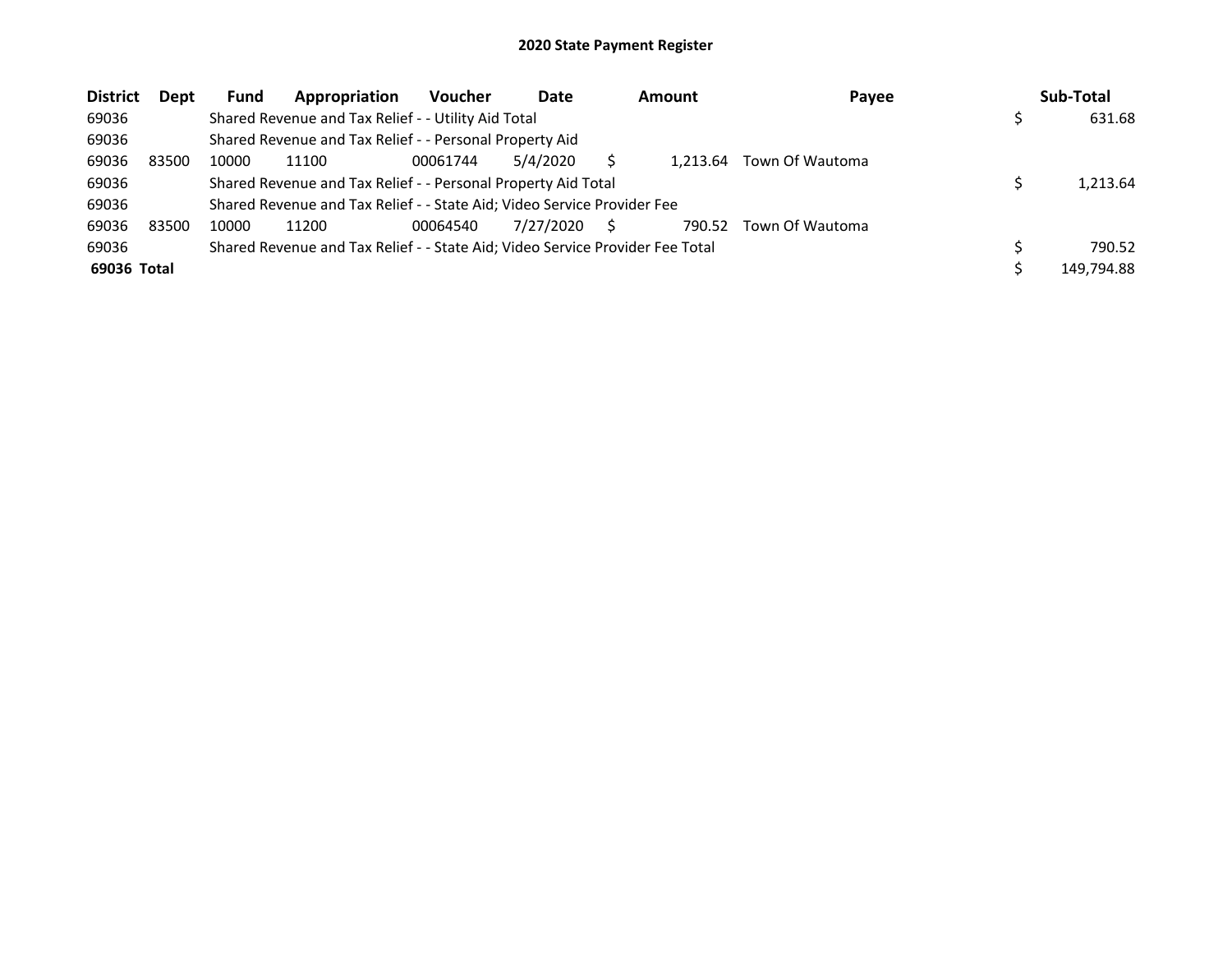# 2020 State Payment Register

| District | Dept | Fund | Appropriation | Voucher | Date | Amount | Payee | Sub-Total |
|---|---|---|---|---|---|---|---|---|
| 69036 | | Shared Revenue and Tax Relief - - Utility Aid Total | | | | | | $ 631.68 |
| 69036 | | Shared Revenue and Tax Relief - - Personal Property Aid | | | | | | |
| 69036 | 83500 | 10000 | 11100 | 00061744 | 5/4/2020 | $ 1,213.64 | Town Of Wautoma | |
| 69036 | | Shared Revenue and Tax Relief - - Personal Property Aid Total | | | | | | $ 1,213.64 |
| 69036 | | Shared Revenue and Tax Relief - - State Aid; Video Service Provider Fee | | | | | | |
| 69036 | 83500 | 10000 | 11200 | 00064540 | 7/27/2020 | $ 790.52 | Town Of Wautoma | |
| 69036 | | Shared Revenue and Tax Relief - - State Aid; Video Service Provider Fee Total | | | | | | $ 790.52 |
| **69036 Total** | | | | | | | | $ 149,794.88 |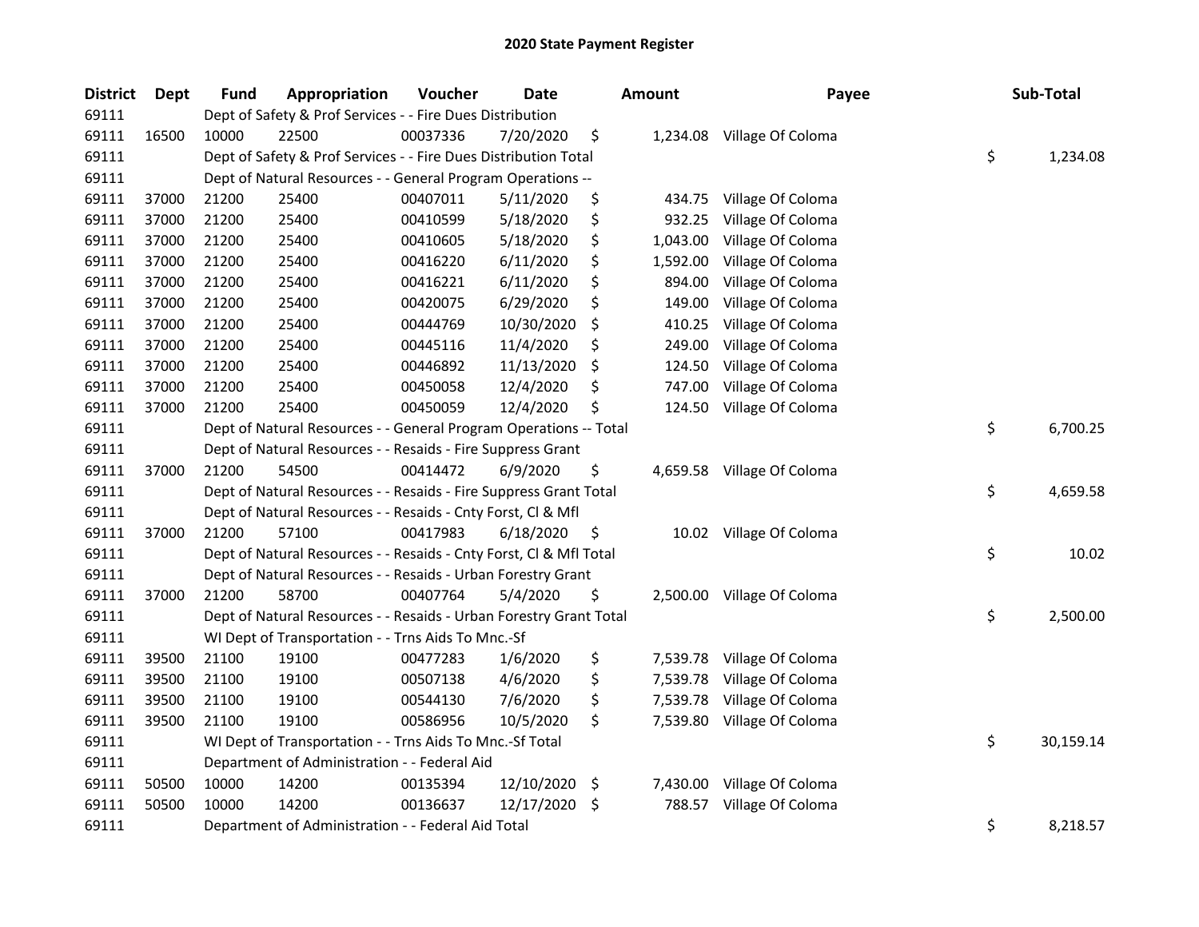# 2020 State Payment Register

| District | Dept | Fund | Appropriation | Voucher | Date | Amount | Payee | Sub-Total |
|---|---|---|---|---|---|---|---|---|
| 69111 | | Dept of Safety & Prof Services - - Fire Dues Distribution | | | | | | |
| 69111 | 16500 | 10000 | 22500 | 00037336 | 7/20/2020 | $ 1,234.08 | Village Of Coloma | |
| 69111 | | Dept of Safety & Prof Services - - Fire Dues Distribution Total | | | | | | $ 1,234.08 |
| 69111 | | Dept of Natural Resources - - General Program Operations -- | | | | | | |
| 69111 | 37000 | 21200 | 25400 | 00407011 | 5/11/2020 | $ 434.75 | Village Of Coloma | |
| 69111 | 37000 | 21200 | 25400 | 00410599 | 5/18/2020 | $ 932.25 | Village Of Coloma | |
| 69111 | 37000 | 21200 | 25400 | 00410605 | 5/18/2020 | $ 1,043.00 | Village Of Coloma | |
| 69111 | 37000 | 21200 | 25400 | 00416220 | 6/11/2020 | $ 1,592.00 | Village Of Coloma | |
| 69111 | 37000 | 21200 | 25400 | 00416221 | 6/11/2020 | $ 894.00 | Village Of Coloma | |
| 69111 | 37000 | 21200 | 25400 | 00420075 | 6/29/2020 | $ 149.00 | Village Of Coloma | |
| 69111 | 37000 | 21200 | 25400 | 00444769 | 10/30/2020 | $ 410.25 | Village Of Coloma | |
| 69111 | 37000 | 21200 | 25400 | 00445116 | 11/4/2020 | $ 249.00 | Village Of Coloma | |
| 69111 | 37000 | 21200 | 25400 | 00446892 | 11/13/2020 | $ 124.50 | Village Of Coloma | |
| 69111 | 37000 | 21200 | 25400 | 00450058 | 12/4/2020 | $ 747.00 | Village Of Coloma | |
| 69111 | 37000 | 21200 | 25400 | 00450059 | 12/4/2020 | $ 124.50 | Village Of Coloma | |
| 69111 | | Dept of Natural Resources - - General Program Operations -- Total | | | | | | $ 6,700.25 |
| 69111 | | Dept of Natural Resources - - Resaids - Fire Suppress Grant | | | | | | |
| 69111 | 37000 | 21200 | 54500 | 00414472 | 6/9/2020 | $ 4,659.58 | Village Of Coloma | |
| 69111 | | Dept of Natural Resources - - Resaids - Fire Suppress Grant Total | | | | | | $ 4,659.58 |
| 69111 | | Dept of Natural Resources - - Resaids - Cnty Forst, Cl & Mfl | | | | | | |
| 69111 | 37000 | 21200 | 57100 | 00417983 | 6/18/2020 | $ 10.02 | Village Of Coloma | |
| 69111 | | Dept of Natural Resources - - Resaids - Cnty Forst, Cl & Mfl Total | | | | | | $ 10.02 |
| 69111 | | Dept of Natural Resources - - Resaids - Urban Forestry Grant | | | | | | |
| 69111 | 37000 | 21200 | 58700 | 00407764 | 5/4/2020 | $ 2,500.00 | Village Of Coloma | |
| 69111 | | Dept of Natural Resources - - Resaids - Urban Forestry Grant Total | | | | | | $ 2,500.00 |
| 69111 | | WI Dept of Transportation - - Trns Aids To Mnc.-Sf | | | | | | |
| 69111 | 39500 | 21100 | 19100 | 00477283 | 1/6/2020 | $ 7,539.78 | Village Of Coloma | |
| 69111 | 39500 | 21100 | 19100 | 00507138 | 4/6/2020 | $ 7,539.78 | Village Of Coloma | |
| 69111 | 39500 | 21100 | 19100 | 00544130 | 7/6/2020 | $ 7,539.78 | Village Of Coloma | |
| 69111 | 39500 | 21100 | 19100 | 00586956 | 10/5/2020 | $ 7,539.80 | Village Of Coloma | |
| 69111 | | WI Dept of Transportation - - Trns Aids To Mnc.-Sf Total | | | | | | $ 30,159.14 |
| 69111 | | Department of Administration - - Federal Aid | | | | | | |
| 69111 | 50500 | 10000 | 14200 | 00135394 | 12/10/2020 | $ 7,430.00 | Village Of Coloma | |
| 69111 | 50500 | 10000 | 14200 | 00136637 | 12/17/2020 | $ 788.57 | Village Of Coloma | |
| 69111 | | Department of Administration - - Federal Aid Total | | | | | | $ 8,218.57 |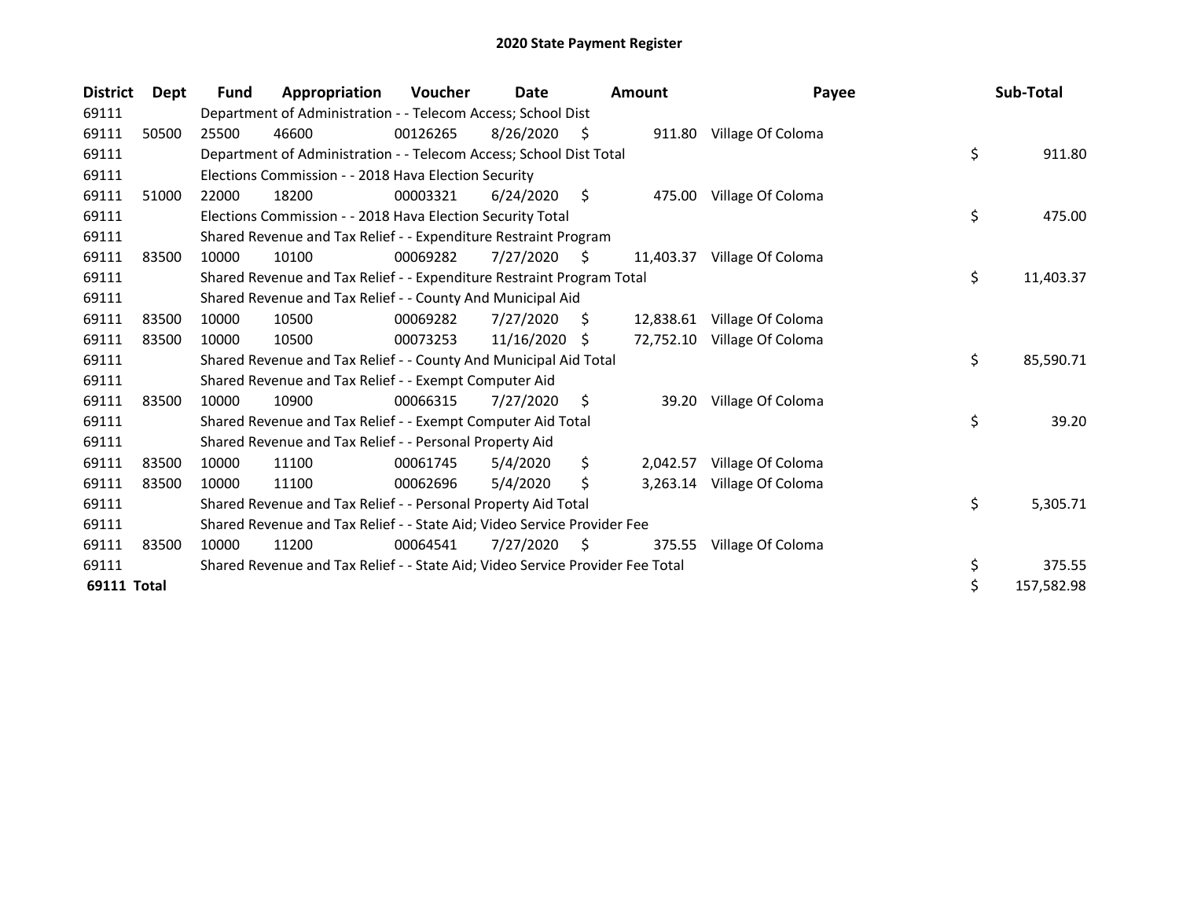# 2020 State Payment Register

| District | Dept | Fund | Appropriation | Voucher | Date | Amount | Payee | Sub-Total |
|---|---|---|---|---|---|---|---|---|
| 69111 | | Department of Administration - - Telecom Access; School Dist | | | | | | |
| 69111 | 50500 | 25500 | 46600 | 00126265 | 8/26/2020 | $ 911.80 | Village Of Coloma | |
| 69111 | | Department of Administration - - Telecom Access; School Dist Total | | | | | | $ 911.80 |
| 69111 | | Elections Commission - - 2018 Hava Election Security | | | | | | |
| 69111 | 51000 | 22000 | 18200 | 00003321 | 6/24/2020 | $ 475.00 | Village Of Coloma | |
| 69111 | | Elections Commission - - 2018 Hava Election Security Total | | | | | | $ 475.00 |
| 69111 | | Shared Revenue and Tax Relief - - Expenditure Restraint Program | | | | | | |
| 69111 | 83500 | 10000 | 10100 | 00069282 | 7/27/2020 | $ 11,403.37 | Village Of Coloma | |
| 69111 | | Shared Revenue and Tax Relief - - Expenditure Restraint Program Total | | | | | | $ 11,403.37 |
| 69111 | | Shared Revenue and Tax Relief - - County And Municipal Aid | | | | | | |
| 69111 | 83500 | 10000 | 10500 | 00069282 | 7/27/2020 | $ 12,838.61 | Village Of Coloma | |
| 69111 | 83500 | 10000 | 10500 | 00073253 | 11/16/2020 | $ 72,752.10 | Village Of Coloma | |
| 69111 | | Shared Revenue and Tax Relief - - County And Municipal Aid Total | | | | | | $ 85,590.71 |
| 69111 | | Shared Revenue and Tax Relief - - Exempt Computer Aid | | | | | | |
| 69111 | 83500 | 10000 | 10900 | 00066315 | 7/27/2020 | $ 39.20 | Village Of Coloma | |
| 69111 | | Shared Revenue and Tax Relief - - Exempt Computer Aid Total | | | | | | $ 39.20 |
| 69111 | | Shared Revenue and Tax Relief - - Personal Property Aid | | | | | | |
| 69111 | 83500 | 10000 | 11100 | 00061745 | 5/4/2020 | $ 2,042.57 | Village Of Coloma | |
| 69111 | 83500 | 10000 | 11100 | 00062696 | 5/4/2020 | $ 3,263.14 | Village Of Coloma | |
| 69111 | | Shared Revenue and Tax Relief - - Personal Property Aid Total | | | | | | $ 5,305.71 |
| 69111 | | Shared Revenue and Tax Relief - - State Aid; Video Service Provider Fee | | | | | | |
| 69111 | 83500 | 10000 | 11200 | 00064541 | 7/27/2020 | $ 375.55 | Village Of Coloma | |
| 69111 | | Shared Revenue and Tax Relief - - State Aid; Video Service Provider Fee Total | | | | | | $ 375.55 |
| **69111 Total** | | | | | | | | $ 157,582.98 |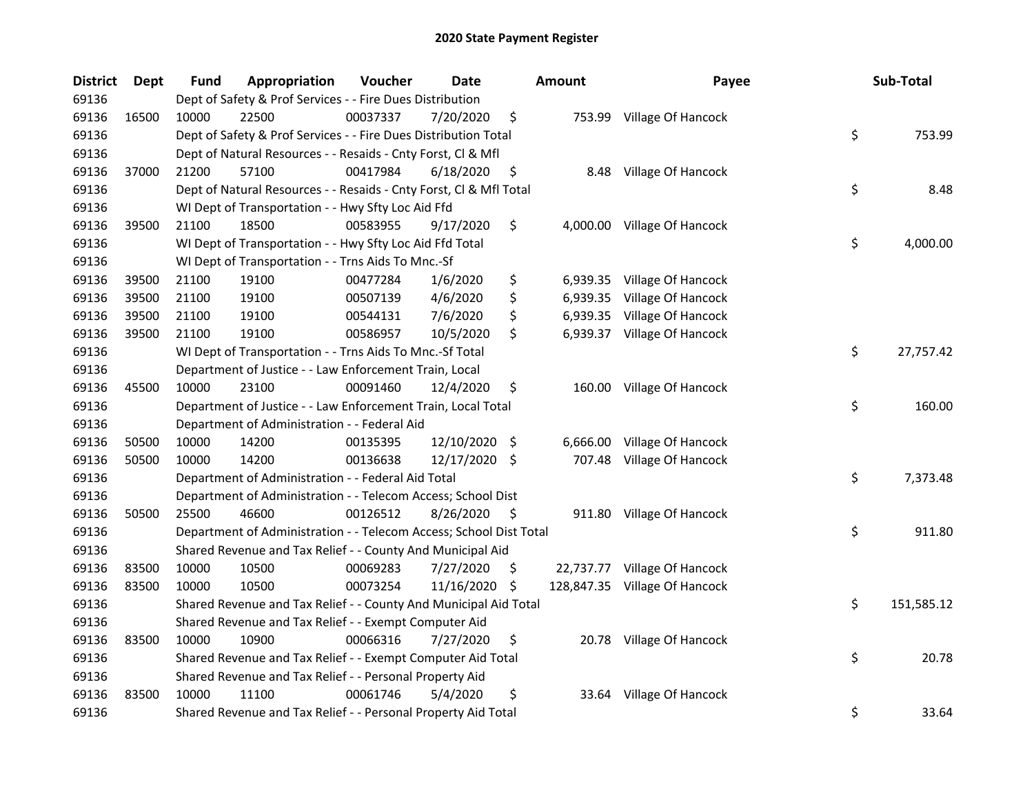# 2020 State Payment Register

| District | Dept | Fund | Appropriation | Voucher | Date | Amount | Payee | Sub-Total |
|---|---|---|---|---|---|---|---|---|
| 69136 | | Dept of Safety & Prof Services - - Fire Dues Distribution | | | | | | |
| 69136 | 16500 | 10000 | 22500 | 00037337 | 7/20/2020 | $ 753.99 | Village Of Hancock | |
| 69136 | | Dept of Safety & Prof Services - - Fire Dues Distribution Total | | | | | | $ 753.99 |
| 69136 | | Dept of Natural Resources - - Resaids - Cnty Forst, Cl & Mfl | | | | | | |
| 69136 | 37000 | 21200 | 57100 | 00417984 | 6/18/2020 | $ 8.48 | Village Of Hancock | |
| 69136 | | Dept of Natural Resources - - Resaids - Cnty Forst, Cl & Mfl Total | | | | | | $ 8.48 |
| 69136 | | WI Dept of Transportation - - Hwy Sfty Loc Aid Ffd | | | | | | |
| 69136 | 39500 | 21100 | 18500 | 00583955 | 9/17/2020 | $ 4,000.00 | Village Of Hancock | |
| 69136 | | WI Dept of Transportation - - Hwy Sfty Loc Aid Ffd Total | | | | | | $ 4,000.00 |
| 69136 | | WI Dept of Transportation - - Trns Aids To Mnc.-Sf | | | | | | |
| 69136 | 39500 | 21100 | 19100 | 00477284 | 1/6/2020 | $ 6,939.35 | Village Of Hancock | |
| 69136 | 39500 | 21100 | 19100 | 00507139 | 4/6/2020 | $ 6,939.35 | Village Of Hancock | |
| 69136 | 39500 | 21100 | 19100 | 00544131 | 7/6/2020 | $ 6,939.35 | Village Of Hancock | |
| 69136 | 39500 | 21100 | 19100 | 00586957 | 10/5/2020 | $ 6,939.37 | Village Of Hancock | |
| 69136 | | WI Dept of Transportation - - Trns Aids To Mnc.-Sf Total | | | | | | $ 27,757.42 |
| 69136 | | Department of Justice - - Law Enforcement Train, Local | | | | | | |
| 69136 | 45500 | 10000 | 23100 | 00091460 | 12/4/2020 | $ 160.00 | Village Of Hancock | |
| 69136 | | Department of Justice - - Law Enforcement Train, Local Total | | | | | | $ 160.00 |
| 69136 | | Department of Administration - - Federal Aid | | | | | | |
| 69136 | 50500 | 10000 | 14200 | 00135395 | 12/10/2020 | $ 6,666.00 | Village Of Hancock | |
| 69136 | 50500 | 10000 | 14200 | 00136638 | 12/17/2020 | $ 707.48 | Village Of Hancock | |
| 69136 | | Department of Administration - - Federal Aid Total | | | | | | $ 7,373.48 |
| 69136 | | Department of Administration - - Telecom Access; School Dist | | | | | | |
| 69136 | 50500 | 25500 | 46600 | 00126512 | 8/26/2020 | $ 911.80 | Village Of Hancock | |
| 69136 | | Department of Administration - - Telecom Access; School Dist Total | | | | | | $ 911.80 |
| 69136 | | Shared Revenue and Tax Relief - - County And Municipal Aid | | | | | | |
| 69136 | 83500 | 10000 | 10500 | 00069283 | 7/27/2020 | $ 22,737.77 | Village Of Hancock | |
| 69136 | 83500 | 10000 | 10500 | 00073254 | 11/16/2020 | $ 128,847.35 | Village Of Hancock | |
| 69136 | | Shared Revenue and Tax Relief - - County And Municipal Aid Total | | | | | | $ 151,585.12 |
| 69136 | | Shared Revenue and Tax Relief - - Exempt Computer Aid | | | | | | |
| 69136 | 83500 | 10000 | 10900 | 00066316 | 7/27/2020 | $ 20.78 | Village Of Hancock | |
| 69136 | | Shared Revenue and Tax Relief - - Exempt Computer Aid Total | | | | | | $ 20.78 |
| 69136 | | Shared Revenue and Tax Relief - - Personal Property Aid | | | | | | |
| 69136 | 83500 | 10000 | 11100 | 00061746 | 5/4/2020 | $ 33.64 | Village Of Hancock | |
| 69136 | | Shared Revenue and Tax Relief - - Personal Property Aid Total | | | | | | $ 33.64 |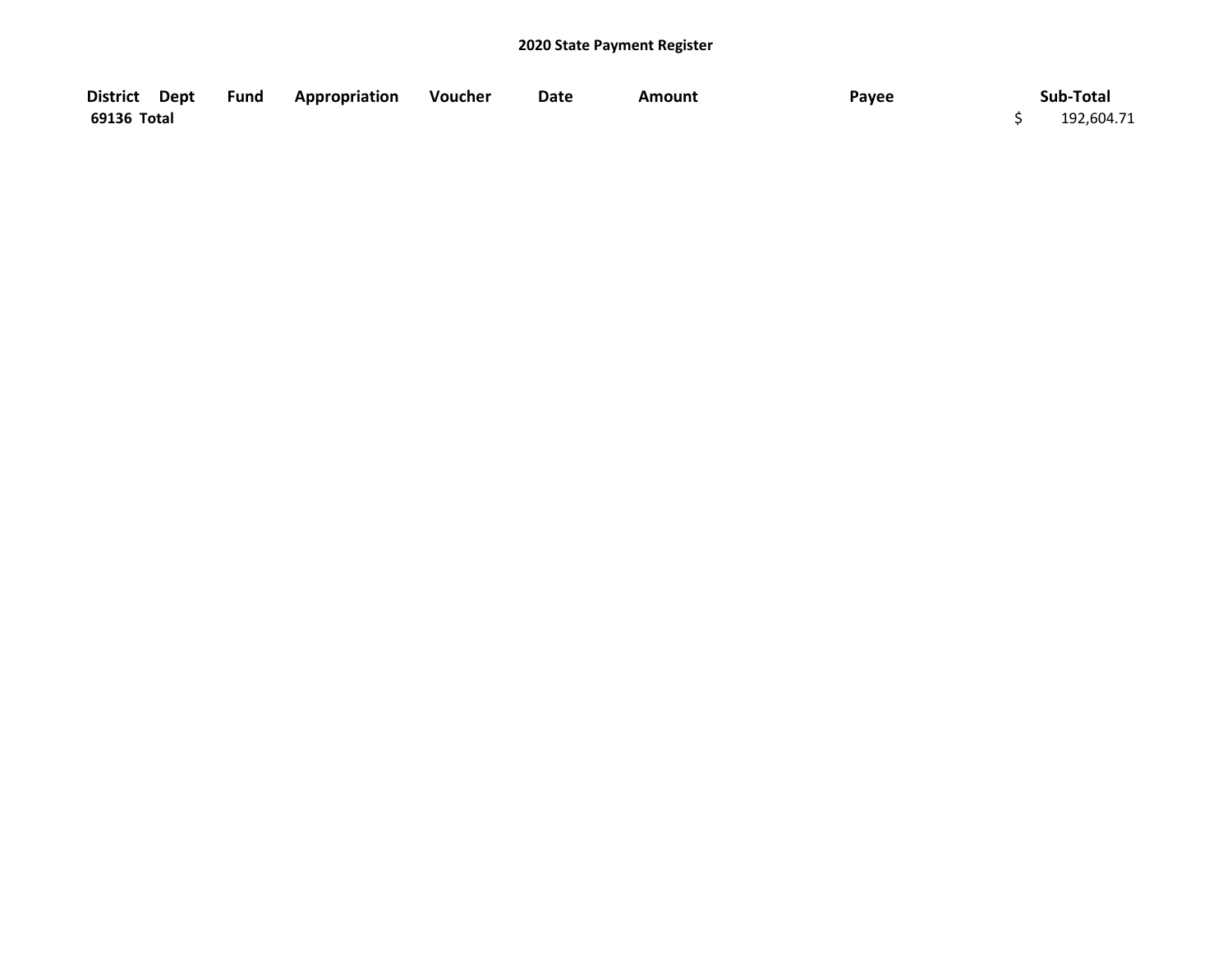**2020 State Payment Register**

| District | Dept | Fund | Appropriation | Voucher | Date | Amount | Payee | Sub-Total |
|---|---|---|---|---|---|---|---|---|
| **69136 Total** | | | | | | | | $ 192,604.71 |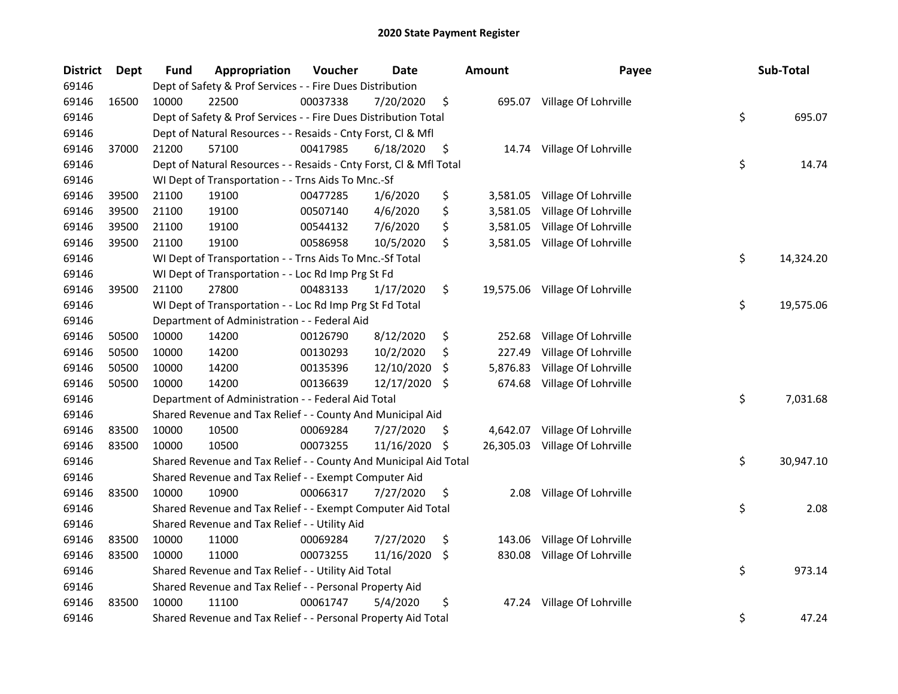# 2020 State Payment Register

| District | Dept | Fund | Appropriation | Voucher | Date | Amount | Payee | Sub-Total |
|---|---|---|---|---|---|---|---|---|
| 69146 | | Dept of Safety & Prof Services - - Fire Dues Distribution | | | | | | |
| 69146 | 16500 | 10000 | 22500 | 00037338 | 7/20/2020 | $ 695.07 | Village Of Lohrville | |
| 69146 | | Dept of Safety & Prof Services - - Fire Dues Distribution Total | | | | | | $ 695.07 |
| 69146 | | Dept of Natural Resources - - Resaids - Cnty Forst, Cl & Mfl | | | | | | |
| 69146 | 37000 | 21200 | 57100 | 00417985 | 6/18/2020 | $ 14.74 | Village Of Lohrville | |
| 69146 | | Dept of Natural Resources - - Resaids - Cnty Forst, Cl & Mfl Total | | | | | | $ 14.74 |
| 69146 | | WI Dept of Transportation - - Trns Aids To Mnc.-Sf | | | | | | |
| 69146 | 39500 | 21100 | 19100 | 00477285 | 1/6/2020 | $ 3,581.05 | Village Of Lohrville | |
| 69146 | 39500 | 21100 | 19100 | 00507140 | 4/6/2020 | $ 3,581.05 | Village Of Lohrville | |
| 69146 | 39500 | 21100 | 19100 | 00544132 | 7/6/2020 | $ 3,581.05 | Village Of Lohrville | |
| 69146 | 39500 | 21100 | 19100 | 00586958 | 10/5/2020 | $ 3,581.05 | Village Of Lohrville | |
| 69146 | | WI Dept of Transportation - - Trns Aids To Mnc.-Sf Total | | | | | | $ 14,324.20 |
| 69146 | | WI Dept of Transportation - - Loc Rd Imp Prg St Fd | | | | | | |
| 69146 | 39500 | 21100 | 27800 | 00483133 | 1/17/2020 | $ 19,575.06 | Village Of Lohrville | |
| 69146 | | WI Dept of Transportation - - Loc Rd Imp Prg St Fd Total | | | | | | $ 19,575.06 |
| 69146 | | Department of Administration - - Federal Aid | | | | | | |
| 69146 | 50500 | 10000 | 14200 | 00126790 | 8/12/2020 | $ 252.68 | Village Of Lohrville | |
| 69146 | 50500 | 10000 | 14200 | 00130293 | 10/2/2020 | $ 227.49 | Village Of Lohrville | |
| 69146 | 50500 | 10000 | 14200 | 00135396 | 12/10/2020 | $ 5,876.83 | Village Of Lohrville | |
| 69146 | 50500 | 10000 | 14200 | 00136639 | 12/17/2020 | $ 674.68 | Village Of Lohrville | |
| 69146 | | Department of Administration - - Federal Aid Total | | | | | | $ 7,031.68 |
| 69146 | | Shared Revenue and Tax Relief - - County And Municipal Aid | | | | | | |
| 69146 | 83500 | 10000 | 10500 | 00069284 | 7/27/2020 | $ 4,642.07 | Village Of Lohrville | |
| 69146 | 83500 | 10000 | 10500 | 00073255 | 11/16/2020 | $ 26,305.03 | Village Of Lohrville | |
| 69146 | | Shared Revenue and Tax Relief - - County And Municipal Aid Total | | | | | | $ 30,947.10 |
| 69146 | | Shared Revenue and Tax Relief - - Exempt Computer Aid | | | | | | |
| 69146 | 83500 | 10000 | 10900 | 00066317 | 7/27/2020 | $ 2.08 | Village Of Lohrville | |
| 69146 | | Shared Revenue and Tax Relief - - Exempt Computer Aid Total | | | | | | $ 2.08 |
| 69146 | | Shared Revenue and Tax Relief - - Utility Aid | | | | | | |
| 69146 | 83500 | 10000 | 11000 | 00069284 | 7/27/2020 | $ 143.06 | Village Of Lohrville | |
| 69146 | 83500 | 10000 | 11000 | 00073255 | 11/16/2020 | $ 830.08 | Village Of Lohrville | |
| 69146 | | Shared Revenue and Tax Relief - - Utility Aid Total | | | | | | $ 973.14 |
| 69146 | | Shared Revenue and Tax Relief - - Personal Property Aid | | | | | | |
| 69146 | 83500 | 10000 | 11100 | 00061747 | 5/4/2020 | $ 47.24 | Village Of Lohrville | |
| 69146 | | Shared Revenue and Tax Relief - - Personal Property Aid Total | | | | | | $ 47.24 |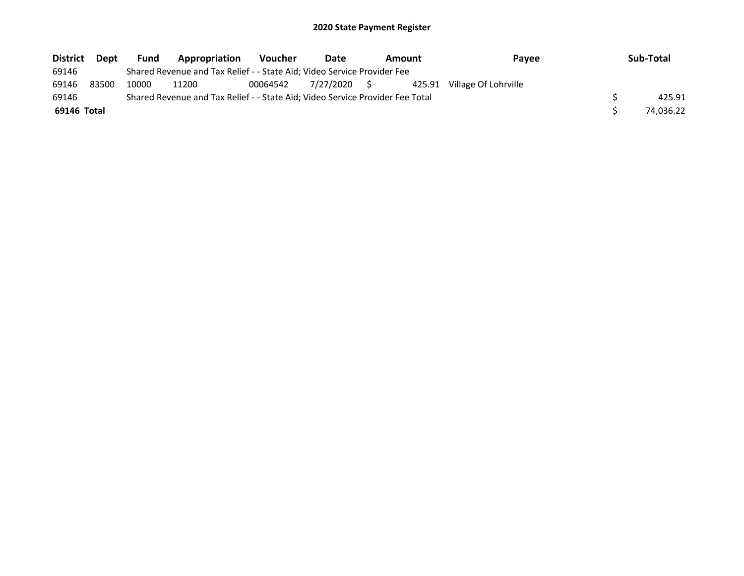# 2020 State Payment Register

| District | Dept | Fund | Appropriation | Voucher | Date | Amount | Payee | Sub-Total |
|---|---|---|---|---|---|---|---|---|
| 69146 | | Shared Revenue and Tax Relief - - State Aid; Video Service Provider Fee | | | | | | |
| 69146 | 83500 | 10000 | 11200 | 00064542 | 7/27/2020 | $ 425.91 | Village Of Lohrville | |
| 69146 | | Shared Revenue and Tax Relief - - State Aid; Video Service Provider Fee Total | | | | | | $ 425.91 |
| **69146 Total** | | | | | | | | $ 74,036.22 |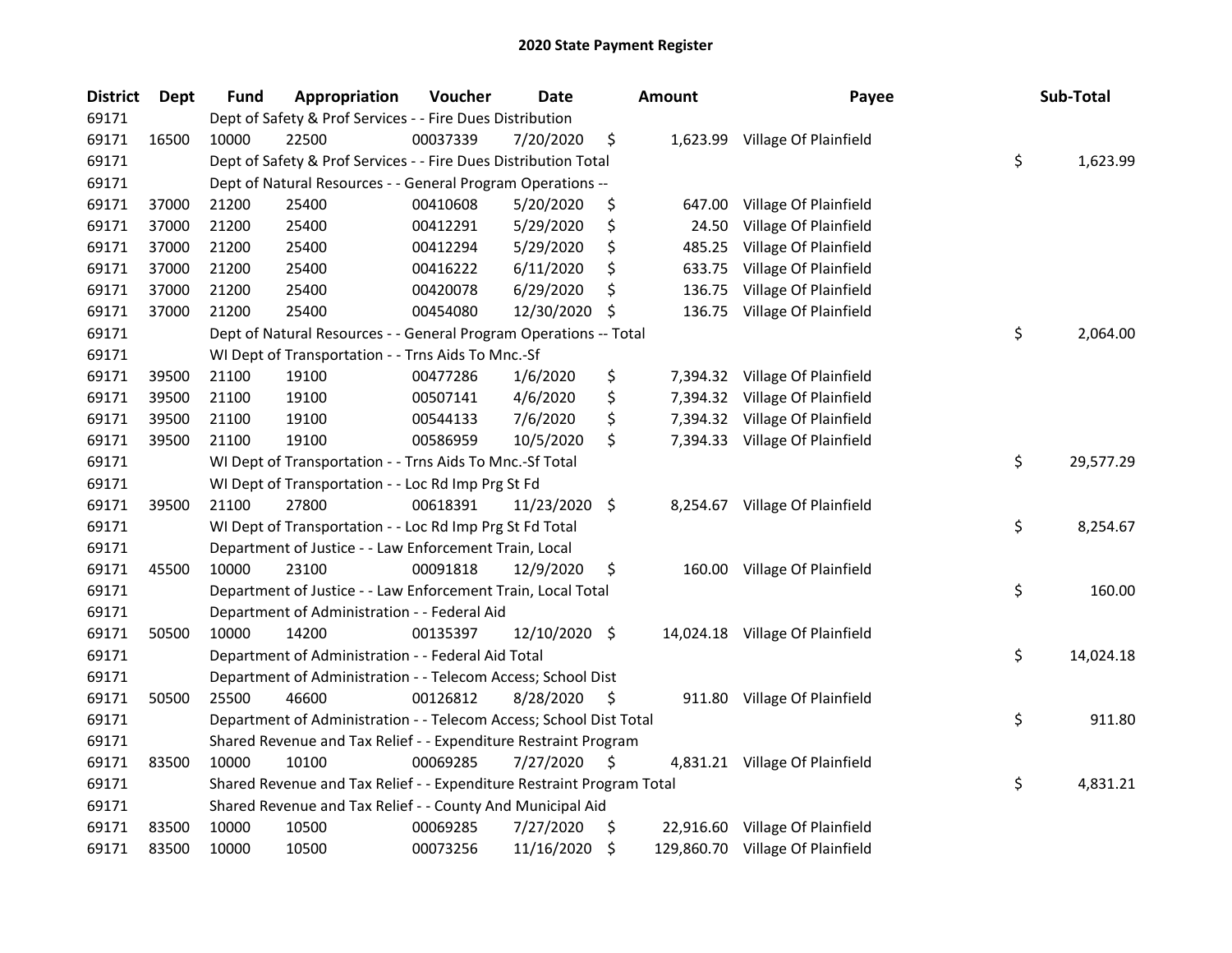## 2020 State Payment Register

| District | Dept | Fund | Appropriation | Voucher | Date | Amount | Payee | Sub-Total |
|---|---|---|---|---|---|---|---|---|
| 69171 | | Dept of Safety & Prof Services - - Fire Dues Distribution | | | | | | |
| 69171 | 16500 | 10000 | 22500 | 00037339 | 7/20/2020 | $ 1,623.99 | Village Of Plainfield | |
| 69171 | | Dept of Safety & Prof Services - - Fire Dues Distribution Total | | | | | | $ 1,623.99 |
| 69171 | | Dept of Natural Resources - - General Program Operations -- | | | | | | |
| 69171 | 37000 | 21200 | 25400 | 00410608 | 5/20/2020 | $ 647.00 | Village Of Plainfield | |
| 69171 | 37000 | 21200 | 25400 | 00412291 | 5/29/2020 | $ 24.50 | Village Of Plainfield | |
| 69171 | 37000 | 21200 | 25400 | 00412294 | 5/29/2020 | $ 485.25 | Village Of Plainfield | |
| 69171 | 37000 | 21200 | 25400 | 00416222 | 6/11/2020 | $ 633.75 | Village Of Plainfield | |
| 69171 | 37000 | 21200 | 25400 | 00420078 | 6/29/2020 | $ 136.75 | Village Of Plainfield | |
| 69171 | 37000 | 21200 | 25400 | 00454080 | 12/30/2020 | $ 136.75 | Village Of Plainfield | |
| 69171 | | Dept of Natural Resources - - General Program Operations -- Total | | | | | | $ 2,064.00 |
| 69171 | | WI Dept of Transportation - - Trns Aids To Mnc.-Sf | | | | | | |
| 69171 | 39500 | 21100 | 19100 | 00477286 | 1/6/2020 | $ 7,394.32 | Village Of Plainfield | |
| 69171 | 39500 | 21100 | 19100 | 00507141 | 4/6/2020 | $ 7,394.32 | Village Of Plainfield | |
| 69171 | 39500 | 21100 | 19100 | 00544133 | 7/6/2020 | $ 7,394.32 | Village Of Plainfield | |
| 69171 | 39500 | 21100 | 19100 | 00586959 | 10/5/2020 | $ 7,394.33 | Village Of Plainfield | |
| 69171 | | WI Dept of Transportation - - Trns Aids To Mnc.-Sf Total | | | | | | $ 29,577.29 |
| 69171 | | WI Dept of Transportation - - Loc Rd Imp Prg St Fd | | | | | | |
| 69171 | 39500 | 21100 | 27800 | 00618391 | 11/23/2020 | $ 8,254.67 | Village Of Plainfield | |
| 69171 | | WI Dept of Transportation - - Loc Rd Imp Prg St Fd Total | | | | | | $ 8,254.67 |
| 69171 | | Department of Justice - - Law Enforcement Train, Local | | | | | | |
| 69171 | 45500 | 10000 | 23100 | 00091818 | 12/9/2020 | $ 160.00 | Village Of Plainfield | |
| 69171 | | Department of Justice - - Law Enforcement Train, Local Total | | | | | | $ 160.00 |
| 69171 | | Department of Administration - - Federal Aid | | | | | | |
| 69171 | 50500 | 10000 | 14200 | 00135397 | 12/10/2020 | $ 14,024.18 | Village Of Plainfield | |
| 69171 | | Department of Administration - - Federal Aid Total | | | | | | $ 14,024.18 |
| 69171 | | Department of Administration - - Telecom Access; School Dist | | | | | | |
| 69171 | 50500 | 25500 | 46600 | 00126812 | 8/28/2020 | $ 911.80 | Village Of Plainfield | |
| 69171 | | Department of Administration - - Telecom Access; School Dist Total | | | | | | $ 911.80 |
| 69171 | | Shared Revenue and Tax Relief - - Expenditure Restraint Program | | | | | | |
| 69171 | 83500 | 10000 | 10100 | 00069285 | 7/27/2020 | $ 4,831.21 | Village Of Plainfield | |
| 69171 | | Shared Revenue and Tax Relief - - Expenditure Restraint Program Total | | | | | | $ 4,831.21 |
| 69171 | | Shared Revenue and Tax Relief - - County And Municipal Aid | | | | | | |
| 69171 | 83500 | 10000 | 10500 | 00069285 | 7/27/2020 | $ 22,916.60 | Village Of Plainfield | |
| 69171 | 83500 | 10000 | 10500 | 00073256 | 11/16/2020 | $ 129,860.70 | Village Of Plainfield | |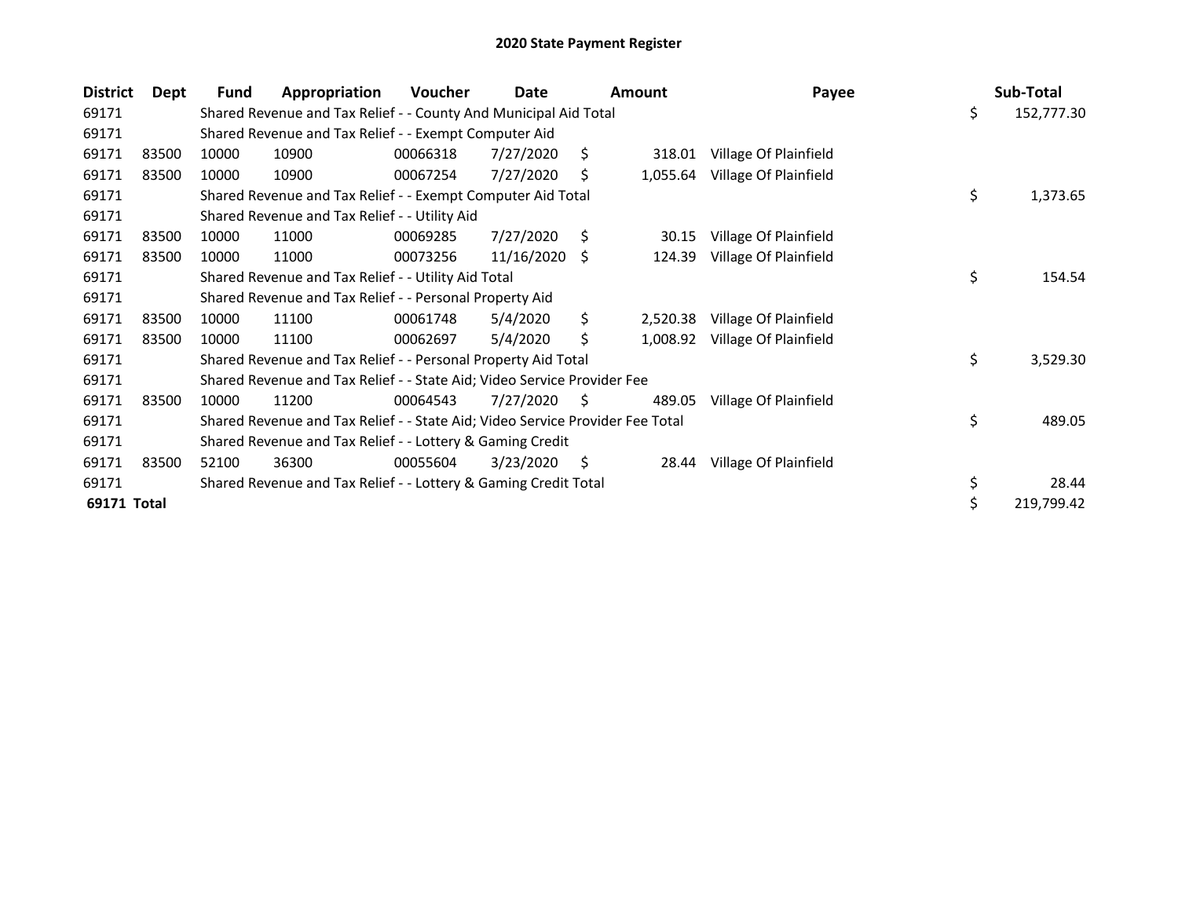# 2020 State Payment Register

| District | Dept | Fund | Appropriation | Voucher | Date | Amount | Payee | Sub-Total |
|---|---|---|---|---|---|---|---|---|
| 69171 | | Shared Revenue and Tax Relief - - County And Municipal Aid Total | | | | | | $ 152,777.30 |
| 69171 | | Shared Revenue and Tax Relief - - Exempt Computer Aid | | | | | | |
| 69171 | 83500 | 10000 | 10900 | 00066318 | 7/27/2020 | $ 318.01 | Village Of Plainfield | |
| 69171 | 83500 | 10000 | 10900 | 00067254 | 7/27/2020 | $ 1,055.64 | Village Of Plainfield | |
| 69171 | | Shared Revenue and Tax Relief - - Exempt Computer Aid Total | | | | | | $ 1,373.65 |
| 69171 | | Shared Revenue and Tax Relief - - Utility Aid | | | | | | |
| 69171 | 83500 | 10000 | 11000 | 00069285 | 7/27/2020 | $ 30.15 | Village Of Plainfield | |
| 69171 | 83500 | 10000 | 11000 | 00073256 | 11/16/2020 | $ 124.39 | Village Of Plainfield | |
| 69171 | | Shared Revenue and Tax Relief - - Utility Aid Total | | | | | | $ 154.54 |
| 69171 | | Shared Revenue and Tax Relief - - Personal Property Aid | | | | | | |
| 69171 | 83500 | 10000 | 11100 | 00061748 | 5/4/2020 | $ 2,520.38 | Village Of Plainfield | |
| 69171 | 83500 | 10000 | 11100 | 00062697 | 5/4/2020 | $ 1,008.92 | Village Of Plainfield | |
| 69171 | | Shared Revenue and Tax Relief - - Personal Property Aid Total | | | | | | $ 3,529.30 |
| 69171 | | Shared Revenue and Tax Relief - - State Aid; Video Service Provider Fee | | | | | | |
| 69171 | 83500 | 10000 | 11200 | 00064543 | 7/27/2020 | $ 489.05 | Village Of Plainfield | |
| 69171 | | Shared Revenue and Tax Relief - - State Aid; Video Service Provider Fee Total | | | | | | $ 489.05 |
| 69171 | | Shared Revenue and Tax Relief - - Lottery & Gaming Credit | | | | | | |
| 69171 | 83500 | 52100 | 36300 | 00055604 | 3/23/2020 | $ 28.44 | Village Of Plainfield | |
| 69171 | | Shared Revenue and Tax Relief - - Lottery & Gaming Credit Total | | | | | | $ 28.44 |
| **69171 Total** | | | | | | | | $ 219,799.42 |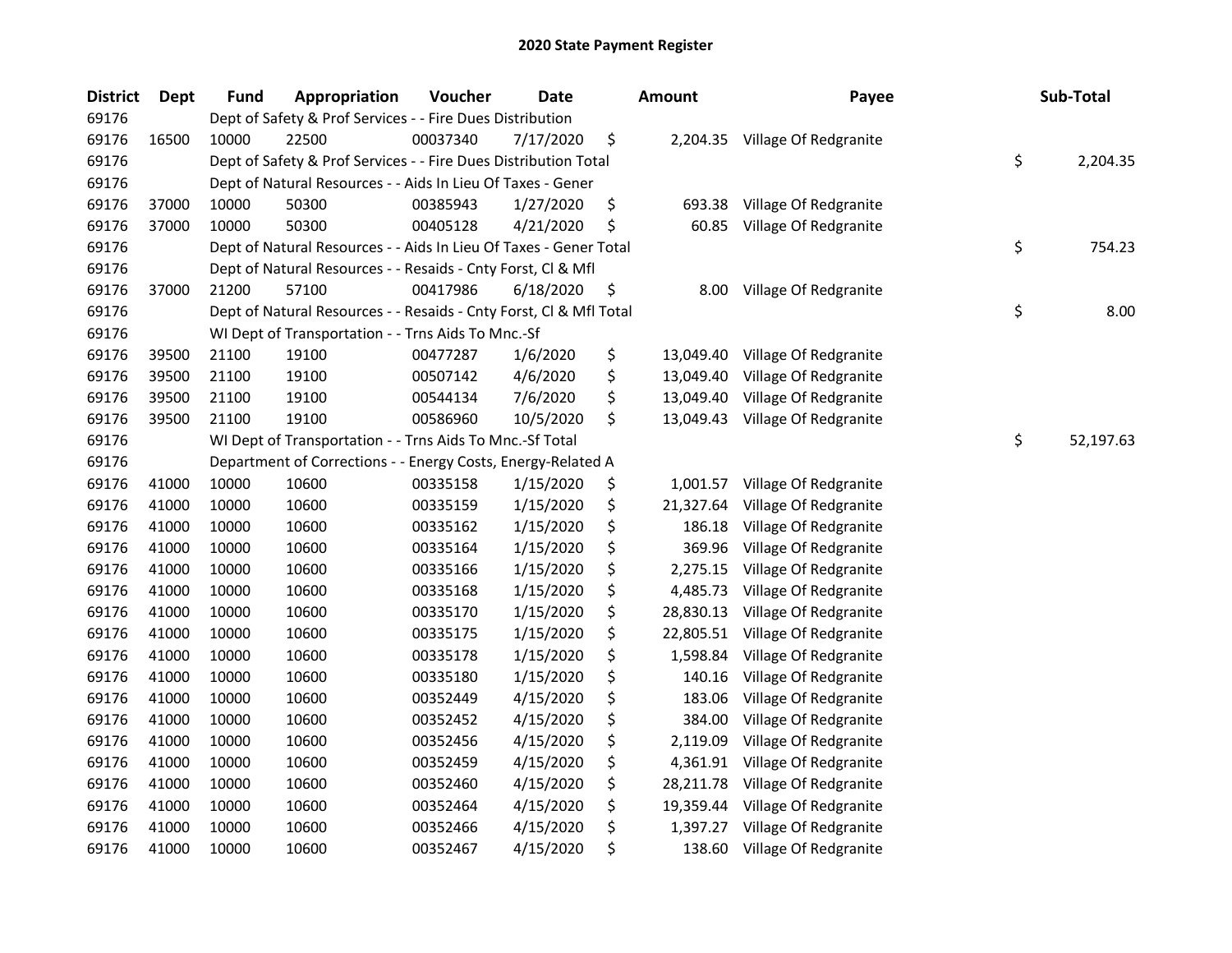# 2020 State Payment Register

| District | Dept | Fund | Appropriation | Voucher | Date | Amount | Payee | Sub-Total |
|---|---|---|---|---|---|---|---|---|
| 69176 | | Dept of Safety & Prof Services - - Fire Dues Distribution | | | | | | |
| 69176 | 16500 | 10000 | 22500 | 00037340 | 7/17/2020 | $ 2,204.35 | Village Of Redgranite | |
| 69176 | | Dept of Safety & Prof Services - - Fire Dues Distribution Total | | | | | | $ 2,204.35 |
| 69176 | | Dept of Natural Resources - - Aids In Lieu Of Taxes - Gener | | | | | | |
| 69176 | 37000 | 10000 | 50300 | 00385943 | 1/27/2020 | $ 693.38 | Village Of Redgranite | |
| 69176 | 37000 | 10000 | 50300 | 00405128 | 4/21/2020 | $ 60.85 | Village Of Redgranite | |
| 69176 | | Dept of Natural Resources - - Aids In Lieu Of Taxes - Gener Total | | | | | | $ 754.23 |
| 69176 | | Dept of Natural Resources - - Resaids - Cnty Forst, Cl & Mfl | | | | | | |
| 69176 | 37000 | 21200 | 57100 | 00417986 | 6/18/2020 | $ 8.00 | Village Of Redgranite | |
| 69176 | | Dept of Natural Resources - - Resaids - Cnty Forst, Cl & Mfl Total | | | | | | $ 8.00 |
| 69176 | | WI Dept of Transportation - - Trns Aids To Mnc.-Sf | | | | | | |
| 69176 | 39500 | 21100 | 19100 | 00477287 | 1/6/2020 | $ 13,049.40 | Village Of Redgranite | |
| 69176 | 39500 | 21100 | 19100 | 00507142 | 4/6/2020 | $ 13,049.40 | Village Of Redgranite | |
| 69176 | 39500 | 21100 | 19100 | 00544134 | 7/6/2020 | $ 13,049.40 | Village Of Redgranite | |
| 69176 | 39500 | 21100 | 19100 | 00586960 | 10/5/2020 | $ 13,049.43 | Village Of Redgranite | |
| 69176 | | WI Dept of Transportation - - Trns Aids To Mnc.-Sf Total | | | | | | $ 52,197.63 |
| 69176 | | Department of Corrections - - Energy Costs, Energy-Related A | | | | | | |
| 69176 | 41000 | 10000 | 10600 | 00335158 | 1/15/2020 | $ 1,001.57 | Village Of Redgranite | |
| 69176 | 41000 | 10000 | 10600 | 00335159 | 1/15/2020 | $ 21,327.64 | Village Of Redgranite | |
| 69176 | 41000 | 10000 | 10600 | 00335162 | 1/15/2020 | $ 186.18 | Village Of Redgranite | |
| 69176 | 41000 | 10000 | 10600 | 00335164 | 1/15/2020 | $ 369.96 | Village Of Redgranite | |
| 69176 | 41000 | 10000 | 10600 | 00335166 | 1/15/2020 | $ 2,275.15 | Village Of Redgranite | |
| 69176 | 41000 | 10000 | 10600 | 00335168 | 1/15/2020 | $ 4,485.73 | Village Of Redgranite | |
| 69176 | 41000 | 10000 | 10600 | 00335170 | 1/15/2020 | $ 28,830.13 | Village Of Redgranite | |
| 69176 | 41000 | 10000 | 10600 | 00335175 | 1/15/2020 | $ 22,805.51 | Village Of Redgranite | |
| 69176 | 41000 | 10000 | 10600 | 00335178 | 1/15/2020 | $ 1,598.84 | Village Of Redgranite | |
| 69176 | 41000 | 10000 | 10600 | 00335180 | 1/15/2020 | $ 140.16 | Village Of Redgranite | |
| 69176 | 41000 | 10000 | 10600 | 00352449 | 4/15/2020 | $ 183.06 | Village Of Redgranite | |
| 69176 | 41000 | 10000 | 10600 | 00352452 | 4/15/2020 | $ 384.00 | Village Of Redgranite | |
| 69176 | 41000 | 10000 | 10600 | 00352456 | 4/15/2020 | $ 2,119.09 | Village Of Redgranite | |
| 69176 | 41000 | 10000 | 10600 | 00352459 | 4/15/2020 | $ 4,361.91 | Village Of Redgranite | |
| 69176 | 41000 | 10000 | 10600 | 00352460 | 4/15/2020 | $ 28,211.78 | Village Of Redgranite | |
| 69176 | 41000 | 10000 | 10600 | 00352464 | 4/15/2020 | $ 19,359.44 | Village Of Redgranite | |
| 69176 | 41000 | 10000 | 10600 | 00352466 | 4/15/2020 | $ 1,397.27 | Village Of Redgranite | |
| 69176 | 41000 | 10000 | 10600 | 00352467 | 4/15/2020 | $ 138.60 | Village Of Redgranite | |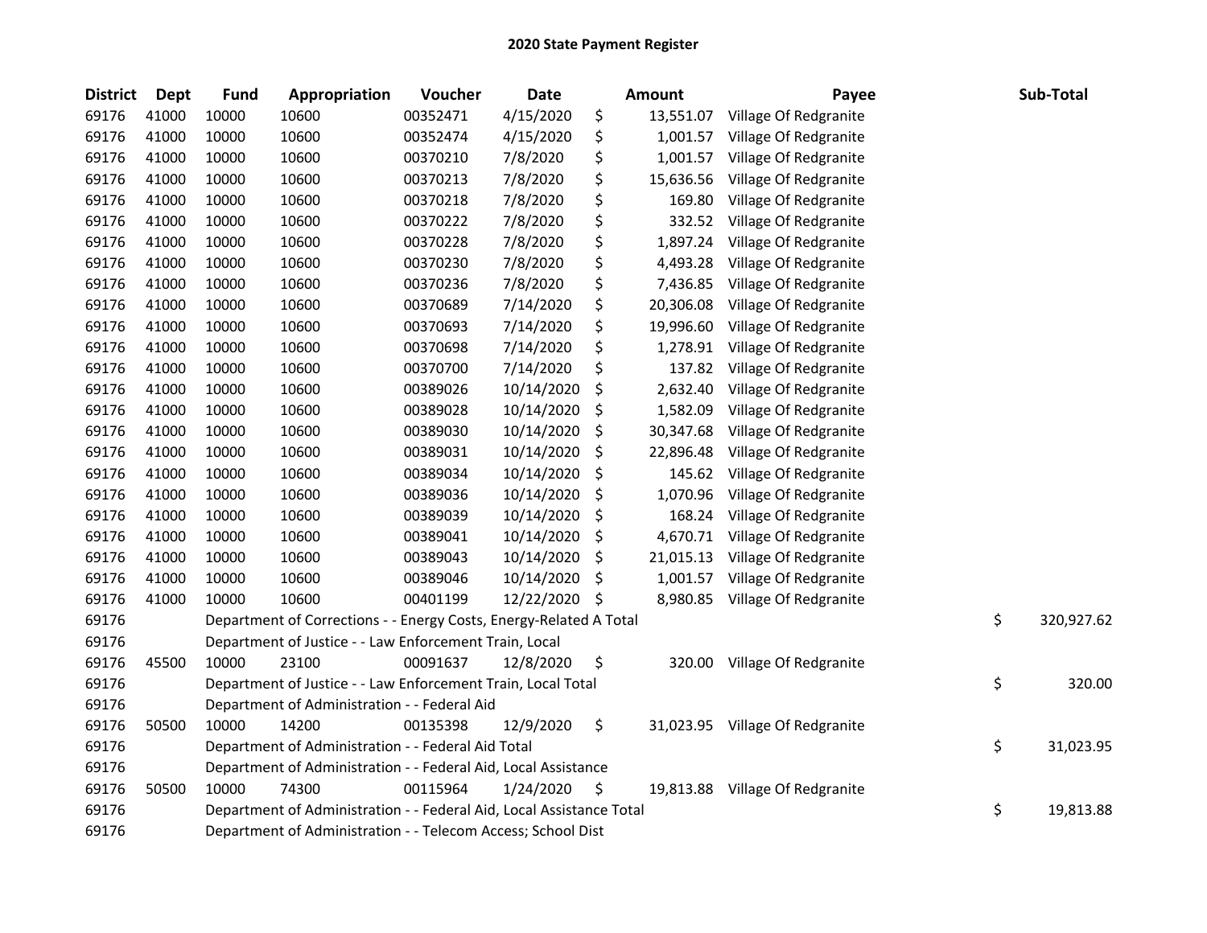# 2020 State Payment Register

| District | Dept | Fund | Appropriation | Voucher | Date | Amount | Payee | Sub-Total |
|---|---|---|---|---|---|---|---|---|
| 69176 | 41000 | 10000 | 10600 | 00352471 | 4/15/2020 | $ 13,551.07 | Village Of Redgranite | |
| 69176 | 41000 | 10000 | 10600 | 00352474 | 4/15/2020 | $ 1,001.57 | Village Of Redgranite | |
| 69176 | 41000 | 10000 | 10600 | 00370210 | 7/8/2020 | $ 1,001.57 | Village Of Redgranite | |
| 69176 | 41000 | 10000 | 10600 | 00370213 | 7/8/2020 | $ 15,636.56 | Village Of Redgranite | |
| 69176 | 41000 | 10000 | 10600 | 00370218 | 7/8/2020 | $ 169.80 | Village Of Redgranite | |
| 69176 | 41000 | 10000 | 10600 | 00370222 | 7/8/2020 | $ 332.52 | Village Of Redgranite | |
| 69176 | 41000 | 10000 | 10600 | 00370228 | 7/8/2020 | $ 1,897.24 | Village Of Redgranite | |
| 69176 | 41000 | 10000 | 10600 | 00370230 | 7/8/2020 | $ 4,493.28 | Village Of Redgranite | |
| 69176 | 41000 | 10000 | 10600 | 00370236 | 7/8/2020 | $ 7,436.85 | Village Of Redgranite | |
| 69176 | 41000 | 10000 | 10600 | 00370689 | 7/14/2020 | $ 20,306.08 | Village Of Redgranite | |
| 69176 | 41000 | 10000 | 10600 | 00370693 | 7/14/2020 | $ 19,996.60 | Village Of Redgranite | |
| 69176 | 41000 | 10000 | 10600 | 00370698 | 7/14/2020 | $ 1,278.91 | Village Of Redgranite | |
| 69176 | 41000 | 10000 | 10600 | 00370700 | 7/14/2020 | $ 137.82 | Village Of Redgranite | |
| 69176 | 41000 | 10000 | 10600 | 00389026 | 10/14/2020 | $ 2,632.40 | Village Of Redgranite | |
| 69176 | 41000 | 10000 | 10600 | 00389028 | 10/14/2020 | $ 1,582.09 | Village Of Redgranite | |
| 69176 | 41000 | 10000 | 10600 | 00389030 | 10/14/2020 | $ 30,347.68 | Village Of Redgranite | |
| 69176 | 41000 | 10000 | 10600 | 00389031 | 10/14/2020 | $ 22,896.48 | Village Of Redgranite | |
| 69176 | 41000 | 10000 | 10600 | 00389034 | 10/14/2020 | $ 145.62 | Village Of Redgranite | |
| 69176 | 41000 | 10000 | 10600 | 00389036 | 10/14/2020 | $ 1,070.96 | Village Of Redgranite | |
| 69176 | 41000 | 10000 | 10600 | 00389039 | 10/14/2020 | $ 168.24 | Village Of Redgranite | |
| 69176 | 41000 | 10000 | 10600 | 00389041 | 10/14/2020 | $ 4,670.71 | Village Of Redgranite | |
| 69176 | 41000 | 10000 | 10600 | 00389043 | 10/14/2020 | $ 21,015.13 | Village Of Redgranite | |
| 69176 | 41000 | 10000 | 10600 | 00389046 | 10/14/2020 | $ 1,001.57 | Village Of Redgranite | |
| 69176 | 41000 | 10000 | 10600 | 00401199 | 12/22/2020 | $ 8,980.85 | Village Of Redgranite | |
| 69176 | | Department of Corrections - - Energy Costs, Energy-Related A Total | | | | | | $ 320,927.62 |
| 69176 | | Department of Justice - - Law Enforcement Train, Local | | | | | | |
| 69176 | 45500 | 10000 | 23100 | 00091637 | 12/8/2020 | $ 320.00 | Village Of Redgranite | |
| 69176 | | Department of Justice - - Law Enforcement Train, Local Total | | | | | | $ 320.00 |
| 69176 | | Department of Administration - - Federal Aid | | | | | | |
| 69176 | 50500 | 10000 | 14200 | 00135398 | 12/9/2020 | $ 31,023.95 | Village Of Redgranite | |
| 69176 | | Department of Administration - - Federal Aid Total | | | | | | $ 31,023.95 |
| 69176 | | Department of Administration - - Federal Aid, Local Assistance | | | | | | |
| 69176 | 50500 | 10000 | 74300 | 00115964 | 1/24/2020 | $ 19,813.88 | Village Of Redgranite | |
| 69176 | | Department of Administration - - Federal Aid, Local Assistance Total | | | | | | $ 19,813.88 |
| 69176 | | Department of Administration - - Telecom Access; School Dist | | | | | | |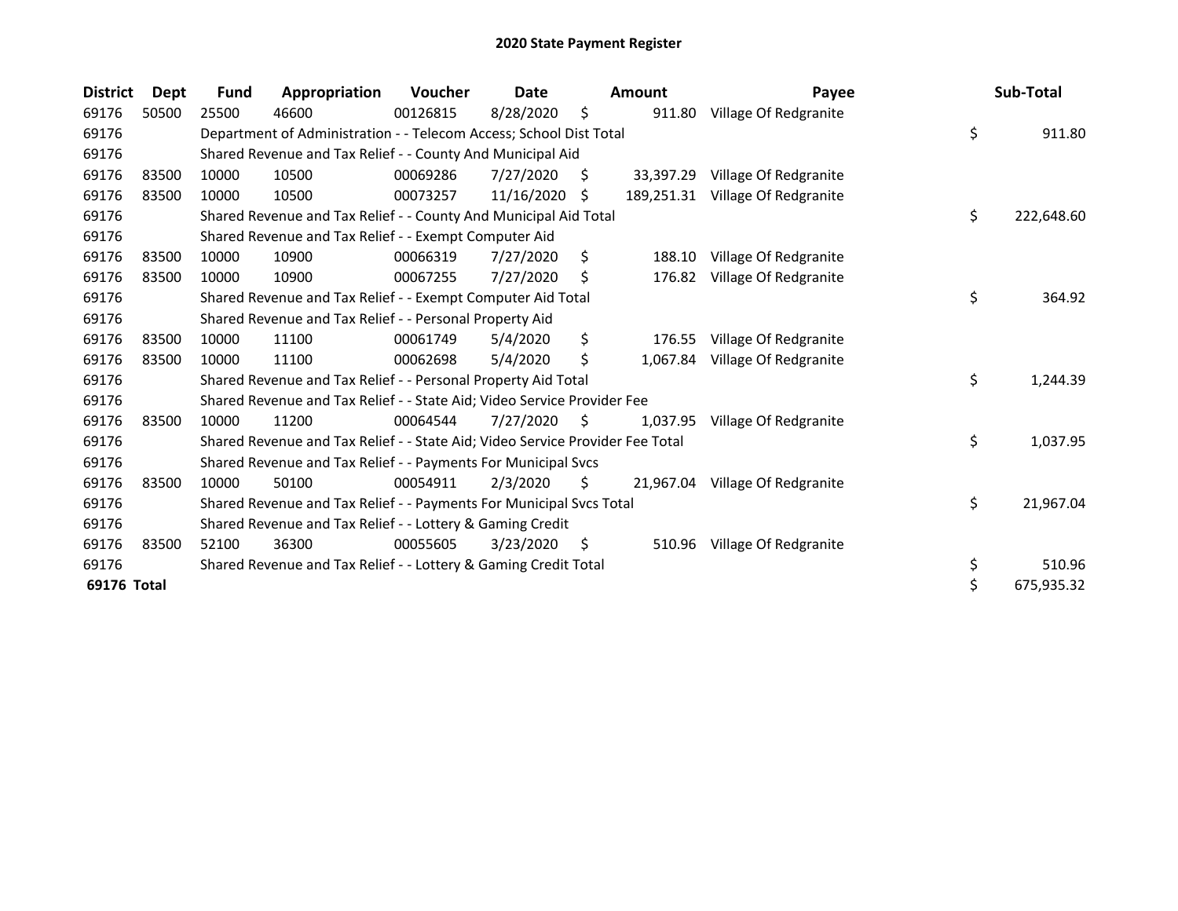# 2020 State Payment Register

| District | Dept | Fund | Appropriation | Voucher | Date | Amount | Payee | Sub-Total |
|---|---|---|---|---|---|---|---|---|
| 69176 | 50500 | 25500 | 46600 | 00126815 | 8/28/2020 | $ 911.80 | Village Of Redgranite | |
| 69176 | | Department of Administration - - Telecom Access; School Dist Total | | | | | | $ 911.80 |
| 69176 | | Shared Revenue and Tax Relief - - County And Municipal Aid | | | | | | |
| 69176 | 83500 | 10000 | 10500 | 00069286 | 7/27/2020 | $ 33,397.29 | Village Of Redgranite | |
| 69176 | 83500 | 10000 | 10500 | 00073257 | 11/16/2020 | $ 189,251.31 | Village Of Redgranite | |
| 69176 | | Shared Revenue and Tax Relief - - County And Municipal Aid Total | | | | | | $ 222,648.60 |
| 69176 | | Shared Revenue and Tax Relief - - Exempt Computer Aid | | | | | | |
| 69176 | 83500 | 10000 | 10900 | 00066319 | 7/27/2020 | $ 188.10 | Village Of Redgranite | |
| 69176 | 83500 | 10000 | 10900 | 00067255 | 7/27/2020 | $ 176.82 | Village Of Redgranite | |
| 69176 | | Shared Revenue and Tax Relief - - Exempt Computer Aid Total | | | | | | $ 364.92 |
| 69176 | | Shared Revenue and Tax Relief - - Personal Property Aid | | | | | | |
| 69176 | 83500 | 10000 | 11100 | 00061749 | 5/4/2020 | $ 176.55 | Village Of Redgranite | |
| 69176 | 83500 | 10000 | 11100 | 00062698 | 5/4/2020 | $ 1,067.84 | Village Of Redgranite | |
| 69176 | | Shared Revenue and Tax Relief - - Personal Property Aid Total | | | | | | $ 1,244.39 |
| 69176 | | Shared Revenue and Tax Relief - - State Aid; Video Service Provider Fee | | | | | | |
| 69176 | 83500 | 10000 | 11200 | 00064544 | 7/27/2020 | $ 1,037.95 | Village Of Redgranite | |
| 69176 | | Shared Revenue and Tax Relief - - State Aid; Video Service Provider Fee Total | | | | | | $ 1,037.95 |
| 69176 | | Shared Revenue and Tax Relief - - Payments For Municipal Svcs | | | | | | |
| 69176 | 83500 | 10000 | 50100 | 00054911 | 2/3/2020 | $ 21,967.04 | Village Of Redgranite | |
| 69176 | | Shared Revenue and Tax Relief - - Payments For Municipal Svcs Total | | | | | | $ 21,967.04 |
| 69176 | | Shared Revenue and Tax Relief - - Lottery & Gaming Credit | | | | | | |
| 69176 | 83500 | 52100 | 36300 | 00055605 | 3/23/2020 | $ 510.96 | Village Of Redgranite | |
| 69176 | | Shared Revenue and Tax Relief - - Lottery & Gaming Credit Total | | | | | | $ 510.96 |
| **69176 Total** | | | | | | | | $ 675,935.32 |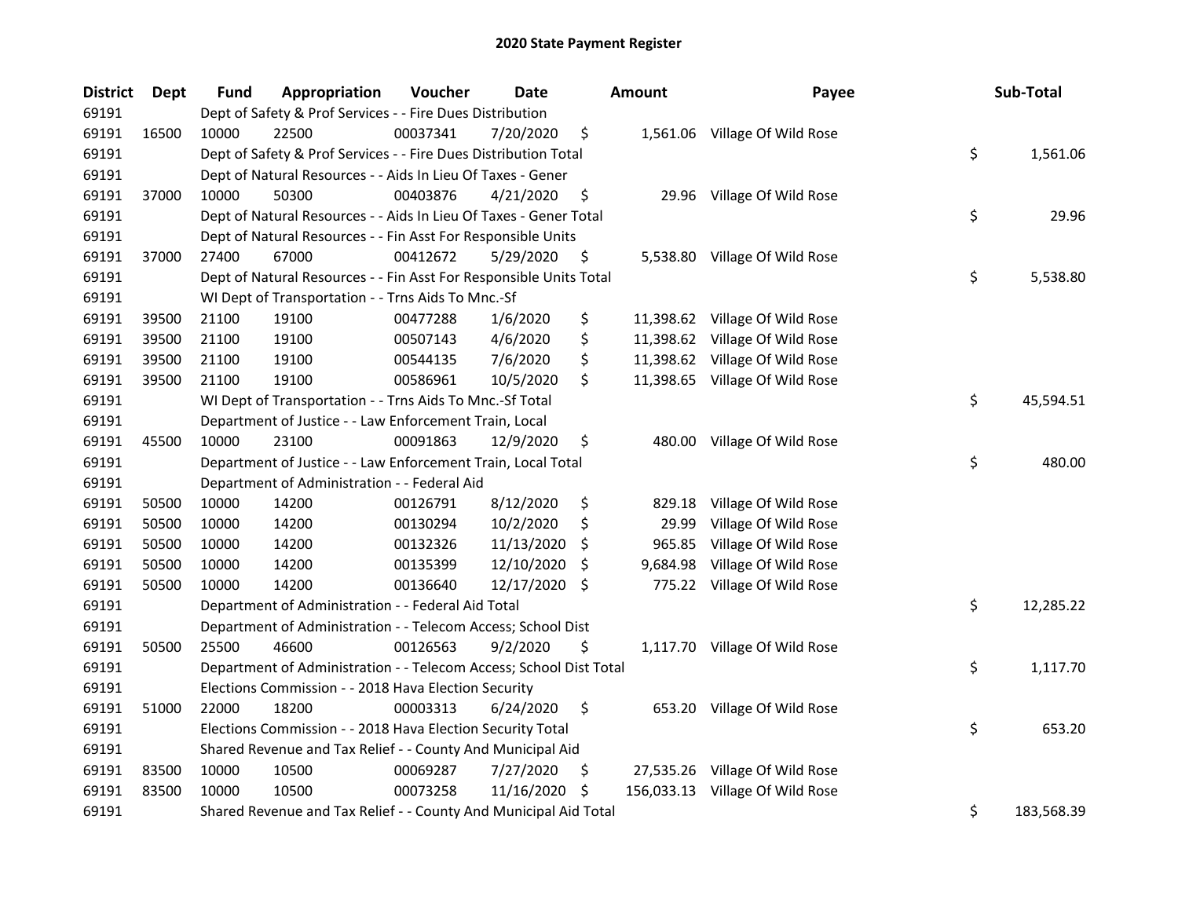# 2020 State Payment Register

| District | Dept | Fund | Appropriation | Voucher | Date | Amount | Payee | Sub-Total |
|---|---|---|---|---|---|---|---|---|
| 69191 | | Dept of Safety & Prof Services - - Fire Dues Distribution | | | | | | |
| 69191 | 16500 | 10000 | 22500 | 00037341 | 7/20/2020 | $ 1,561.06 | Village Of Wild Rose | |
| 69191 | | Dept of Safety & Prof Services - - Fire Dues Distribution Total | | | | | | $ 1,561.06 |
| 69191 | | Dept of Natural Resources - - Aids In Lieu Of Taxes - Gener | | | | | | |
| 69191 | 37000 | 10000 | 50300 | 00403876 | 4/21/2020 | $ 29.96 | Village Of Wild Rose | |
| 69191 | | Dept of Natural Resources - - Aids In Lieu Of Taxes - Gener Total | | | | | | $ 29.96 |
| 69191 | | Dept of Natural Resources - - Fin Asst For Responsible Units | | | | | | |
| 69191 | 37000 | 27400 | 67000 | 00412672 | 5/29/2020 | $ 5,538.80 | Village Of Wild Rose | |
| 69191 | | Dept of Natural Resources - - Fin Asst For Responsible Units Total | | | | | | $ 5,538.80 |
| 69191 | | WI Dept of Transportation - - Trns Aids To Mnc.-Sf | | | | | | |
| 69191 | 39500 | 21100 | 19100 | 00477288 | 1/6/2020 | $ 11,398.62 | Village Of Wild Rose | |
| 69191 | 39500 | 21100 | 19100 | 00507143 | 4/6/2020 | $ 11,398.62 | Village Of Wild Rose | |
| 69191 | 39500 | 21100 | 19100 | 00544135 | 7/6/2020 | $ 11,398.62 | Village Of Wild Rose | |
| 69191 | 39500 | 21100 | 19100 | 00586961 | 10/5/2020 | $ 11,398.65 | Village Of Wild Rose | |
| 69191 | | WI Dept of Transportation - - Trns Aids To Mnc.-Sf Total | | | | | | $ 45,594.51 |
| 69191 | | Department of Justice - - Law Enforcement Train, Local | | | | | | |
| 69191 | 45500 | 10000 | 23100 | 00091863 | 12/9/2020 | $ 480.00 | Village Of Wild Rose | |
| 69191 | | Department of Justice - - Law Enforcement Train, Local Total | | | | | | $ 480.00 |
| 69191 | | Department of Administration - - Federal Aid | | | | | | |
| 69191 | 50500 | 10000 | 14200 | 00126791 | 8/12/2020 | $ 829.18 | Village Of Wild Rose | |
| 69191 | 50500 | 10000 | 14200 | 00130294 | 10/2/2020 | $ 29.99 | Village Of Wild Rose | |
| 69191 | 50500 | 10000 | 14200 | 00132326 | 11/13/2020 | $ 965.85 | Village Of Wild Rose | |
| 69191 | 50500 | 10000 | 14200 | 00135399 | 12/10/2020 | $ 9,684.98 | Village Of Wild Rose | |
| 69191 | 50500 | 10000 | 14200 | 00136640 | 12/17/2020 | $ 775.22 | Village Of Wild Rose | |
| 69191 | | Department of Administration - - Federal Aid Total | | | | | | $ 12,285.22 |
| 69191 | | Department of Administration - - Telecom Access; School Dist | | | | | | |
| 69191 | 50500 | 25500 | 46600 | 00126563 | 9/2/2020 | $ 1,117.70 | Village Of Wild Rose | |
| 69191 | | Department of Administration - - Telecom Access; School Dist Total | | | | | | $ 1,117.70 |
| 69191 | | Elections Commission - - 2018 Hava Election Security | | | | | | |
| 69191 | 51000 | 22000 | 18200 | 00003313 | 6/24/2020 | $ 653.20 | Village Of Wild Rose | |
| 69191 | | Elections Commission - - 2018 Hava Election Security Total | | | | | | $ 653.20 |
| 69191 | | Shared Revenue and Tax Relief - - County And Municipal Aid | | | | | | |
| 69191 | 83500 | 10000 | 10500 | 00069287 | 7/27/2020 | $ 27,535.26 | Village Of Wild Rose | |
| 69191 | 83500 | 10000 | 10500 | 00073258 | 11/16/2020 | $ 156,033.13 | Village Of Wild Rose | |
| 69191 | | Shared Revenue and Tax Relief - - County And Municipal Aid Total | | | | | | $ 183,568.39 |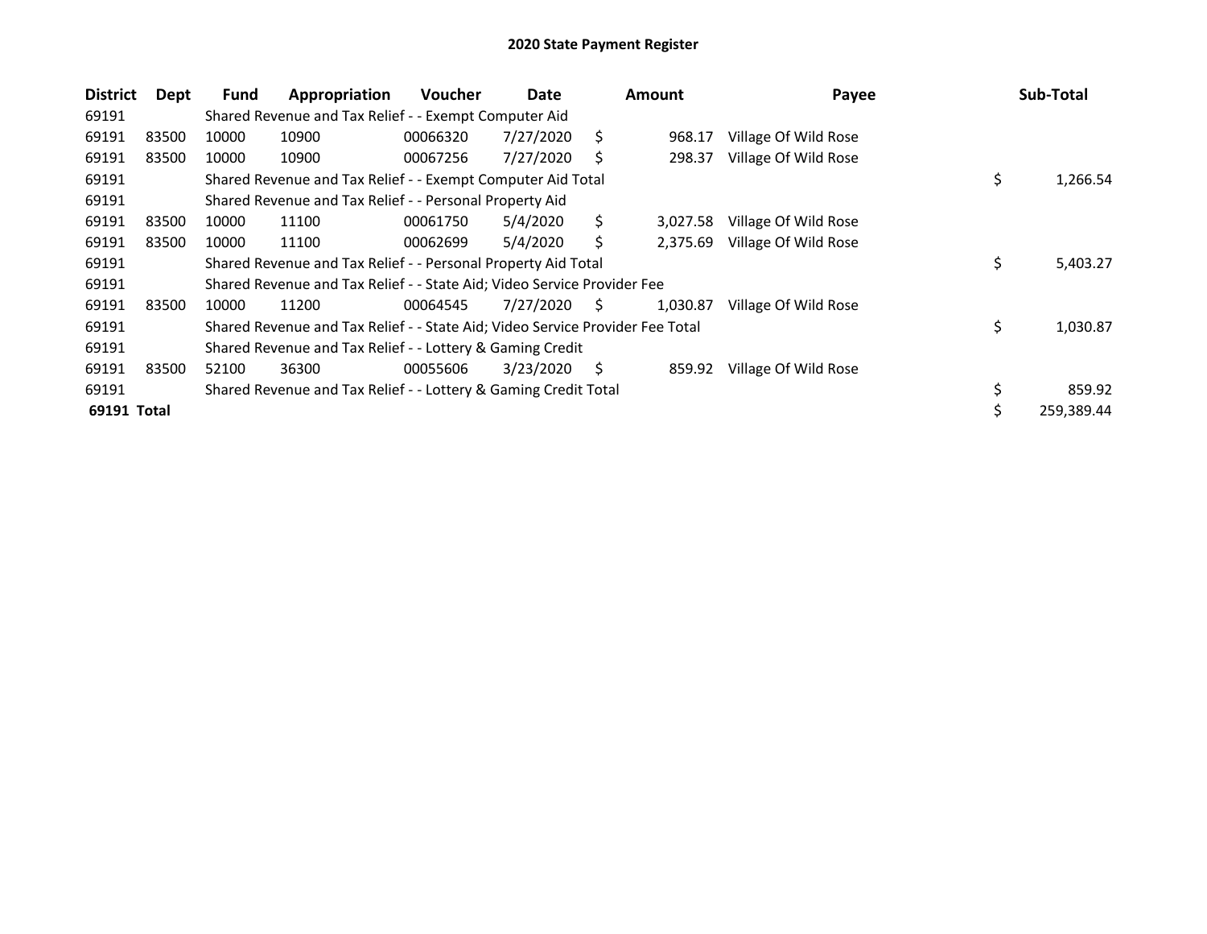# 2020 State Payment Register

| District | Dept | Fund | Appropriation | Voucher | Date | Amount | Payee | Sub-Total |
|---|---|---|---|---|---|---|---|---|
| 69191 | | Shared Revenue and Tax Relief - - Exempt Computer Aid | | | | | | |
| 69191 | 83500 | 10000 | 10900 | 00066320 | 7/27/2020 | $ 968.17 | Village Of Wild Rose | |
| 69191 | 83500 | 10000 | 10900 | 00067256 | 7/27/2020 | $ 298.37 | Village Of Wild Rose | |
| 69191 | | Shared Revenue and Tax Relief - - Exempt Computer Aid Total | | | | | | $ 1,266.54 |
| 69191 | | Shared Revenue and Tax Relief - - Personal Property Aid | | | | | | |
| 69191 | 83500 | 10000 | 11100 | 00061750 | 5/4/2020 | $ 3,027.58 | Village Of Wild Rose | |
| 69191 | 83500 | 10000 | 11100 | 00062699 | 5/4/2020 | $ 2,375.69 | Village Of Wild Rose | |
| 69191 | | Shared Revenue and Tax Relief - - Personal Property Aid Total | | | | | | $ 5,403.27 |
| 69191 | | Shared Revenue and Tax Relief - - State Aid; Video Service Provider Fee | | | | | | |
| 69191 | 83500 | 10000 | 11200 | 00064545 | 7/27/2020 | $ 1,030.87 | Village Of Wild Rose | |
| 69191 | | Shared Revenue and Tax Relief - - State Aid; Video Service Provider Fee Total | | | | | | $ 1,030.87 |
| 69191 | | Shared Revenue and Tax Relief - - Lottery & Gaming Credit | | | | | | |
| 69191 | 83500 | 52100 | 36300 | 00055606 | 3/23/2020 | $ 859.92 | Village Of Wild Rose | |
| 69191 | | Shared Revenue and Tax Relief - - Lottery & Gaming Credit Total | | | | | | $ 859.92 |
| **69191 Total** | | | | | | | | $ 259,389.44 |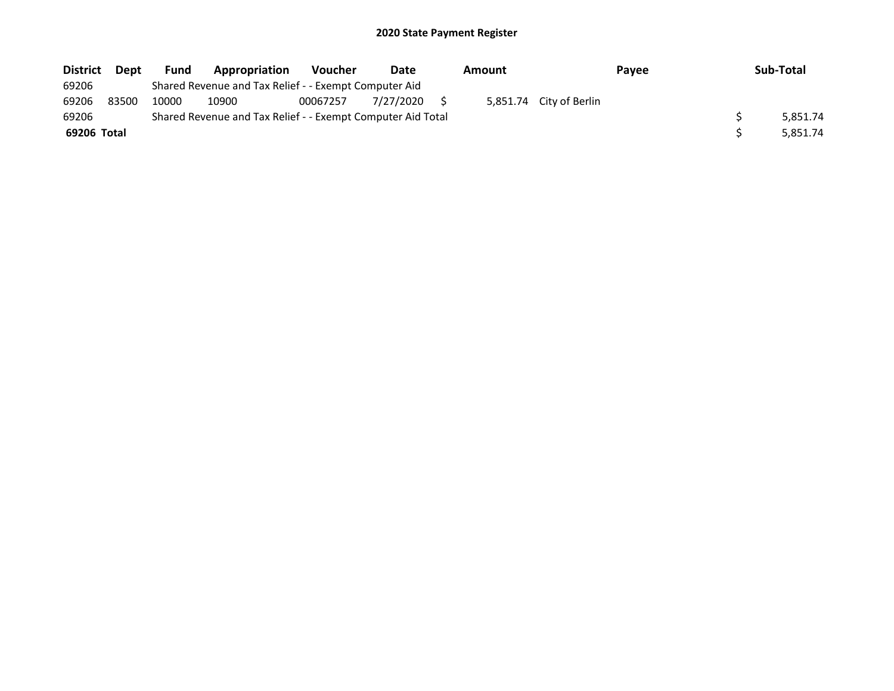# 2020 State Payment Register

| District | Dept | Fund | Appropriation | Voucher | Date | Amount | Payee | Sub-Total |
|---|---|---|---|---|---|---|---|---|
| 69206 | | Shared Revenue and Tax Relief - - Exempt Computer Aid | | | | | | |
| 69206 | 83500 | 10000 | 10900 | 00067257 | 7/27/2020 | $ 5,851.74 | City of Berlin | |
| 69206 | | Shared Revenue and Tax Relief - - Exempt Computer Aid Total | | | | | | $ 5,851.74 |
| **69206 Total** | | | | | | | | $ 5,851.74 |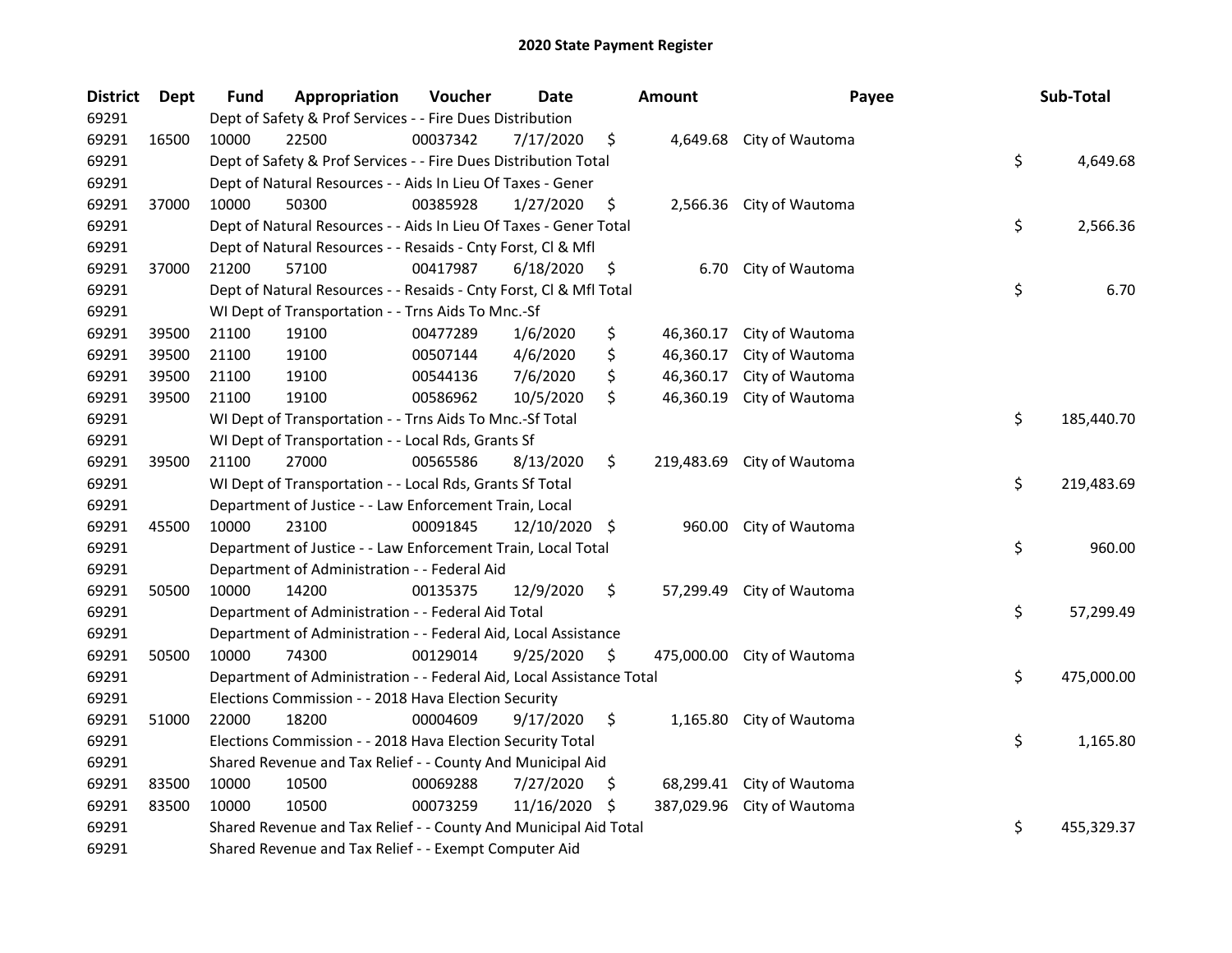# 2020 State Payment Register

| District | Dept | Fund | Appropriation | Voucher | Date | Amount | Payee | Sub-Total |
|---|---|---|---|---|---|---|---|---|
| 69291 | | Dept of Safety & Prof Services - - Fire Dues Distribution | | | | | | |
| 69291 | 16500 | 10000 | 22500 | 00037342 | 7/17/2020 | $ 4,649.68 | City of Wautoma | |
| 69291 | | Dept of Safety & Prof Services - - Fire Dues Distribution Total | | | | | | $ 4,649.68 |
| 69291 | | Dept of Natural Resources - - Aids In Lieu Of Taxes - Gener | | | | | | |
| 69291 | 37000 | 10000 | 50300 | 00385928 | 1/27/2020 | $ 2,566.36 | City of Wautoma | |
| 69291 | | Dept of Natural Resources - - Aids In Lieu Of Taxes - Gener Total | | | | | | $ 2,566.36 |
| 69291 | | Dept of Natural Resources - - Resaids - Cnty Forst, Cl & Mfl | | | | | | |
| 69291 | 37000 | 21200 | 57100 | 00417987 | 6/18/2020 | $ 6.70 | City of Wautoma | |
| 69291 | | Dept of Natural Resources - - Resaids - Cnty Forst, Cl & Mfl Total | | | | | | $ 6.70 |
| 69291 | | WI Dept of Transportation - - Trns Aids To Mnc.-Sf | | | | | | |
| 69291 | 39500 | 21100 | 19100 | 00477289 | 1/6/2020 | $ 46,360.17 | City of Wautoma | |
| 69291 | 39500 | 21100 | 19100 | 00507144 | 4/6/2020 | $ 46,360.17 | City of Wautoma | |
| 69291 | 39500 | 21100 | 19100 | 00544136 | 7/6/2020 | $ 46,360.17 | City of Wautoma | |
| 69291 | 39500 | 21100 | 19100 | 00586962 | 10/5/2020 | $ 46,360.19 | City of Wautoma | |
| 69291 | | WI Dept of Transportation - - Trns Aids To Mnc.-Sf Total | | | | | | $ 185,440.70 |
| 69291 | | WI Dept of Transportation - - Local Rds, Grants Sf | | | | | | |
| 69291 | 39500 | 21100 | 27000 | 00565586 | 8/13/2020 | $ 219,483.69 | City of Wautoma | |
| 69291 | | WI Dept of Transportation - - Local Rds, Grants Sf Total | | | | | | $ 219,483.69 |
| 69291 | | Department of Justice - - Law Enforcement Train, Local | | | | | | |
| 69291 | 45500 | 10000 | 23100 | 00091845 | 12/10/2020 | $ 960.00 | City of Wautoma | |
| 69291 | | Department of Justice - - Law Enforcement Train, Local Total | | | | | | $ 960.00 |
| 69291 | | Department of Administration - - Federal Aid | | | | | | |
| 69291 | 50500 | 10000 | 14200 | 00135375 | 12/9/2020 | $ 57,299.49 | City of Wautoma | |
| 69291 | | Department of Administration - - Federal Aid Total | | | | | | $ 57,299.49 |
| 69291 | | Department of Administration - - Federal Aid, Local Assistance | | | | | | |
| 69291 | 50500 | 10000 | 74300 | 00129014 | 9/25/2020 | $ 475,000.00 | City of Wautoma | |
| 69291 | | Department of Administration - - Federal Aid, Local Assistance Total | | | | | | $ 475,000.00 |
| 69291 | | Elections Commission - - 2018 Hava Election Security | | | | | | |
| 69291 | 51000 | 22000 | 18200 | 00004609 | 9/17/2020 | $ 1,165.80 | City of Wautoma | |
| 69291 | | Elections Commission - - 2018 Hava Election Security Total | | | | | | $ 1,165.80 |
| 69291 | | Shared Revenue and Tax Relief - - County And Municipal Aid | | | | | | |
| 69291 | 83500 | 10000 | 10500 | 00069288 | 7/27/2020 | $ 68,299.41 | City of Wautoma | |
| 69291 | 83500 | 10000 | 10500 | 00073259 | 11/16/2020 | $ 387,029.96 | City of Wautoma | |
| 69291 | | Shared Revenue and Tax Relief - - County And Municipal Aid Total | | | | | | $ 455,329.37 |
| 69291 | | Shared Revenue and Tax Relief - - Exempt Computer Aid | | | | | | |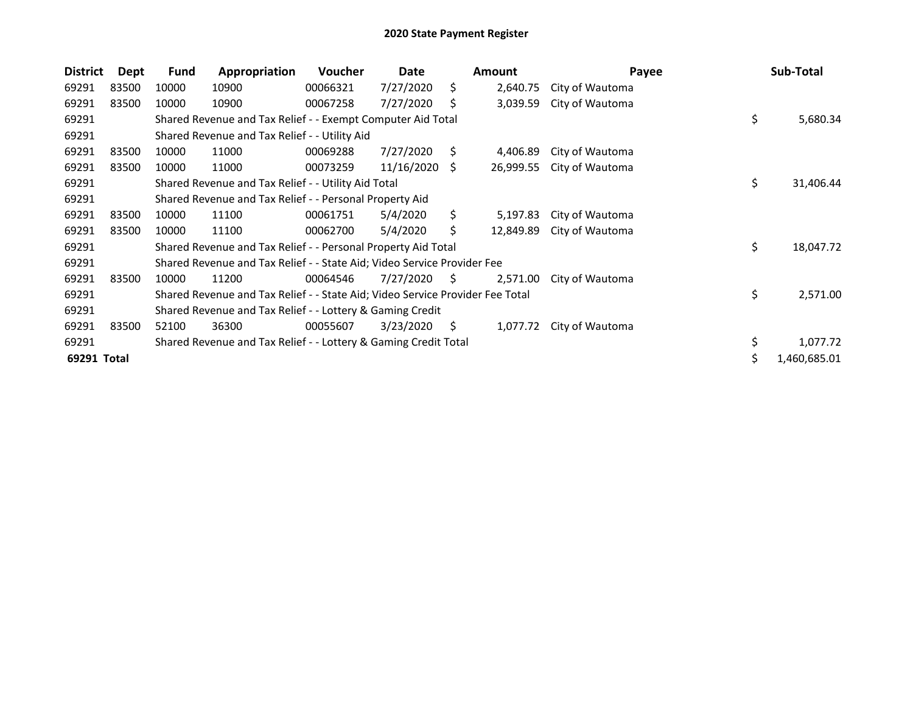# 2020 State Payment Register

| District | Dept | Fund | Appropriation | Voucher | Date | Amount | Payee | Sub-Total |
|---|---|---|---|---|---|---|---|---|
| 69291 | 83500 | 10000 | 10900 | 00066321 | 7/27/2020 | $ 2,640.75 | City of Wautoma | |
| 69291 | 83500 | 10000 | 10900 | 00067258 | 7/27/2020 | $ 3,039.59 | City of Wautoma | |
| 69291 | | Shared Revenue and Tax Relief - - Exempt Computer Aid Total | | | | | | $ 5,680.34 |
| 69291 | | Shared Revenue and Tax Relief - - Utility Aid | | | | | | |
| 69291 | 83500 | 10000 | 11000 | 00069288 | 7/27/2020 | $ 4,406.89 | City of Wautoma | |
| 69291 | 83500 | 10000 | 11000 | 00073259 | 11/16/2020 | $ 26,999.55 | City of Wautoma | |
| 69291 | | Shared Revenue and Tax Relief - - Utility Aid Total | | | | | | $ 31,406.44 |
| 69291 | | Shared Revenue and Tax Relief - - Personal Property Aid | | | | | | |
| 69291 | 83500 | 10000 | 11100 | 00061751 | 5/4/2020 | $ 5,197.83 | City of Wautoma | |
| 69291 | 83500 | 10000 | 11100 | 00062700 | 5/4/2020 | $ 12,849.89 | City of Wautoma | |
| 69291 | | Shared Revenue and Tax Relief - - Personal Property Aid Total | | | | | | $ 18,047.72 |
| 69291 | | Shared Revenue and Tax Relief - - State Aid; Video Service Provider Fee | | | | | | |
| 69291 | 83500 | 10000 | 11200 | 00064546 | 7/27/2020 | $ 2,571.00 | City of Wautoma | |
| 69291 | | Shared Revenue and Tax Relief - - State Aid; Video Service Provider Fee Total | | | | | | $ 2,571.00 |
| 69291 | | Shared Revenue and Tax Relief - - Lottery & Gaming Credit | | | | | | |
| 69291 | 83500 | 52100 | 36300 | 00055607 | 3/23/2020 | $ 1,077.72 | City of Wautoma | |
| 69291 | | Shared Revenue and Tax Relief - - Lottery & Gaming Credit Total | | | | | | $ 1,077.72 |
| **69291 Total** | | | | | | | | $ 1,460,685.01 |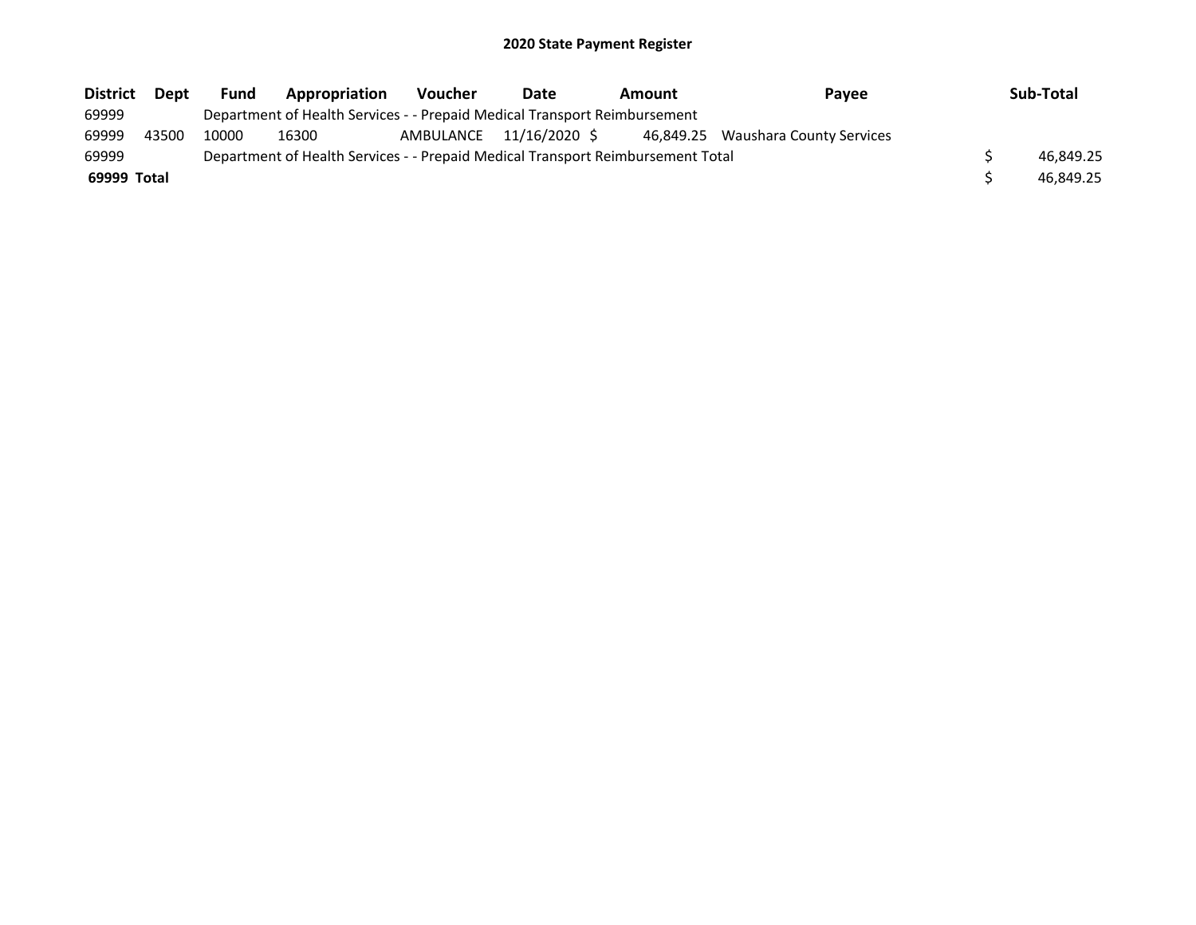# 2020 State Payment Register

| District | Dept | Fund | Appropriation | Voucher | Date | Amount | Payee | Sub-Total |
|---|---|---|---|---|---|---|---|---|
| 69999 | | Department of Health Services - - Prepaid Medical Transport Reimbursement | | | | | | |
| 69999 | 43500 | 10000 | 16300 | AMBULANCE | 11/16/2020 | $ 46,849.25 | Waushara County Services | |
| 69999 | | Department of Health Services - - Prepaid Medical Transport Reimbursement Total | | | | | | $ 46,849.25 |
| **69999 Total** | | | | | | | | $ 46,849.25 |